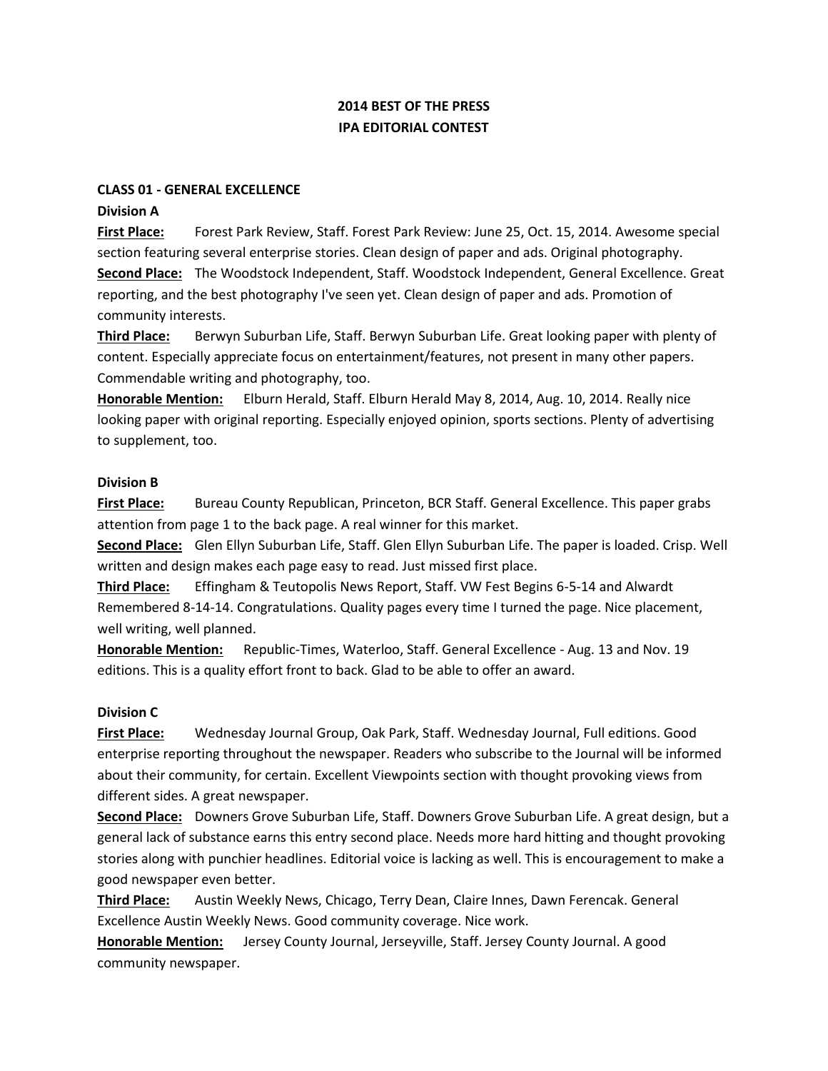# 2014 BEST OF THE PRESS
# IPA EDITORIAL CONTEST

## CLASS 01 - GENERAL EXCELLENCE

### Division A

**First Place:** Forest Park Review, Staff. Forest Park Review: June 25, Oct. 15, 2014. Awesome special section featuring several enterprise stories. Clean design of paper and ads. Original photography.

**Second Place:** The Woodstock Independent, Staff. Woodstock Independent, General Excellence. Great reporting, and the best photography I've seen yet. Clean design of paper and ads. Promotion of community interests.

**Third Place:** Berwyn Suburban Life, Staff. Berwyn Suburban Life. Great looking paper with plenty of content. Especially appreciate focus on entertainment/features, not present in many other papers. Commendable writing and photography, too.

**Honorable Mention:** Elburn Herald, Staff. Elburn Herald May 8, 2014, Aug. 10, 2014. Really nice looking paper with original reporting. Especially enjoyed opinion, sports sections. Plenty of advertising to supplement, too.

### Division B

**First Place:** Bureau County Republican, Princeton, BCR Staff. General Excellence. This paper grabs attention from page 1 to the back page. A real winner for this market.

**Second Place:** Glen Ellyn Suburban Life, Staff. Glen Ellyn Suburban Life. The paper is loaded. Crisp. Well written and design makes each page easy to read. Just missed first place.

**Third Place:** Effingham & Teutopolis News Report, Staff. VW Fest Begins 6-5-14 and Alwardt Remembered 8-14-14. Congratulations. Quality pages every time I turned the page. Nice placement, well writing, well planned.

**Honorable Mention:** Republic-Times, Waterloo, Staff. General Excellence - Aug. 13 and Nov. 19 editions. This is a quality effort front to back. Glad to be able to offer an award.

### Division C

**First Place:** Wednesday Journal Group, Oak Park, Staff. Wednesday Journal, Full editions. Good enterprise reporting throughout the newspaper. Readers who subscribe to the Journal will be informed about their community, for certain. Excellent Viewpoints section with thought provoking views from different sides. A great newspaper.

**Second Place:** Downers Grove Suburban Life, Staff. Downers Grove Suburban Life. A great design, but a general lack of substance earns this entry second place. Needs more hard hitting and thought provoking stories along with punchier headlines. Editorial voice is lacking as well. This is encouragement to make a good newspaper even better.

**Third Place:** Austin Weekly News, Chicago, Terry Dean, Claire Innes, Dawn Ferencak. General Excellence Austin Weekly News. Good community coverage. Nice work.

**Honorable Mention:** Jersey County Journal, Jerseyville, Staff. Jersey County Journal. A good community newspaper.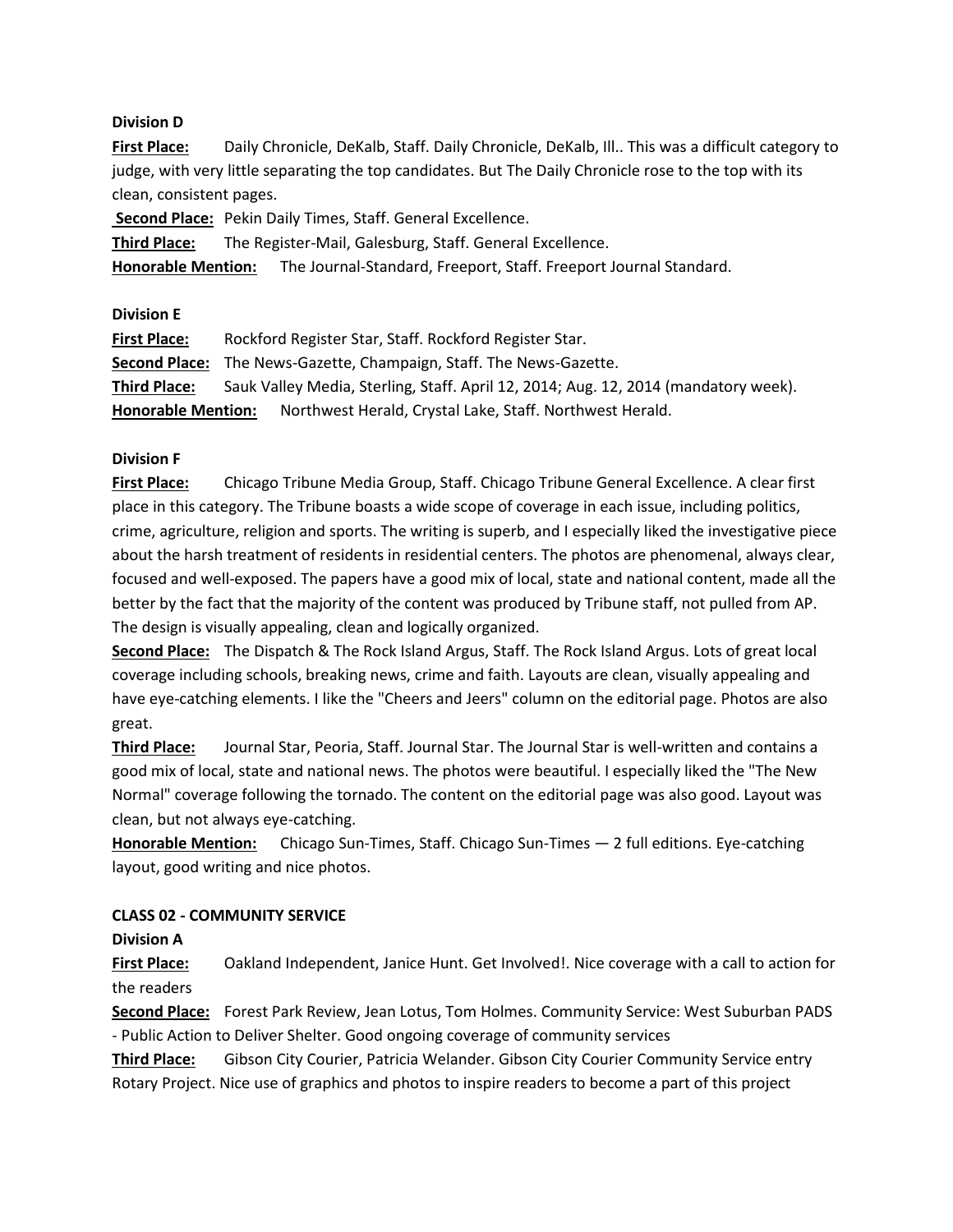**Division D**

**First Place:** Daily Chronicle, DeKalb, Staff. Daily Chronicle, DeKalb, Ill.. This was a difficult category to judge, with very little separating the top candidates. But The Daily Chronicle rose to the top with its clean, consistent pages.

**Second Place:** Pekin Daily Times, Staff. General Excellence.

**Third Place:** The Register-Mail, Galesburg, Staff. General Excellence.

**Honorable Mention:** The Journal-Standard, Freeport, Staff. Freeport Journal Standard.

**Division E**

**First Place:** Rockford Register Star, Staff. Rockford Register Star.

**Second Place:** The News-Gazette, Champaign, Staff. The News-Gazette.

**Third Place:** Sauk Valley Media, Sterling, Staff. April 12, 2014; Aug. 12, 2014 (mandatory week).

**Honorable Mention:** Northwest Herald, Crystal Lake, Staff. Northwest Herald.

**Division F**

**First Place:** Chicago Tribune Media Group, Staff. Chicago Tribune General Excellence. A clear first place in this category. The Tribune boasts a wide scope of coverage in each issue, including politics, crime, agriculture, religion and sports. The writing is superb, and I especially liked the investigative piece about the harsh treatment of residents in residential centers. The photos are phenomenal, always clear, focused and well-exposed. The papers have a good mix of local, state and national content, made all the better by the fact that the majority of the content was produced by Tribune staff, not pulled from AP. The design is visually appealing, clean and logically organized.

**Second Place:** The Dispatch & The Rock Island Argus, Staff. The Rock Island Argus. Lots of great local coverage including schools, breaking news, crime and faith. Layouts are clean, visually appealing and have eye-catching elements. I like the "Cheers and Jeers" column on the editorial page. Photos are also great.

**Third Place:** Journal Star, Peoria, Staff. Journal Star. The Journal Star is well-written and contains a good mix of local, state and national news. The photos were beautiful. I especially liked the "The New Normal" coverage following the tornado. The content on the editorial page was also good. Layout was clean, but not always eye-catching.

**Honorable Mention:** Chicago Sun-Times, Staff. Chicago Sun-Times — 2 full editions. Eye-catching layout, good writing and nice photos.

**CLASS 02 - COMMUNITY SERVICE**

**Division A**

**First Place:** Oakland Independent, Janice Hunt. Get Involved!. Nice coverage with a call to action for the readers

**Second Place:** Forest Park Review, Jean Lotus, Tom Holmes. Community Service: West Suburban PADS - Public Action to Deliver Shelter. Good ongoing coverage of community services

**Third Place:** Gibson City Courier, Patricia Welander. Gibson City Courier Community Service entry Rotary Project. Nice use of graphics and photos to inspire readers to become a part of this project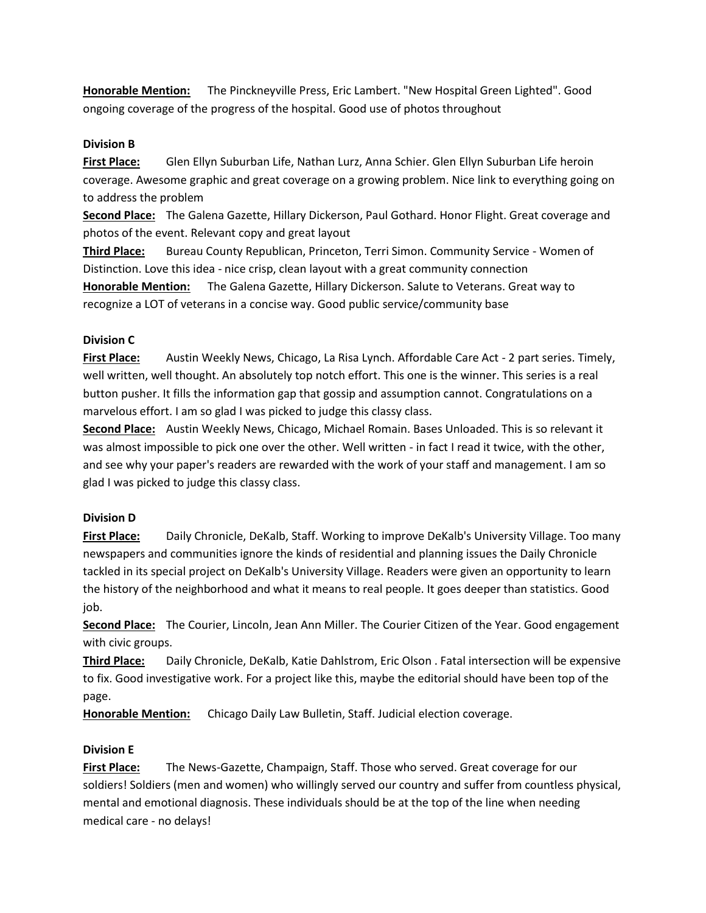**Honorable Mention:** The Pinckneyville Press, Eric Lambert. "New Hospital Green Lighted". Good ongoing coverage of the progress of the hospital. Good use of photos throughout

**Division B**

**First Place:** Glen Ellyn Suburban Life, Nathan Lurz, Anna Schier. Glen Ellyn Suburban Life heroin coverage. Awesome graphic and great coverage on a growing problem. Nice link to everything going on to address the problem

**Second Place:** The Galena Gazette, Hillary Dickerson, Paul Gothard. Honor Flight. Great coverage and photos of the event. Relevant copy and great layout

**Third Place:** Bureau County Republican, Princeton, Terri Simon. Community Service - Women of Distinction. Love this idea - nice crisp, clean layout with a great community connection

**Honorable Mention:** The Galena Gazette, Hillary Dickerson. Salute to Veterans. Great way to recognize a LOT of veterans in a concise way. Good public service/community base

**Division C**

**First Place:** Austin Weekly News, Chicago, La Risa Lynch. Affordable Care Act - 2 part series. Timely, well written, well thought. An absolutely top notch effort. This one is the winner. This series is a real button pusher. It fills the information gap that gossip and assumption cannot. Congratulations on a marvelous effort. I am so glad I was picked to judge this classy class.

**Second Place:** Austin Weekly News, Chicago, Michael Romain. Bases Unloaded. This is so relevant it was almost impossible to pick one over the other. Well written - in fact I read it twice, with the other, and see why your paper's readers are rewarded with the work of your staff and management. I am so glad I was picked to judge this classy class.

**Division D**

**First Place:** Daily Chronicle, DeKalb, Staff. Working to improve DeKalb's University Village. Too many newspapers and communities ignore the kinds of residential and planning issues the Daily Chronicle tackled in its special project on DeKalb's University Village. Readers were given an opportunity to learn the history of the neighborhood and what it means to real people. It goes deeper than statistics. Good job.

**Second Place:** The Courier, Lincoln, Jean Ann Miller. The Courier Citizen of the Year. Good engagement with civic groups.

**Third Place:** Daily Chronicle, DeKalb, Katie Dahlstrom, Eric Olson . Fatal intersection will be expensive to fix. Good investigative work. For a project like this, maybe the editorial should have been top of the page.

**Honorable Mention:** Chicago Daily Law Bulletin, Staff. Judicial election coverage.

**Division E**

**First Place:** The News-Gazette, Champaign, Staff. Those who served. Great coverage for our soldiers! Soldiers (men and women) who willingly served our country and suffer from countless physical, mental and emotional diagnosis. These individuals should be at the top of the line when needing medical care - no delays!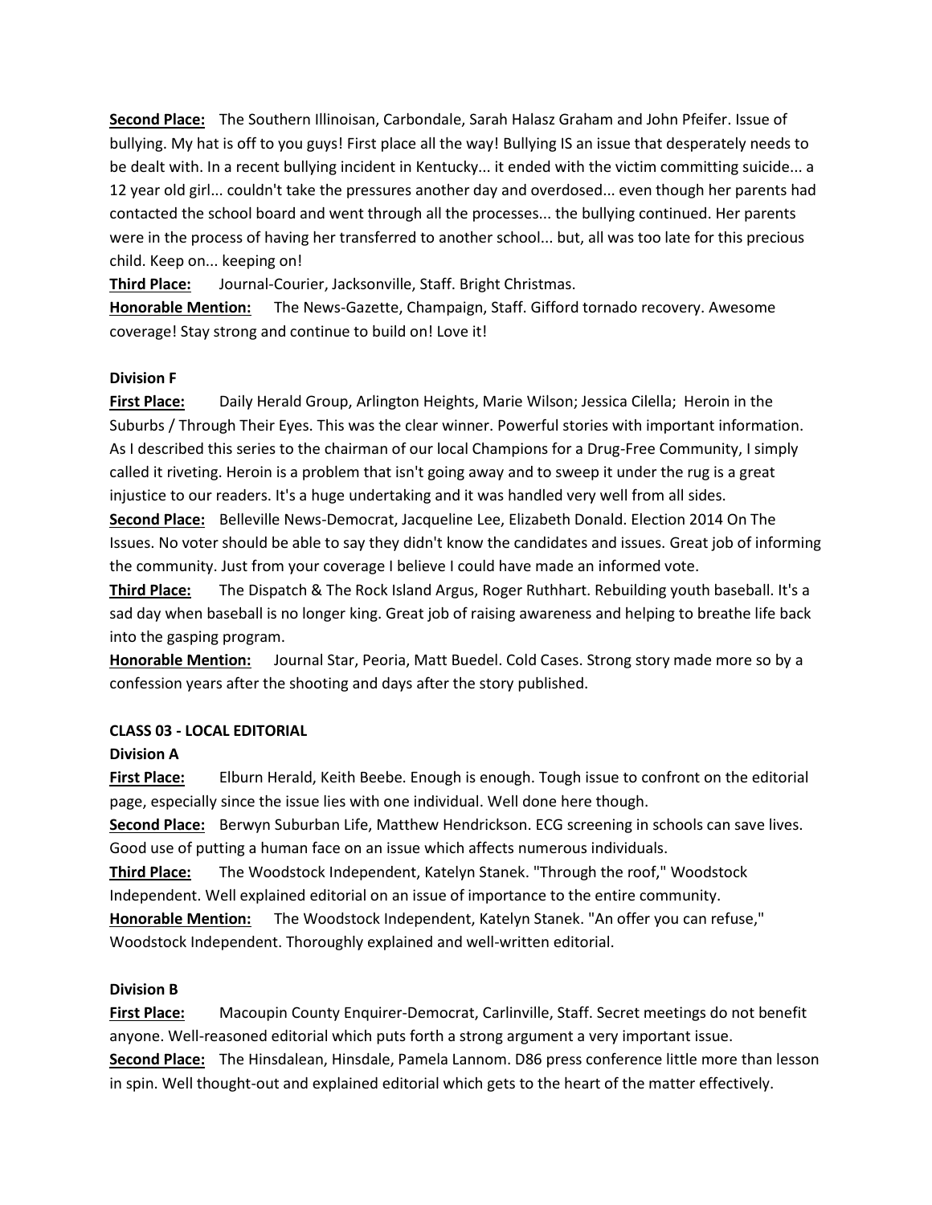**Second Place:** The Southern Illinoisan, Carbondale, Sarah Halasz Graham and John Pfeifer. Issue of bullying. My hat is off to you guys! First place all the way! Bullying IS an issue that desperately needs to be dealt with. In a recent bullying incident in Kentucky... it ended with the victim committing suicide... a 12 year old girl... couldn't take the pressures another day and overdosed... even though her parents had contacted the school board and went through all the processes... the bullying continued. Her parents were in the process of having her transferred to another school... but, all was too late for this precious child. Keep on... keeping on!

**Third Place:** Journal-Courier, Jacksonville, Staff. Bright Christmas.

**Honorable Mention:** The News-Gazette, Champaign, Staff. Gifford tornado recovery. Awesome coverage! Stay strong and continue to build on! Love it!

**Division F**

**First Place:** Daily Herald Group, Arlington Heights, Marie Wilson; Jessica Cilella; Heroin in the Suburbs / Through Their Eyes. This was the clear winner. Powerful stories with important information. As I described this series to the chairman of our local Champions for a Drug-Free Community, I simply called it riveting. Heroin is a problem that isn't going away and to sweep it under the rug is a great injustice to our readers. It's a huge undertaking and it was handled very well from all sides.

**Second Place:** Belleville News-Democrat, Jacqueline Lee, Elizabeth Donald. Election 2014 On The Issues. No voter should be able to say they didn't know the candidates and issues. Great job of informing the community. Just from your coverage I believe I could have made an informed vote.

**Third Place:** The Dispatch & The Rock Island Argus, Roger Ruthhart. Rebuilding youth baseball. It's a sad day when baseball is no longer king. Great job of raising awareness and helping to breathe life back into the gasping program.

**Honorable Mention:** Journal Star, Peoria, Matt Buedel. Cold Cases. Strong story made more so by a confession years after the shooting and days after the story published.

**CLASS 03 - LOCAL EDITORIAL**

**Division A**

**First Place:** Elburn Herald, Keith Beebe. Enough is enough. Tough issue to confront on the editorial page, especially since the issue lies with one individual. Well done here though.

**Second Place:** Berwyn Suburban Life, Matthew Hendrickson. ECG screening in schools can save lives. Good use of putting a human face on an issue which affects numerous individuals.

**Third Place:** The Woodstock Independent, Katelyn Stanek. "Through the roof," Woodstock Independent. Well explained editorial on an issue of importance to the entire community.

**Honorable Mention:** The Woodstock Independent, Katelyn Stanek. "An offer you can refuse," Woodstock Independent. Thoroughly explained and well-written editorial.

**Division B**

**First Place:** Macoupin County Enquirer-Democrat, Carlinville, Staff. Secret meetings do not benefit anyone. Well-reasoned editorial which puts forth a strong argument a very important issue.

**Second Place:** The Hinsdalean, Hinsdale, Pamela Lannom. D86 press conference little more than lesson in spin. Well thought-out and explained editorial which gets to the heart of the matter effectively.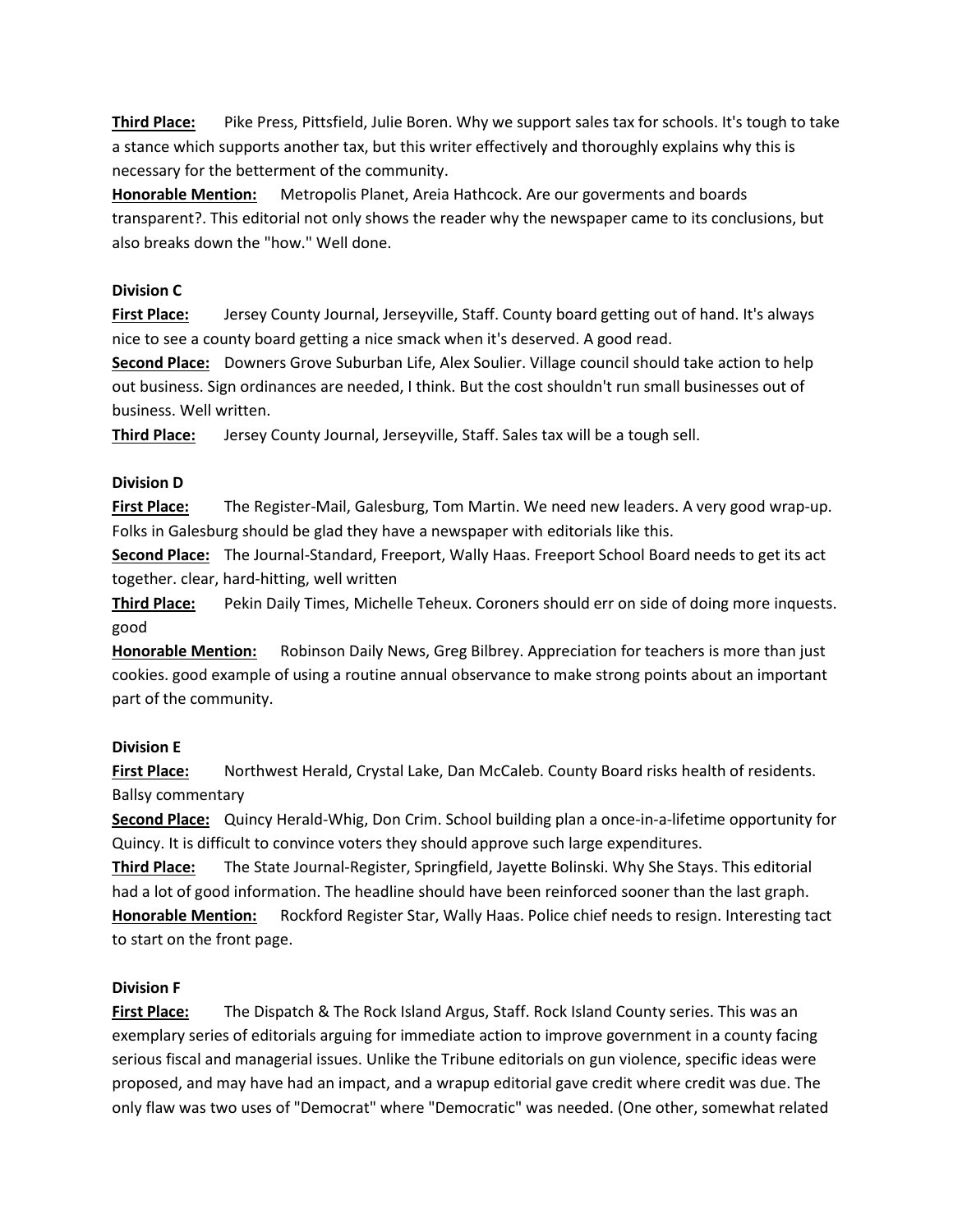**Third Place:** Pike Press, Pittsfield, Julie Boren. Why we support sales tax for schools. It's tough to take a stance which supports another tax, but this writer effectively and thoroughly explains why this is necessary for the betterment of the community.

**Honorable Mention:** Metropolis Planet, Areia Hathcock. Are our goverments and boards transparent?. This editorial not only shows the reader why the newspaper came to its conclusions, but also breaks down the "how." Well done.

**Division C**

**First Place:** Jersey County Journal, Jerseyville, Staff. County board getting out of hand. It's always nice to see a county board getting a nice smack when it's deserved. A good read.

**Second Place:** Downers Grove Suburban Life, Alex Soulier. Village council should take action to help out business. Sign ordinances are needed, I think. But the cost shouldn't run small businesses out of business. Well written.

**Third Place:** Jersey County Journal, Jerseyville, Staff. Sales tax will be a tough sell.

**Division D**

**First Place:** The Register-Mail, Galesburg, Tom Martin. We need new leaders. A very good wrap-up. Folks in Galesburg should be glad they have a newspaper with editorials like this.

**Second Place:** The Journal-Standard, Freeport, Wally Haas. Freeport School Board needs to get its act together. clear, hard-hitting, well written

**Third Place:** Pekin Daily Times, Michelle Teheux. Coroners should err on side of doing more inquests. good

**Honorable Mention:** Robinson Daily News, Greg Bilbrey. Appreciation for teachers is more than just cookies. good example of using a routine annual observance to make strong points about an important part of the community.

**Division E**

**First Place:** Northwest Herald, Crystal Lake, Dan McCaleb. County Board risks health of residents. Ballsy commentary

**Second Place:** Quincy Herald-Whig, Don Crim. School building plan a once-in-a-lifetime opportunity for Quincy. It is difficult to convince voters they should approve such large expenditures.

**Third Place:** The State Journal-Register, Springfield, Jayette Bolinski. Why She Stays. This editorial had a lot of good information. The headline should have been reinforced sooner than the last graph.

**Honorable Mention:** Rockford Register Star, Wally Haas. Police chief needs to resign. Interesting tact to start on the front page.

**Division F**

**First Place:** The Dispatch & The Rock Island Argus, Staff. Rock Island County series. This was an exemplary series of editorials arguing for immediate action to improve government in a county facing serious fiscal and managerial issues. Unlike the Tribune editorials on gun violence, specific ideas were proposed, and may have had an impact, and a wrapup editorial gave credit where credit was due. The only flaw was two uses of "Democrat" where "Democratic" was needed. (One other, somewhat related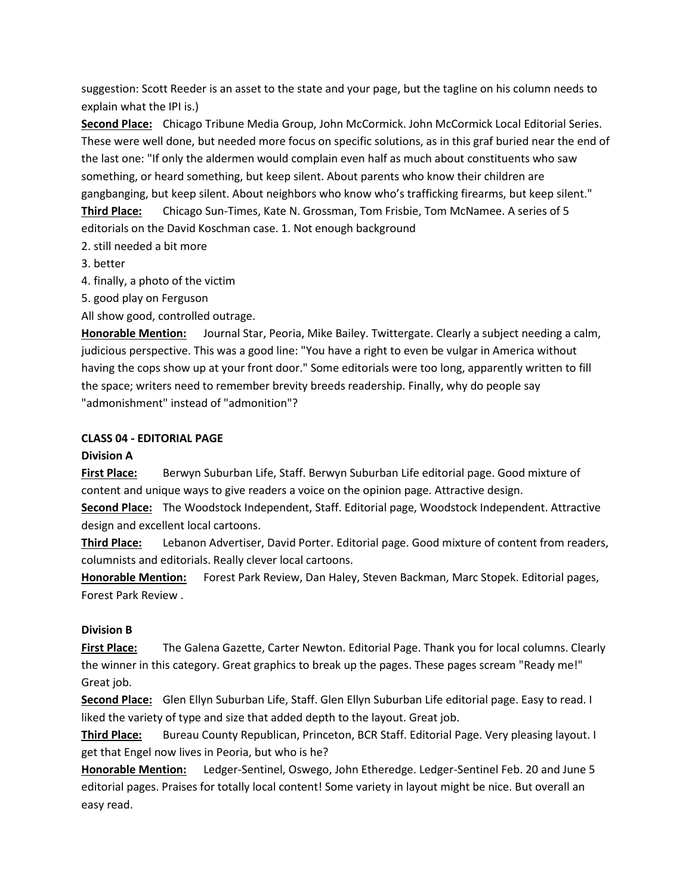suggestion: Scott Reeder is an asset to the state and your page, but the tagline on his column needs to explain what the IPI is.)

**Second Place:** Chicago Tribune Media Group, John McCormick. John McCormick Local Editorial Series. These were well done, but needed more focus on specific solutions, as in this graf buried near the end of the last one: "If only the aldermen would complain even half as much about constituents who saw something, or heard something, but keep silent. About parents who know their children are gangbanging, but keep silent. About neighbors who know who's trafficking firearms, but keep silent."

**Third Place:** Chicago Sun-Times, Kate N. Grossman, Tom Frisbie, Tom McNamee. A series of 5 editorials on the David Koschman case. 1. Not enough background

2. still needed a bit more

3. better

4. finally, a photo of the victim

5. good play on Ferguson

All show good, controlled outrage.

**Honorable Mention:** Journal Star, Peoria, Mike Bailey. Twittergate. Clearly a subject needing a calm, judicious perspective. This was a good line: "You have a right to even be vulgar in America without having the cops show up at your front door." Some editorials were too long, apparently written to fill the space; writers need to remember brevity breeds readership. Finally, why do people say "admonishment" instead of "admonition"?

**CLASS 04 - EDITORIAL PAGE**

**Division A**

**First Place:** Berwyn Suburban Life, Staff. Berwyn Suburban Life editorial page. Good mixture of content and unique ways to give readers a voice on the opinion page. Attractive design.

**Second Place:** The Woodstock Independent, Staff. Editorial page, Woodstock Independent. Attractive design and excellent local cartoons.

**Third Place:** Lebanon Advertiser, David Porter. Editorial page. Good mixture of content from readers, columnists and editorials. Really clever local cartoons.

**Honorable Mention:** Forest Park Review, Dan Haley, Steven Backman, Marc Stopek. Editorial pages, Forest Park Review .

**Division B**

**First Place:** The Galena Gazette, Carter Newton. Editorial Page. Thank you for local columns. Clearly the winner in this category. Great graphics to break up the pages. These pages scream "Ready me!" Great job.

**Second Place:** Glen Ellyn Suburban Life, Staff. Glen Ellyn Suburban Life editorial page. Easy to read. I liked the variety of type and size that added depth to the layout. Great job.

**Third Place:** Bureau County Republican, Princeton, BCR Staff. Editorial Page. Very pleasing layout. I get that Engel now lives in Peoria, but who is he?

**Honorable Mention:** Ledger-Sentinel, Oswego, John Etheredge. Ledger-Sentinel Feb. 20 and June 5 editorial pages. Praises for totally local content! Some variety in layout might be nice. But overall an easy read.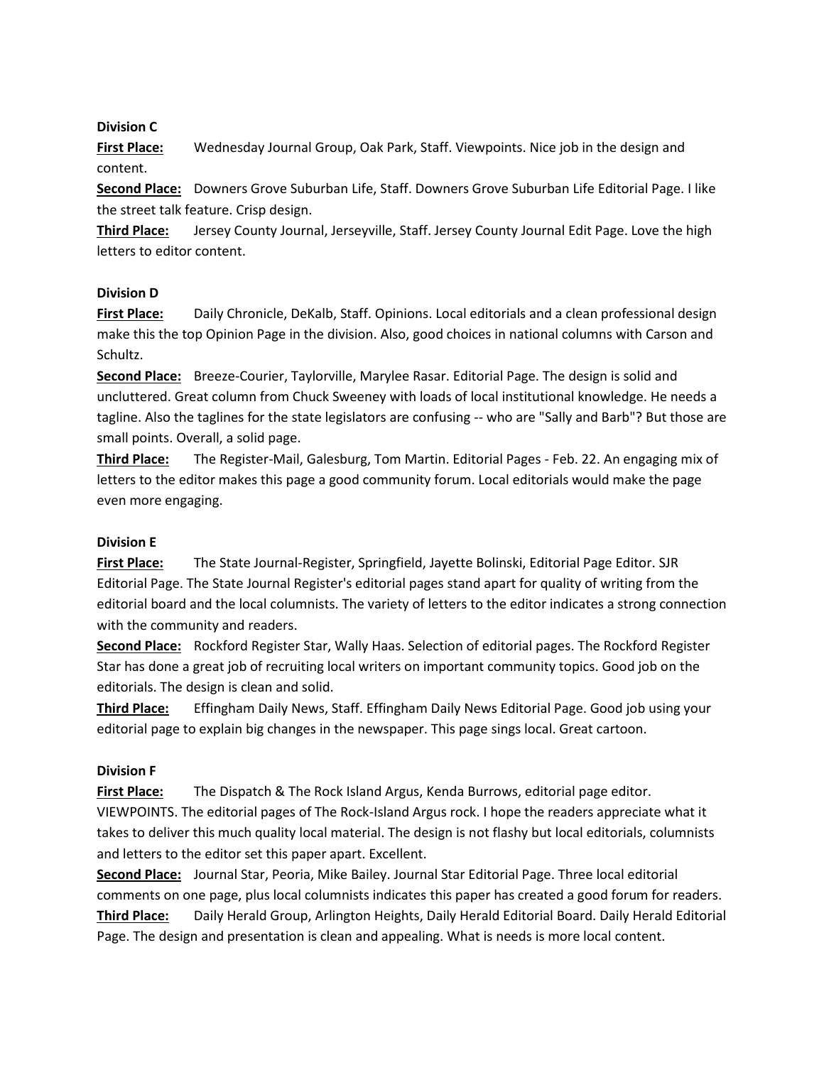**Division C**

**First Place:** Wednesday Journal Group, Oak Park, Staff. Viewpoints. Nice job in the design and content.

**Second Place:** Downers Grove Suburban Life, Staff. Downers Grove Suburban Life Editorial Page. I like the street talk feature. Crisp design.

**Third Place:** Jersey County Journal, Jerseyville, Staff. Jersey County Journal Edit Page. Love the high letters to editor content.

**Division D**

**First Place:** Daily Chronicle, DeKalb, Staff. Opinions. Local editorials and a clean professional design make this the top Opinion Page in the division. Also, good choices in national columns with Carson and Schultz.

**Second Place:** Breeze-Courier, Taylorville, Marylee Rasar. Editorial Page. The design is solid and uncluttered. Great column from Chuck Sweeney with loads of local institutional knowledge. He needs a tagline. Also the taglines for the state legislators are confusing -- who are "Sally and Barb"? But those are small points. Overall, a solid page.

**Third Place:** The Register-Mail, Galesburg, Tom Martin. Editorial Pages - Feb. 22. An engaging mix of letters to the editor makes this page a good community forum. Local editorials would make the page even more engaging.

**Division E**

**First Place:** The State Journal-Register, Springfield, Jayette Bolinski, Editorial Page Editor. SJR Editorial Page. The State Journal Register's editorial pages stand apart for quality of writing from the editorial board and the local columnists. The variety of letters to the editor indicates a strong connection with the community and readers.

**Second Place:** Rockford Register Star, Wally Haas. Selection of editorial pages. The Rockford Register Star has done a great job of recruiting local writers on important community topics. Good job on the editorials. The design is clean and solid.

**Third Place:** Effingham Daily News, Staff. Effingham Daily News Editorial Page. Good job using your editorial page to explain big changes in the newspaper. This page sings local. Great cartoon.

**Division F**

**First Place:** The Dispatch & The Rock Island Argus, Kenda Burrows, editorial page editor. VIEWPOINTS. The editorial pages of The Rock-Island Argus rock. I hope the readers appreciate what it takes to deliver this much quality local material. The design is not flashy but local editorials, columnists and letters to the editor set this paper apart. Excellent.

**Second Place:** Journal Star, Peoria, Mike Bailey. Journal Star Editorial Page. Three local editorial comments on one page, plus local columnists indicates this paper has created a good forum for readers.

**Third Place:** Daily Herald Group, Arlington Heights, Daily Herald Editorial Board. Daily Herald Editorial Page. The design and presentation is clean and appealing. What is needs is more local content.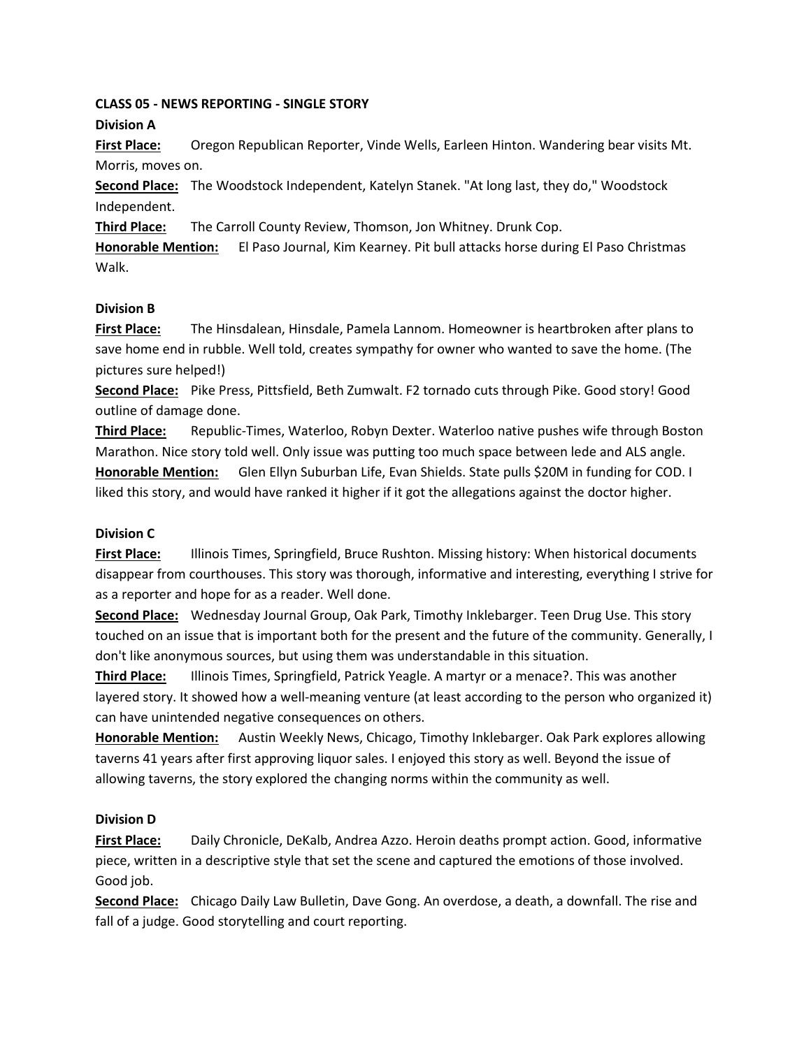**CLASS 05 - NEWS REPORTING - SINGLE STORY**

**Division A**

**First Place:** Oregon Republican Reporter, Vinde Wells, Earleen Hinton. Wandering bear visits Mt. Morris, moves on.

**Second Place:** The Woodstock Independent, Katelyn Stanek. "At long last, they do," Woodstock Independent.

**Third Place:** The Carroll County Review, Thomson, Jon Whitney. Drunk Cop.

**Honorable Mention:** El Paso Journal, Kim Kearney. Pit bull attacks horse during El Paso Christmas Walk.

**Division B**

**First Place:** The Hinsdalean, Hinsdale, Pamela Lannom. Homeowner is heartbroken after plans to save home end in rubble. Well told, creates sympathy for owner who wanted to save the home. (The pictures sure helped!)

**Second Place:** Pike Press, Pittsfield, Beth Zumwalt. F2 tornado cuts through Pike. Good story! Good outline of damage done.

**Third Place:** Republic-Times, Waterloo, Robyn Dexter. Waterloo native pushes wife through Boston Marathon. Nice story told well. Only issue was putting too much space between lede and ALS angle.

**Honorable Mention:** Glen Ellyn Suburban Life, Evan Shields. State pulls $20M in funding for COD. I liked this story, and would have ranked it higher if it got the allegations against the doctor higher.

**Division C**

**First Place:** Illinois Times, Springfield, Bruce Rushton. Missing history: When historical documents disappear from courthouses. This story was thorough, informative and interesting, everything I strive for as a reporter and hope for as a reader. Well done.

**Second Place:** Wednesday Journal Group, Oak Park, Timothy Inklebarger. Teen Drug Use. This story touched on an issue that is important both for the present and the future of the community. Generally, I don't like anonymous sources, but using them was understandable in this situation.

**Third Place:** Illinois Times, Springfield, Patrick Yeagle. A martyr or a menace?. This was another layered story. It showed how a well-meaning venture (at least according to the person who organized it) can have unintended negative consequences on others.

**Honorable Mention:** Austin Weekly News, Chicago, Timothy Inklebarger. Oak Park explores allowing taverns 41 years after first approving liquor sales. I enjoyed this story as well. Beyond the issue of allowing taverns, the story explored the changing norms within the community as well.

**Division D**

**First Place:** Daily Chronicle, DeKalb, Andrea Azzo. Heroin deaths prompt action. Good, informative piece, written in a descriptive style that set the scene and captured the emotions of those involved. Good job.

**Second Place:** Chicago Daily Law Bulletin, Dave Gong. An overdose, a death, a downfall. The rise and fall of a judge. Good storytelling and court reporting.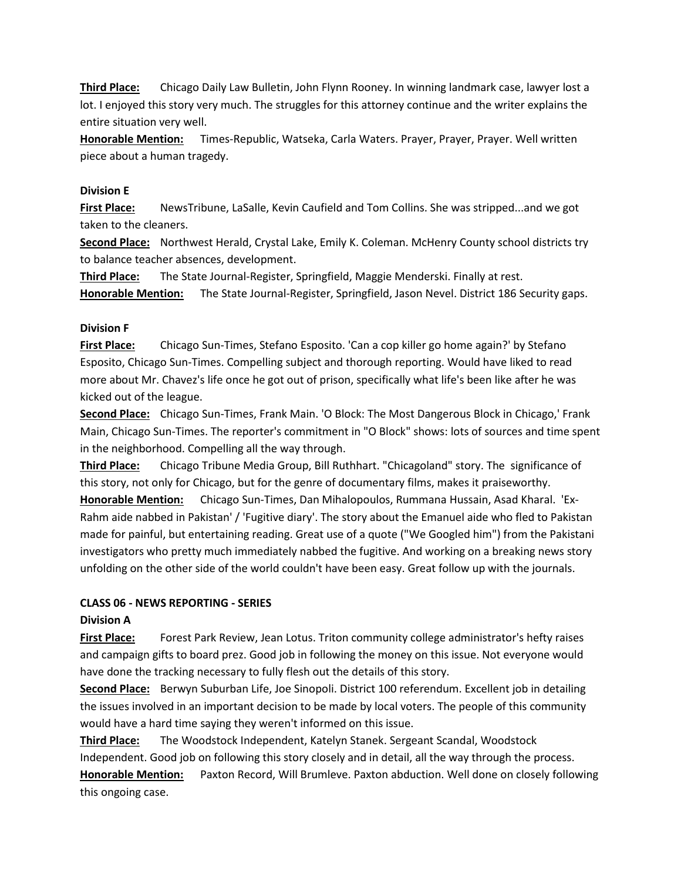**Third Place:** Chicago Daily Law Bulletin, John Flynn Rooney. In winning landmark case, lawyer lost a lot. I enjoyed this story very much. The struggles for this attorney continue and the writer explains the entire situation very well.

**Honorable Mention:** Times-Republic, Watseka, Carla Waters. Prayer, Prayer, Prayer. Well written piece about a human tragedy.

**Division E**

**First Place:** NewsTribune, LaSalle, Kevin Caufield and Tom Collins. She was stripped...and we got taken to the cleaners.

**Second Place:** Northwest Herald, Crystal Lake, Emily K. Coleman. McHenry County school districts try to balance teacher absences, development.

**Third Place:** The State Journal-Register, Springfield, Maggie Menderski. Finally at rest.

**Honorable Mention:** The State Journal-Register, Springfield, Jason Nevel. District 186 Security gaps.

**Division F**

**First Place:** Chicago Sun-Times, Stefano Esposito. 'Can a cop killer go home again?' by Stefano Esposito, Chicago Sun-Times. Compelling subject and thorough reporting. Would have liked to read more about Mr. Chavez's life once he got out of prison, specifically what life's been like after he was kicked out of the league.

**Second Place:** Chicago Sun-Times, Frank Main. 'O Block: The Most Dangerous Block in Chicago,' Frank Main, Chicago Sun-Times. The reporter's commitment in "O Block" shows: lots of sources and time spent in the neighborhood. Compelling all the way through.

**Third Place:** Chicago Tribune Media Group, Bill Ruthhart. "Chicagoland" story. The significance of this story, not only for Chicago, but for the genre of documentary films, makes it praiseworthy.

**Honorable Mention:** Chicago Sun-Times, Dan Mihalopoulos, Rummana Hussain, Asad Kharal. 'Ex-Rahm aide nabbed in Pakistan' / 'Fugitive diary'. The story about the Emanuel aide who fled to Pakistan made for painful, but entertaining reading. Great use of a quote ("We Googled him") from the Pakistani investigators who pretty much immediately nabbed the fugitive. And working on a breaking news story unfolding on the other side of the world couldn't have been easy. Great follow up with the journals.

**CLASS 06 - NEWS REPORTING - SERIES**

**Division A**

**First Place:** Forest Park Review, Jean Lotus. Triton community college administrator's hefty raises and campaign gifts to board prez. Good job in following the money on this issue. Not everyone would have done the tracking necessary to fully flesh out the details of this story.

**Second Place:** Berwyn Suburban Life, Joe Sinopoli. District 100 referendum. Excellent job in detailing the issues involved in an important decision to be made by local voters. The people of this community would have a hard time saying they weren't informed on this issue.

**Third Place:** The Woodstock Independent, Katelyn Stanek. Sergeant Scandal, Woodstock Independent. Good job on following this story closely and in detail, all the way through the process.

**Honorable Mention:** Paxton Record, Will Brumleve. Paxton abduction. Well done on closely following this ongoing case.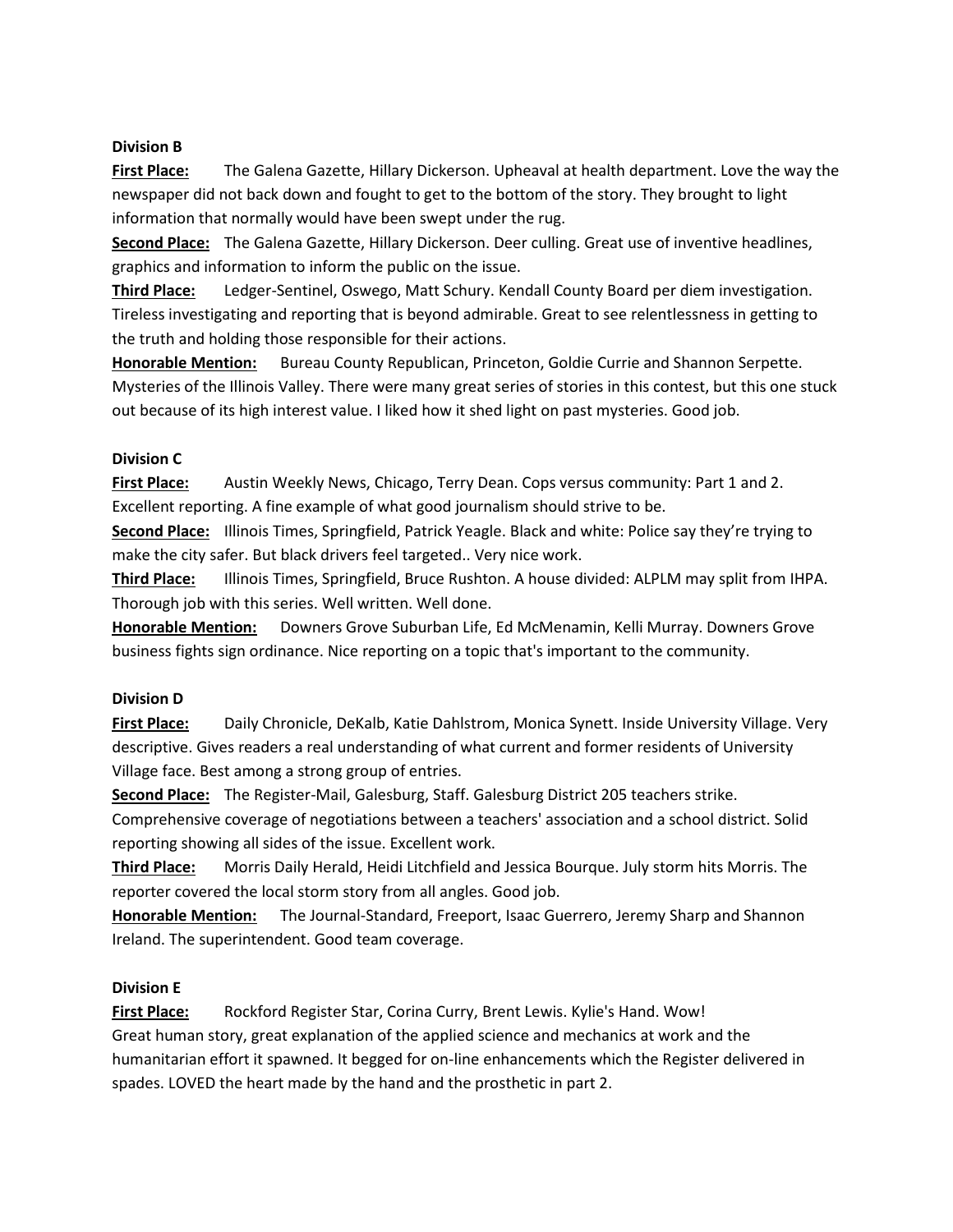**Division B**

**First Place:** The Galena Gazette, Hillary Dickerson. Upheaval at health department. Love the way the newspaper did not back down and fought to get to the bottom of the story. They brought to light information that normally would have been swept under the rug.

**Second Place:** The Galena Gazette, Hillary Dickerson. Deer culling. Great use of inventive headlines, graphics and information to inform the public on the issue.

**Third Place:** Ledger-Sentinel, Oswego, Matt Schury. Kendall County Board per diem investigation. Tireless investigating and reporting that is beyond admirable. Great to see relentlessness in getting to the truth and holding those responsible for their actions.

**Honorable Mention:** Bureau County Republican, Princeton, Goldie Currie and Shannon Serpette. Mysteries of the Illinois Valley. There were many great series of stories in this contest, but this one stuck out because of its high interest value. I liked how it shed light on past mysteries. Good job.

**Division C**

**First Place:** Austin Weekly News, Chicago, Terry Dean. Cops versus community: Part 1 and 2. Excellent reporting. A fine example of what good journalism should strive to be.

**Second Place:** Illinois Times, Springfield, Patrick Yeagle. Black and white: Police say they're trying to make the city safer. But black drivers feel targeted.. Very nice work.

**Third Place:** Illinois Times, Springfield, Bruce Rushton. A house divided: ALPLM may split from IHPA. Thorough job with this series. Well written. Well done.

**Honorable Mention:** Downers Grove Suburban Life, Ed McMenamin, Kelli Murray. Downers Grove business fights sign ordinance. Nice reporting on a topic that's important to the community.

**Division D**

**First Place:** Daily Chronicle, DeKalb, Katie Dahlstrom, Monica Synett. Inside University Village. Very descriptive. Gives readers a real understanding of what current and former residents of University Village face. Best among a strong group of entries.

**Second Place:** The Register-Mail, Galesburg, Staff. Galesburg District 205 teachers strike. Comprehensive coverage of negotiations between a teachers' association and a school district. Solid reporting showing all sides of the issue. Excellent work.

**Third Place:** Morris Daily Herald, Heidi Litchfield and Jessica Bourque. July storm hits Morris. The reporter covered the local storm story from all angles. Good job.

**Honorable Mention:** The Journal-Standard, Freeport, Isaac Guerrero, Jeremy Sharp and Shannon Ireland. The superintendent. Good team coverage.

**Division E**

**First Place:** Rockford Register Star, Corina Curry, Brent Lewis. Kylie's Hand. Wow! Great human story, great explanation of the applied science and mechanics at work and the humanitarian effort it spawned. It begged for on-line enhancements which the Register delivered in spades. LOVED the heart made by the hand and the prosthetic in part 2.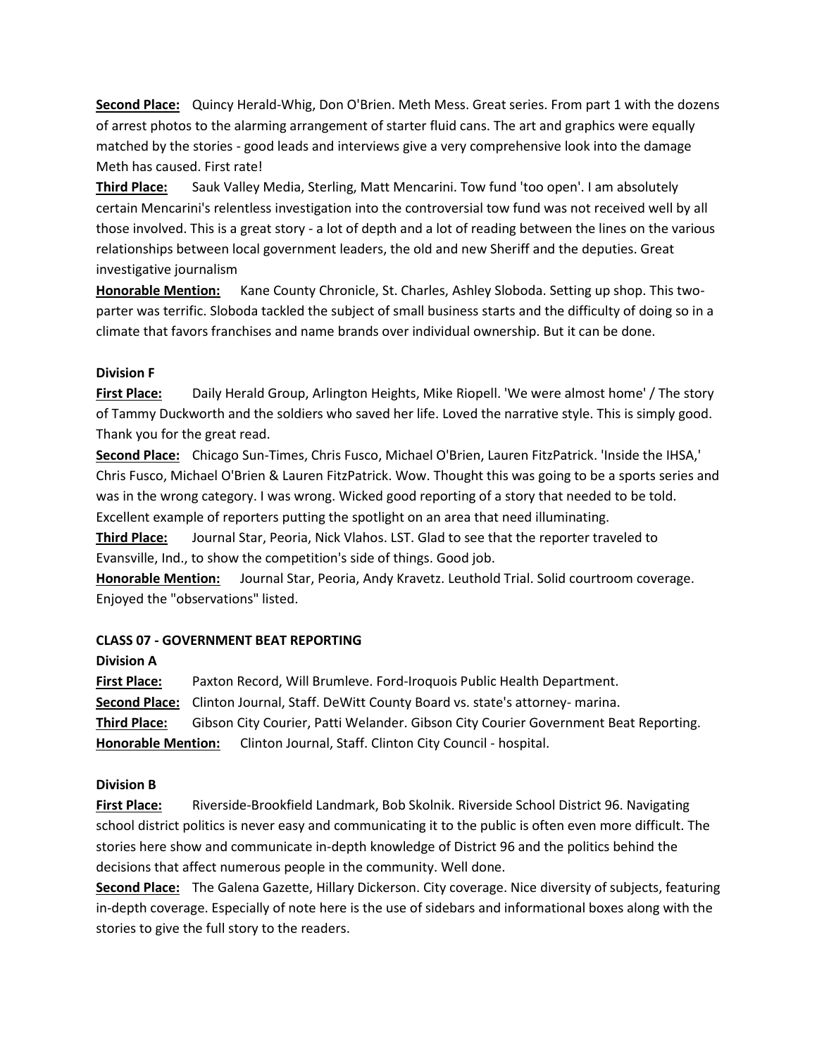**Second Place:** Quincy Herald-Whig, Don O'Brien. Meth Mess. Great series. From part 1 with the dozens of arrest photos to the alarming arrangement of starter fluid cans. The art and graphics were equally matched by the stories - good leads and interviews give a very comprehensive look into the damage Meth has caused. First rate!

**Third Place:** Sauk Valley Media, Sterling, Matt Mencarini. Tow fund 'too open'. I am absolutely certain Mencarini's relentless investigation into the controversial tow fund was not received well by all those involved. This is a great story - a lot of depth and a lot of reading between the lines on the various relationships between local government leaders, the old and new Sheriff and the deputies. Great investigative journalism

**Honorable Mention:** Kane County Chronicle, St. Charles, Ashley Sloboda. Setting up shop. This two-parter was terrific. Sloboda tackled the subject of small business starts and the difficulty of doing so in a climate that favors franchises and name brands over individual ownership. But it can be done.

**Division F**

**First Place:** Daily Herald Group, Arlington Heights, Mike Riopell. 'We were almost home' / The story of Tammy Duckworth and the soldiers who saved her life. Loved the narrative style. This is simply good. Thank you for the great read.

**Second Place:** Chicago Sun-Times, Chris Fusco, Michael O'Brien, Lauren FitzPatrick. 'Inside the IHSA,' Chris Fusco, Michael O'Brien & Lauren FitzPatrick. Wow. Thought this was going to be a sports series and was in the wrong category. I was wrong. Wicked good reporting of a story that needed to be told. Excellent example of reporters putting the spotlight on an area that need illuminating.

**Third Place:** Journal Star, Peoria, Nick Vlahos. LST. Glad to see that the reporter traveled to Evansville, Ind., to show the competition's side of things. Good job.

**Honorable Mention:** Journal Star, Peoria, Andy Kravetz. Leuthold Trial. Solid courtroom coverage. Enjoyed the "observations" listed.

**CLASS 07 - GOVERNMENT BEAT REPORTING**

**Division A**

**First Place:** Paxton Record, Will Brumleve. Ford-Iroquois Public Health Department.

**Second Place:** Clinton Journal, Staff. DeWitt County Board vs. state's attorney- marina.

**Third Place:** Gibson City Courier, Patti Welander. Gibson City Courier Government Beat Reporting.

**Honorable Mention:** Clinton Journal, Staff. Clinton City Council - hospital.

**Division B**

**First Place:** Riverside-Brookfield Landmark, Bob Skolnik. Riverside School District 96. Navigating school district politics is never easy and communicating it to the public is often even more difficult. The stories here show and communicate in-depth knowledge of District 96 and the politics behind the decisions that affect numerous people in the community. Well done.

**Second Place:** The Galena Gazette, Hillary Dickerson. City coverage. Nice diversity of subjects, featuring in-depth coverage. Especially of note here is the use of sidebars and informational boxes along with the stories to give the full story to the readers.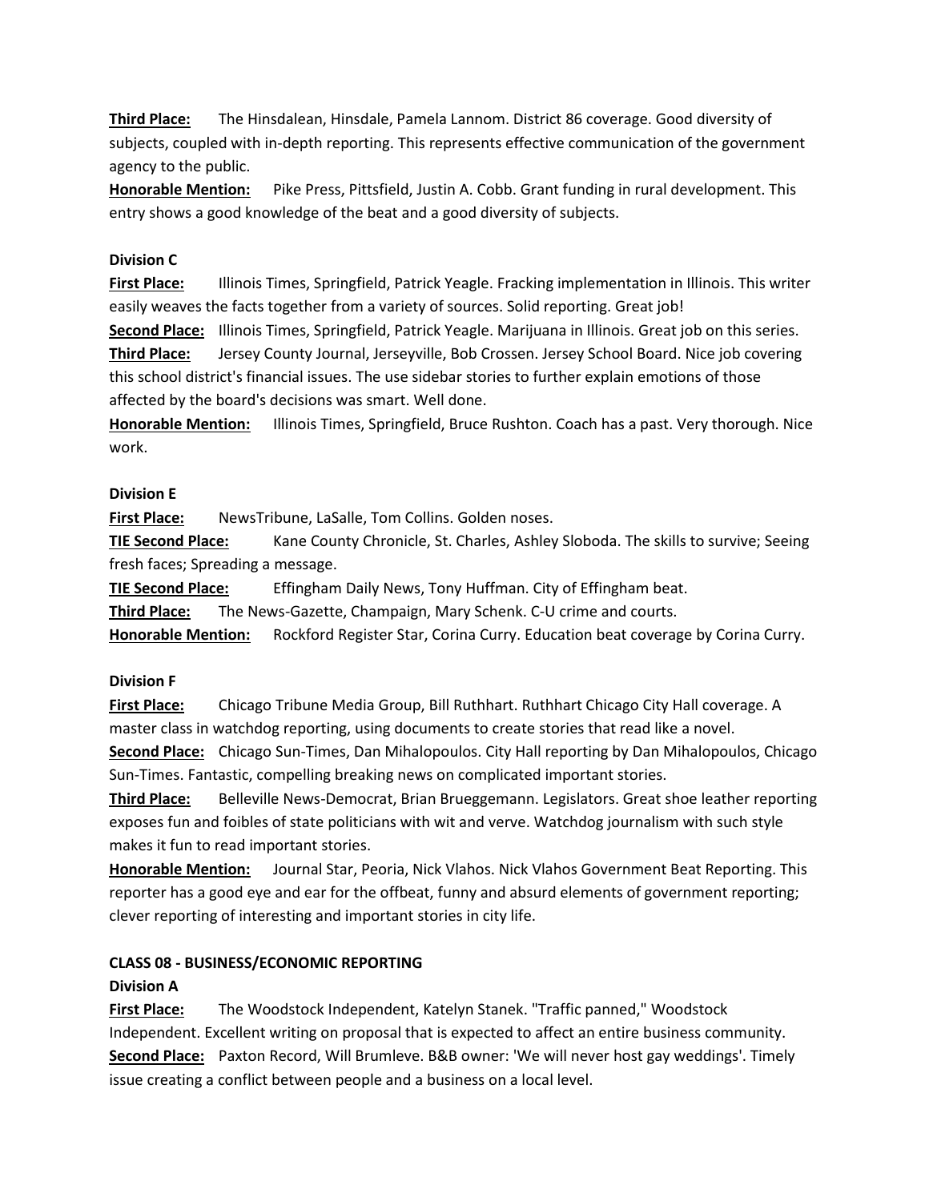**Third Place:** The Hinsdalean, Hinsdale, Pamela Lannom. District 86 coverage. Good diversity of subjects, coupled with in-depth reporting. This represents effective communication of the government agency to the public.

**Honorable Mention:** Pike Press, Pittsfield, Justin A. Cobb. Grant funding in rural development. This entry shows a good knowledge of the beat and a good diversity of subjects.

**Division C**

**First Place:** Illinois Times, Springfield, Patrick Yeagle. Fracking implementation in Illinois. This writer easily weaves the facts together from a variety of sources. Solid reporting. Great job!

**Second Place:** Illinois Times, Springfield, Patrick Yeagle. Marijuana in Illinois. Great job on this series.

**Third Place:** Jersey County Journal, Jerseyville, Bob Crossen. Jersey School Board. Nice job covering this school district's financial issues. The use sidebar stories to further explain emotions of those affected by the board's decisions was smart. Well done.

**Honorable Mention:** Illinois Times, Springfield, Bruce Rushton. Coach has a past. Very thorough. Nice work.

**Division E**

**First Place:** NewsTribune, LaSalle, Tom Collins. Golden noses.

**TIE Second Place:** Kane County Chronicle, St. Charles, Ashley Sloboda. The skills to survive; Seeing fresh faces; Spreading a message.

**TIE Second Place:** Effingham Daily News, Tony Huffman. City of Effingham beat.

**Third Place:** The News-Gazette, Champaign, Mary Schenk. C-U crime and courts.

**Honorable Mention:** Rockford Register Star, Corina Curry. Education beat coverage by Corina Curry.

**Division F**

**First Place:** Chicago Tribune Media Group, Bill Ruthhart. Ruthhart Chicago City Hall coverage. A master class in watchdog reporting, using documents to create stories that read like a novel.

**Second Place:** Chicago Sun-Times, Dan Mihalopoulos. City Hall reporting by Dan Mihalopoulos, Chicago Sun-Times. Fantastic, compelling breaking news on complicated important stories.

**Third Place:** Belleville News-Democrat, Brian Brueggemann. Legislators. Great shoe leather reporting exposes fun and foibles of state politicians with wit and verve. Watchdog journalism with such style makes it fun to read important stories.

**Honorable Mention:** Journal Star, Peoria, Nick Vlahos. Nick Vlahos Government Beat Reporting. This reporter has a good eye and ear for the offbeat, funny and absurd elements of government reporting; clever reporting of interesting and important stories in city life.

**CLASS 08 - BUSINESS/ECONOMIC REPORTING**

**Division A**

**First Place:** The Woodstock Independent, Katelyn Stanek. "Traffic panned," Woodstock Independent. Excellent writing on proposal that is expected to affect an entire business community.

**Second Place:** Paxton Record, Will Brumleve. B&B owner: 'We will never host gay weddings'. Timely issue creating a conflict between people and a business on a local level.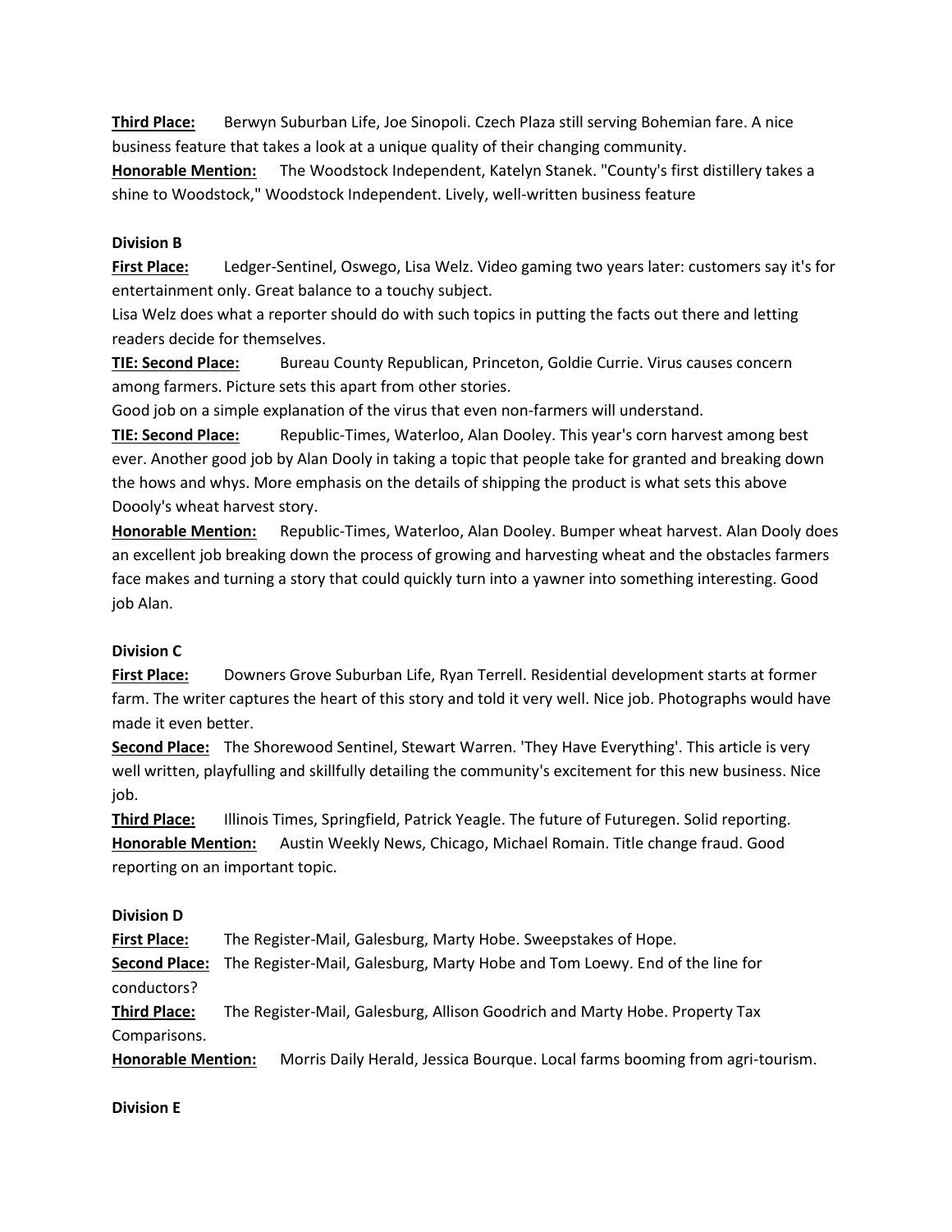**Third Place:** Berwyn Suburban Life, Joe Sinopoli. Czech Plaza still serving Bohemian fare. A nice business feature that takes a look at a unique quality of their changing community.

**Honorable Mention:** The Woodstock Independent, Katelyn Stanek. "County's first distillery takes a shine to Woodstock," Woodstock Independent. Lively, well-written business feature

**Division B**

**First Place:** Ledger-Sentinel, Oswego, Lisa Welz. Video gaming two years later: customers say it's for entertainment only. Great balance to a touchy subject.
Lisa Welz does what a reporter should do with such topics in putting the facts out there and letting readers decide for themselves.

**TIE: Second Place:** Bureau County Republican, Princeton, Goldie Currie. Virus causes concern among farmers. Picture sets this apart from other stories.
Good job on a simple explanation of the virus that even non-farmers will understand.

**TIE: Second Place:** Republic-Times, Waterloo, Alan Dooley. This year's corn harvest among best ever. Another good job by Alan Dooly in taking a topic that people take for granted and breaking down the hows and whys. More emphasis on the details of shipping the product is what sets this above Doooly's wheat harvest story.

**Honorable Mention:** Republic-Times, Waterloo, Alan Dooley. Bumper wheat harvest. Alan Dooly does an excellent job breaking down the process of growing and harvesting wheat and the obstacles farmers face makes and turning a story that could quickly turn into a yawner into something interesting. Good job Alan.

**Division C**

**First Place:** Downers Grove Suburban Life, Ryan Terrell. Residential development starts at former farm. The writer captures the heart of this story and told it very well. Nice job. Photographs would have made it even better.

**Second Place:** The Shorewood Sentinel, Stewart Warren. 'They Have Everything'. This article is very well written, playfulling and skillfully detailing the community's excitement for this new business. Nice job.

**Third Place:** Illinois Times, Springfield, Patrick Yeagle. The future of Futuregen. Solid reporting.

**Honorable Mention:** Austin Weekly News, Chicago, Michael Romain. Title change fraud. Good reporting on an important topic.

**Division D**

**First Place:** The Register-Mail, Galesburg, Marty Hobe. Sweepstakes of Hope.

**Second Place:** The Register-Mail, Galesburg, Marty Hobe and Tom Loewy. End of the line for conductors?

**Third Place:** The Register-Mail, Galesburg, Allison Goodrich and Marty Hobe. Property Tax Comparisons.

**Honorable Mention:** Morris Daily Herald, Jessica Bourque. Local farms booming from agri-tourism.

**Division E**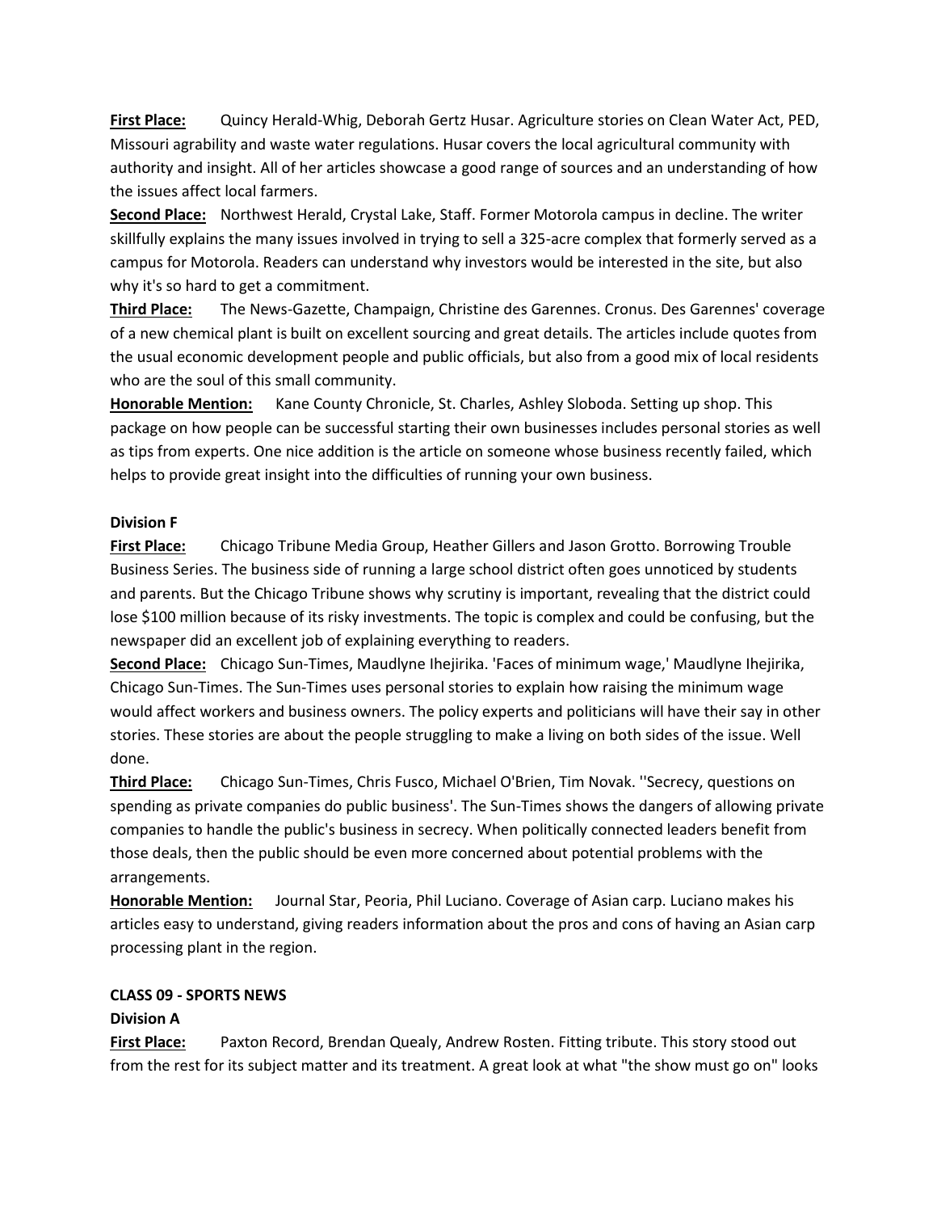**First Place:** Quincy Herald-Whig, Deborah Gertz Husar. Agriculture stories on Clean Water Act, PED, Missouri agrability and waste water regulations. Husar covers the local agricultural community with authority and insight. All of her articles showcase a good range of sources and an understanding of how the issues affect local farmers.

**Second Place:** Northwest Herald, Crystal Lake, Staff. Former Motorola campus in decline. The writer skillfully explains the many issues involved in trying to sell a 325-acre complex that formerly served as a campus for Motorola. Readers can understand why investors would be interested in the site, but also why it's so hard to get a commitment.

**Third Place:** The News-Gazette, Champaign, Christine des Garennes. Cronus. Des Garennes' coverage of a new chemical plant is built on excellent sourcing and great details. The articles include quotes from the usual economic development people and public officials, but also from a good mix of local residents who are the soul of this small community.

**Honorable Mention:** Kane County Chronicle, St. Charles, Ashley Sloboda. Setting up shop. This package on how people can be successful starting their own businesses includes personal stories as well as tips from experts. One nice addition is the article on someone whose business recently failed, which helps to provide great insight into the difficulties of running your own business.

**Division F**

**First Place:** Chicago Tribune Media Group, Heather Gillers and Jason Grotto. Borrowing Trouble Business Series. The business side of running a large school district often goes unnoticed by students and parents. But the Chicago Tribune shows why scrutiny is important, revealing that the district could lose $100 million because of its risky investments. The topic is complex and could be confusing, but the newspaper did an excellent job of explaining everything to readers.

**Second Place:** Chicago Sun-Times, Maudlyne Ihejirika. 'Faces of minimum wage,' Maudlyne Ihejirika, Chicago Sun-Times. The Sun-Times uses personal stories to explain how raising the minimum wage would affect workers and business owners. The policy experts and politicians will have their say in other stories. These stories are about the people struggling to make a living on both sides of the issue. Well done.

**Third Place:** Chicago Sun-Times, Chris Fusco, Michael O'Brien, Tim Novak. ''Secrecy, questions on spending as private companies do public business'. The Sun-Times shows the dangers of allowing private companies to handle the public's business in secrecy. When politically connected leaders benefit from those deals, then the public should be even more concerned about potential problems with the arrangements.

**Honorable Mention:** Journal Star, Peoria, Phil Luciano. Coverage of Asian carp. Luciano makes his articles easy to understand, giving readers information about the pros and cons of having an Asian carp processing plant in the region.

**CLASS 09 - SPORTS NEWS**

**Division A**

**First Place:** Paxton Record, Brendan Quealy, Andrew Rosten. Fitting tribute. This story stood out from the rest for its subject matter and its treatment. A great look at what "the show must go on" looks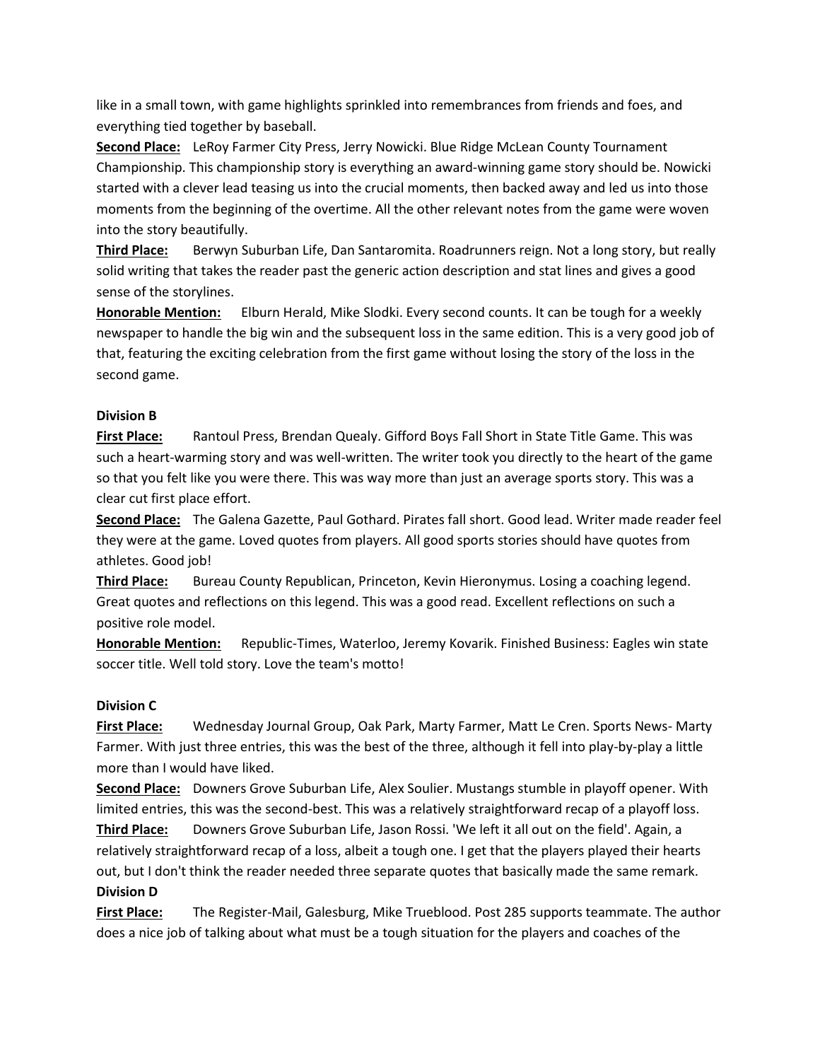like in a small town, with game highlights sprinkled into remembrances from friends and foes, and everything tied together by baseball.

**Second Place:** LeRoy Farmer City Press, Jerry Nowicki. Blue Ridge McLean County Tournament Championship. This championship story is everything an award-winning game story should be. Nowicki started with a clever lead teasing us into the crucial moments, then backed away and led us into those moments from the beginning of the overtime. All the other relevant notes from the game were woven into the story beautifully.

**Third Place:** Berwyn Suburban Life, Dan Santaromita. Roadrunners reign. Not a long story, but really solid writing that takes the reader past the generic action description and stat lines and gives a good sense of the storylines.

**Honorable Mention:** Elburn Herald, Mike Slodki. Every second counts. It can be tough for a weekly newspaper to handle the big win and the subsequent loss in the same edition. This is a very good job of that, featuring the exciting celebration from the first game without losing the story of the loss in the second game.

**Division B**

**First Place:** Rantoul Press, Brendan Quealy. Gifford Boys Fall Short in State Title Game. This was such a heart-warming story and was well-written. The writer took you directly to the heart of the game so that you felt like you were there. This was way more than just an average sports story. This was a clear cut first place effort.

**Second Place:** The Galena Gazette, Paul Gothard. Pirates fall short. Good lead. Writer made reader feel they were at the game. Loved quotes from players. All good sports stories should have quotes from athletes. Good job!

**Third Place:** Bureau County Republican, Princeton, Kevin Hieronymus. Losing a coaching legend. Great quotes and reflections on this legend. This was a good read. Excellent reflections on such a positive role model.

**Honorable Mention:** Republic-Times, Waterloo, Jeremy Kovarik. Finished Business: Eagles win state soccer title. Well told story. Love the team's motto!

**Division C**

**First Place:** Wednesday Journal Group, Oak Park, Marty Farmer, Matt Le Cren. Sports News- Marty Farmer. With just three entries, this was the best of the three, although it fell into play-by-play a little more than I would have liked.

**Second Place:** Downers Grove Suburban Life, Alex Soulier. Mustangs stumble in playoff opener. With limited entries, this was the second-best. This was a relatively straightforward recap of a playoff loss.

**Third Place:** Downers Grove Suburban Life, Jason Rossi. 'We left it all out on the field'. Again, a relatively straightforward recap of a loss, albeit a tough one. I get that the players played their hearts out, but I don't think the reader needed three separate quotes that basically made the same remark.

**Division D**

**First Place:** The Register-Mail, Galesburg, Mike Trueblood. Post 285 supports teammate. The author does a nice job of talking about what must be a tough situation for the players and coaches of the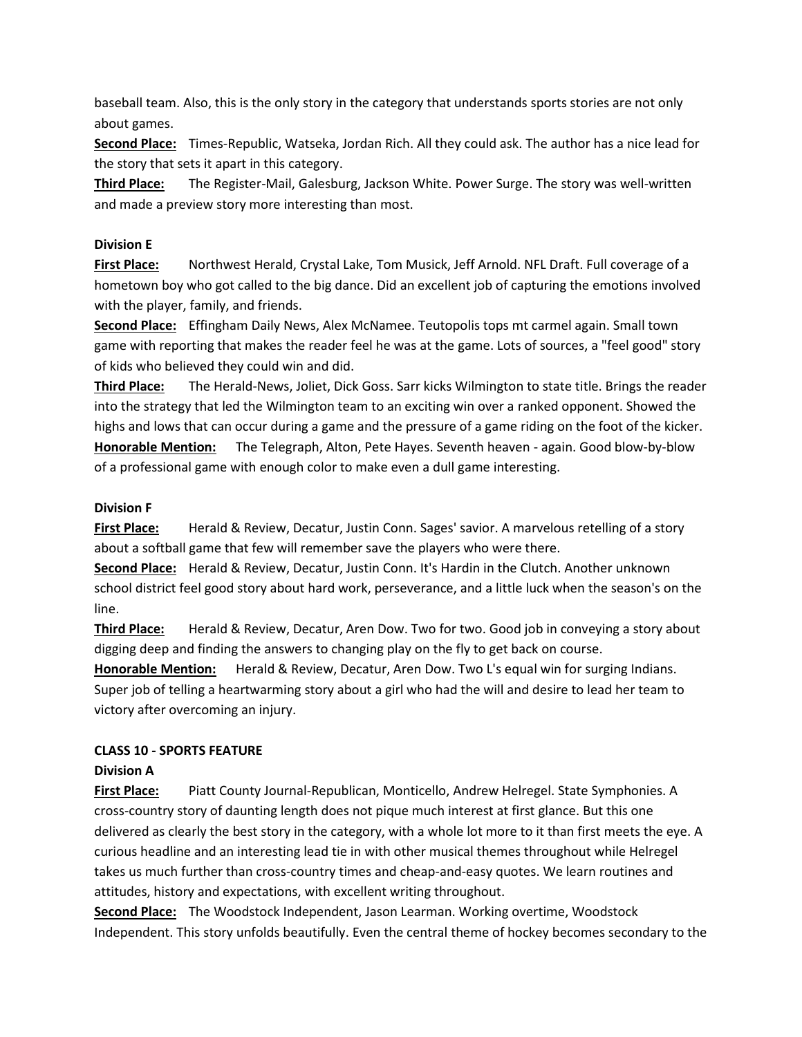baseball team. Also, this is the only story in the category that understands sports stories are not only about games.

**Second Place:** Times-Republic, Watseka, Jordan Rich. All they could ask. The author has a nice lead for the story that sets it apart in this category.

**Third Place:** The Register-Mail, Galesburg, Jackson White. Power Surge. The story was well-written and made a preview story more interesting than most.

**Division E**

**First Place:** Northwest Herald, Crystal Lake, Tom Musick, Jeff Arnold. NFL Draft. Full coverage of a hometown boy who got called to the big dance. Did an excellent job of capturing the emotions involved with the player, family, and friends.

**Second Place:** Effingham Daily News, Alex McNamee. Teutopolis tops mt carmel again. Small town game with reporting that makes the reader feel he was at the game. Lots of sources, a "feel good" story of kids who believed they could win and did.

**Third Place:** The Herald-News, Joliet, Dick Goss. Sarr kicks Wilmington to state title. Brings the reader into the strategy that led the Wilmington team to an exciting win over a ranked opponent. Showed the highs and lows that can occur during a game and the pressure of a game riding on the foot of the kicker.

**Honorable Mention:** The Telegraph, Alton, Pete Hayes. Seventh heaven - again. Good blow-by-blow of a professional game with enough color to make even a dull game interesting.

**Division F**

**First Place:** Herald & Review, Decatur, Justin Conn. Sages' savior. A marvelous retelling of a story about a softball game that few will remember save the players who were there.

**Second Place:** Herald & Review, Decatur, Justin Conn. It's Hardin in the Clutch. Another unknown school district feel good story about hard work, perseverance, and a little luck when the season's on the line.

**Third Place:** Herald & Review, Decatur, Aren Dow. Two for two. Good job in conveying a story about digging deep and finding the answers to changing play on the fly to get back on course.

**Honorable Mention:** Herald & Review, Decatur, Aren Dow. Two L's equal win for surging Indians. Super job of telling a heartwarming story about a girl who had the will and desire to lead her team to victory after overcoming an injury.

**CLASS 10 - SPORTS FEATURE**

**Division A**

**First Place:** Piatt County Journal-Republican, Monticello, Andrew Helregel. State Symphonies. A cross-country story of daunting length does not pique much interest at first glance. But this one delivered as clearly the best story in the category, with a whole lot more to it than first meets the eye. A curious headline and an interesting lead tie in with other musical themes throughout while Helregel takes us much further than cross-country times and cheap-and-easy quotes. We learn routines and attitudes, history and expectations, with excellent writing throughout.

**Second Place:** The Woodstock Independent, Jason Learman. Working overtime, Woodstock Independent. This story unfolds beautifully. Even the central theme of hockey becomes secondary to the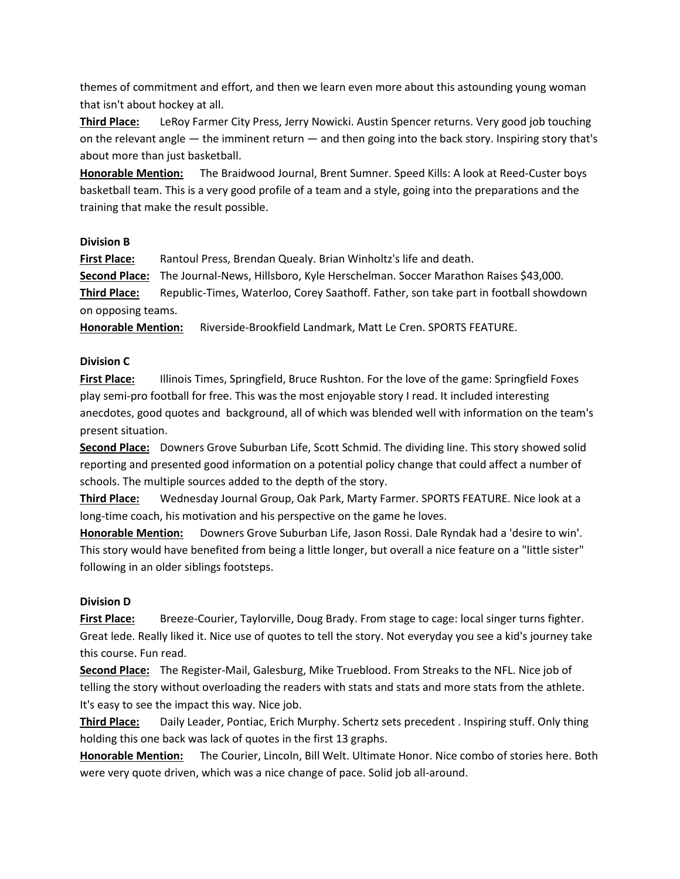themes of commitment and effort, and then we learn even more about this astounding young woman that isn't about hockey at all.

**Third Place:** LeRoy Farmer City Press, Jerry Nowicki. Austin Spencer returns. Very good job touching on the relevant angle — the imminent return — and then going into the back story. Inspiring story that's about more than just basketball.

**Honorable Mention:** The Braidwood Journal, Brent Sumner. Speed Kills: A look at Reed-Custer boys basketball team. This is a very good profile of a team and a style, going into the preparations and the training that make the result possible.

**Division B**

**First Place:** Rantoul Press, Brendan Quealy. Brian Winholtz's life and death.

**Second Place:** The Journal-News, Hillsboro, Kyle Herschelman. Soccer Marathon Raises $43,000.

**Third Place:** Republic-Times, Waterloo, Corey Saathoff. Father, son take part in football showdown on opposing teams.

**Honorable Mention:** Riverside-Brookfield Landmark, Matt Le Cren. SPORTS FEATURE.

**Division C**

**First Place:** Illinois Times, Springfield, Bruce Rushton. For the love of the game: Springfield Foxes play semi-pro football for free. This was the most enjoyable story I read. It included interesting anecdotes, good quotes and background, all of which was blended well with information on the team's present situation.

**Second Place:** Downers Grove Suburban Life, Scott Schmid. The dividing line. This story showed solid reporting and presented good information on a potential policy change that could affect a number of schools. The multiple sources added to the depth of the story.

**Third Place:** Wednesday Journal Group, Oak Park, Marty Farmer. SPORTS FEATURE. Nice look at a long-time coach, his motivation and his perspective on the game he loves.

**Honorable Mention:** Downers Grove Suburban Life, Jason Rossi. Dale Ryndak had a 'desire to win'. This story would have benefited from being a little longer, but overall a nice feature on a "little sister" following in an older siblings footsteps.

**Division D**

**First Place:** Breeze-Courier, Taylorville, Doug Brady. From stage to cage: local singer turns fighter. Great lede. Really liked it. Nice use of quotes to tell the story. Not everyday you see a kid's journey take this course. Fun read.

**Second Place:** The Register-Mail, Galesburg, Mike Trueblood. From Streaks to the NFL. Nice job of telling the story without overloading the readers with stats and stats and more stats from the athlete. It's easy to see the impact this way. Nice job.

**Third Place:** Daily Leader, Pontiac, Erich Murphy. Schertz sets precedent . Inspiring stuff. Only thing holding this one back was lack of quotes in the first 13 graphs.

**Honorable Mention:** The Courier, Lincoln, Bill Welt. Ultimate Honor. Nice combo of stories here. Both were very quote driven, which was a nice change of pace. Solid job all-around.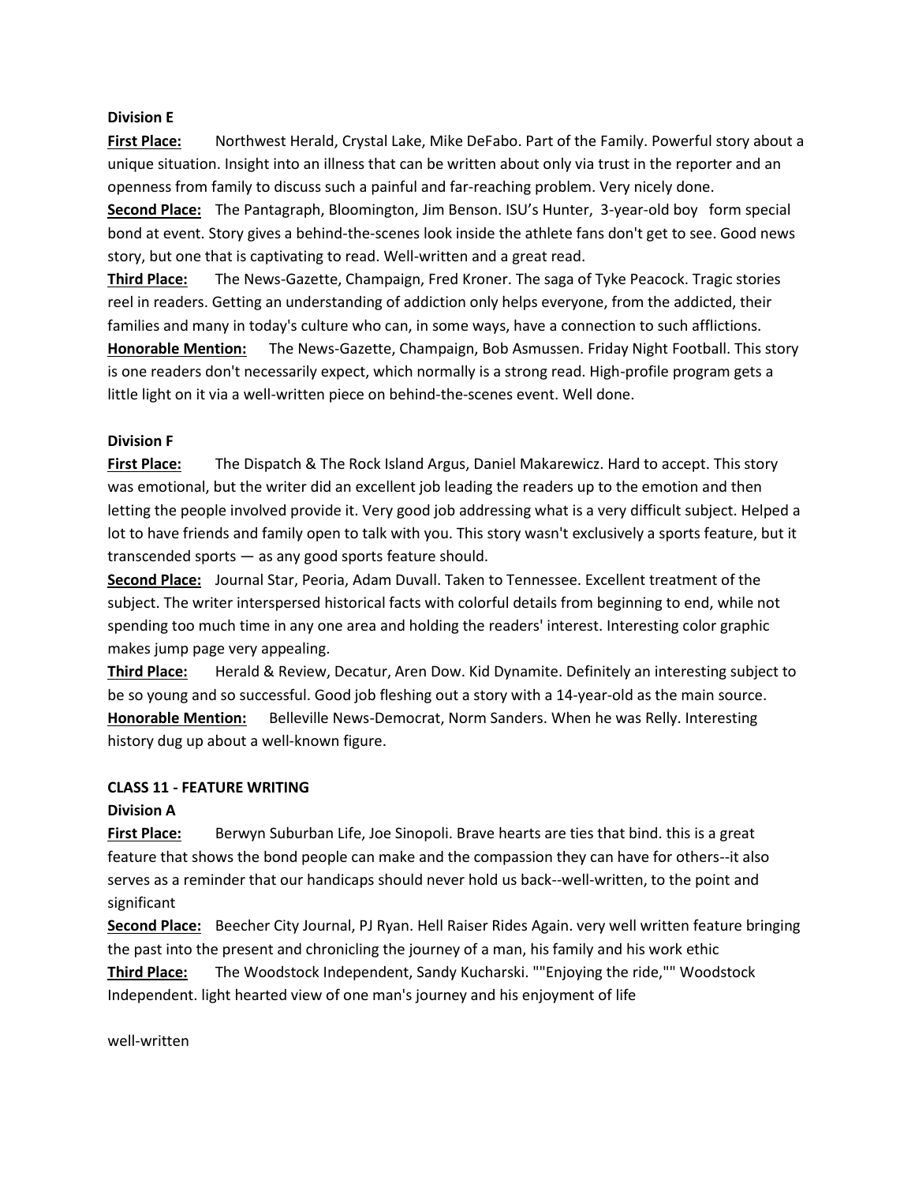**Division E**

**First Place:** Northwest Herald, Crystal Lake, Mike DeFabo. Part of the Family. Powerful story about a unique situation. Insight into an illness that can be written about only via trust in the reporter and an openness from family to discuss such a painful and far-reaching problem. Very nicely done.

**Second Place:** The Pantagraph, Bloomington, Jim Benson. ISU's Hunter, 3-year-old boy form special bond at event. Story gives a behind-the-scenes look inside the athlete fans don't get to see. Good news story, but one that is captivating to read. Well-written and a great read.

**Third Place:** The News-Gazette, Champaign, Fred Kroner. The saga of Tyke Peacock. Tragic stories reel in readers. Getting an understanding of addiction only helps everyone, from the addicted, their families and many in today's culture who can, in some ways, have a connection to such afflictions.

**Honorable Mention:** The News-Gazette, Champaign, Bob Asmussen. Friday Night Football. This story is one readers don't necessarily expect, which normally is a strong read. High-profile program gets a little light on it via a well-written piece on behind-the-scenes event. Well done.

**Division F**

**First Place:** The Dispatch & The Rock Island Argus, Daniel Makarewicz. Hard to accept. This story was emotional, but the writer did an excellent job leading the readers up to the emotion and then letting the people involved provide it. Very good job addressing what is a very difficult subject. Helped a lot to have friends and family open to talk with you. This story wasn't exclusively a sports feature, but it transcended sports — as any good sports feature should.

**Second Place:** Journal Star, Peoria, Adam Duvall. Taken to Tennessee. Excellent treatment of the subject. The writer interspersed historical facts with colorful details from beginning to end, while not spending too much time in any one area and holding the readers' interest. Interesting color graphic makes jump page very appealing.

**Third Place:** Herald & Review, Decatur, Aren Dow. Kid Dynamite. Definitely an interesting subject to be so young and so successful. Good job fleshing out a story with a 14-year-old as the main source.

**Honorable Mention:** Belleville News-Democrat, Norm Sanders. When he was Relly. Interesting history dug up about a well-known figure.

**CLASS 11 - FEATURE WRITING**

**Division A**

**First Place:** Berwyn Suburban Life, Joe Sinopoli. Brave hearts are ties that bind. this is a great feature that shows the bond people can make and the compassion they can have for others--it also serves as a reminder that our handicaps should never hold us back--well-written, to the point and significant

**Second Place:** Beecher City Journal, PJ Ryan. Hell Raiser Rides Again. very well written feature bringing the past into the present and chronicling the journey of a man, his family and his work ethic

**Third Place:** The Woodstock Independent, Sandy Kucharski. ""Enjoying the ride,"" Woodstock Independent. light hearted view of one man's journey and his enjoyment of life

well-written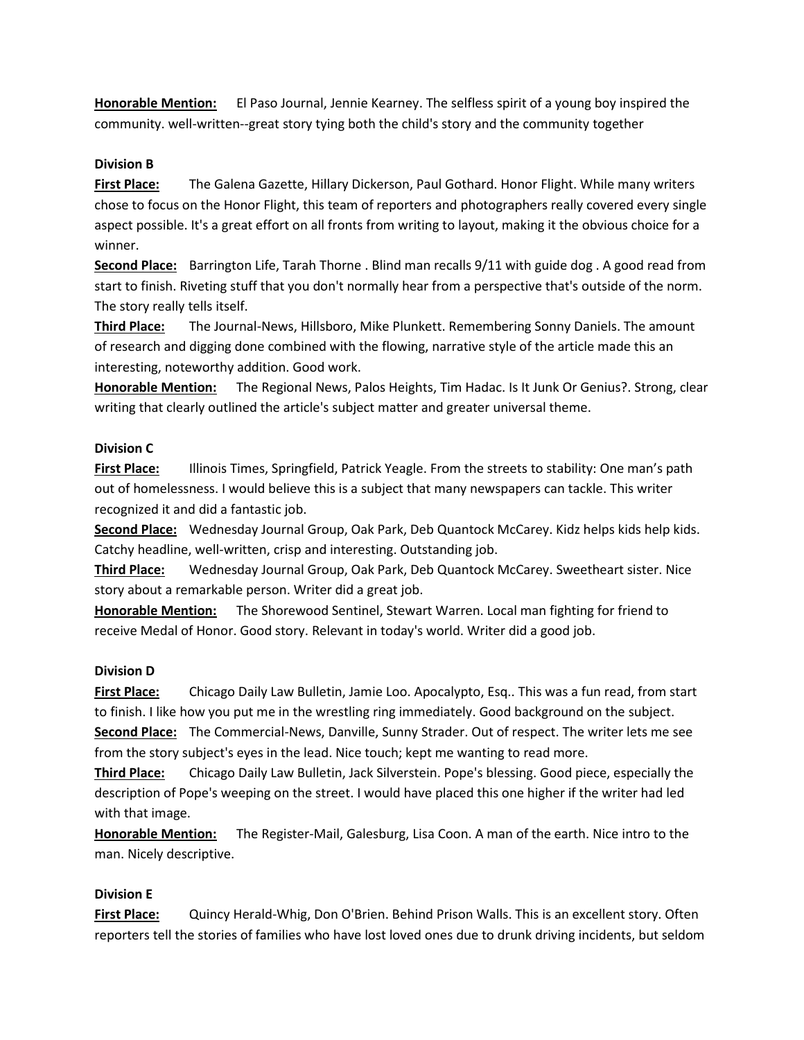**Honorable Mention:** El Paso Journal, Jennie Kearney. The selfless spirit of a young boy inspired the community. well-written--great story tying both the child's story and the community together

**Division B**

**First Place:** The Galena Gazette, Hillary Dickerson, Paul Gothard. Honor Flight. While many writers chose to focus on the Honor Flight, this team of reporters and photographers really covered every single aspect possible. It's a great effort on all fronts from writing to layout, making it the obvious choice for a winner.

**Second Place:** Barrington Life, Tarah Thorne . Blind man recalls 9/11 with guide dog . A good read from start to finish. Riveting stuff that you don't normally hear from a perspective that's outside of the norm. The story really tells itself.

**Third Place:** The Journal-News, Hillsboro, Mike Plunkett. Remembering Sonny Daniels. The amount of research and digging done combined with the flowing, narrative style of the article made this an interesting, noteworthy addition. Good work.

**Honorable Mention:** The Regional News, Palos Heights, Tim Hadac. Is It Junk Or Genius?. Strong, clear writing that clearly outlined the article's subject matter and greater universal theme.

**Division C**

**First Place:** Illinois Times, Springfield, Patrick Yeagle. From the streets to stability: One man's path out of homelessness. I would believe this is a subject that many newspapers can tackle. This writer recognized it and did a fantastic job.

**Second Place:** Wednesday Journal Group, Oak Park, Deb Quantock McCarey. Kidz helps kids help kids. Catchy headline, well-written, crisp and interesting. Outstanding job.

**Third Place:** Wednesday Journal Group, Oak Park, Deb Quantock McCarey. Sweetheart sister. Nice story about a remarkable person. Writer did a great job.

**Honorable Mention:** The Shorewood Sentinel, Stewart Warren. Local man fighting for friend to receive Medal of Honor. Good story. Relevant in today's world. Writer did a good job.

**Division D**

**First Place:** Chicago Daily Law Bulletin, Jamie Loo. Apocalypto, Esq.. This was a fun read, from start to finish. I like how you put me in the wrestling ring immediately. Good background on the subject.

**Second Place:** The Commercial-News, Danville, Sunny Strader. Out of respect. The writer lets me see from the story subject's eyes in the lead. Nice touch; kept me wanting to read more.

**Third Place:** Chicago Daily Law Bulletin, Jack Silverstein. Pope's blessing. Good piece, especially the description of Pope's weeping on the street. I would have placed this one higher if the writer had led with that image.

**Honorable Mention:** The Register-Mail, Galesburg, Lisa Coon. A man of the earth. Nice intro to the man. Nicely descriptive.

**Division E**

**First Place:** Quincy Herald-Whig, Don O'Brien. Behind Prison Walls. This is an excellent story. Often reporters tell the stories of families who have lost loved ones due to drunk driving incidents, but seldom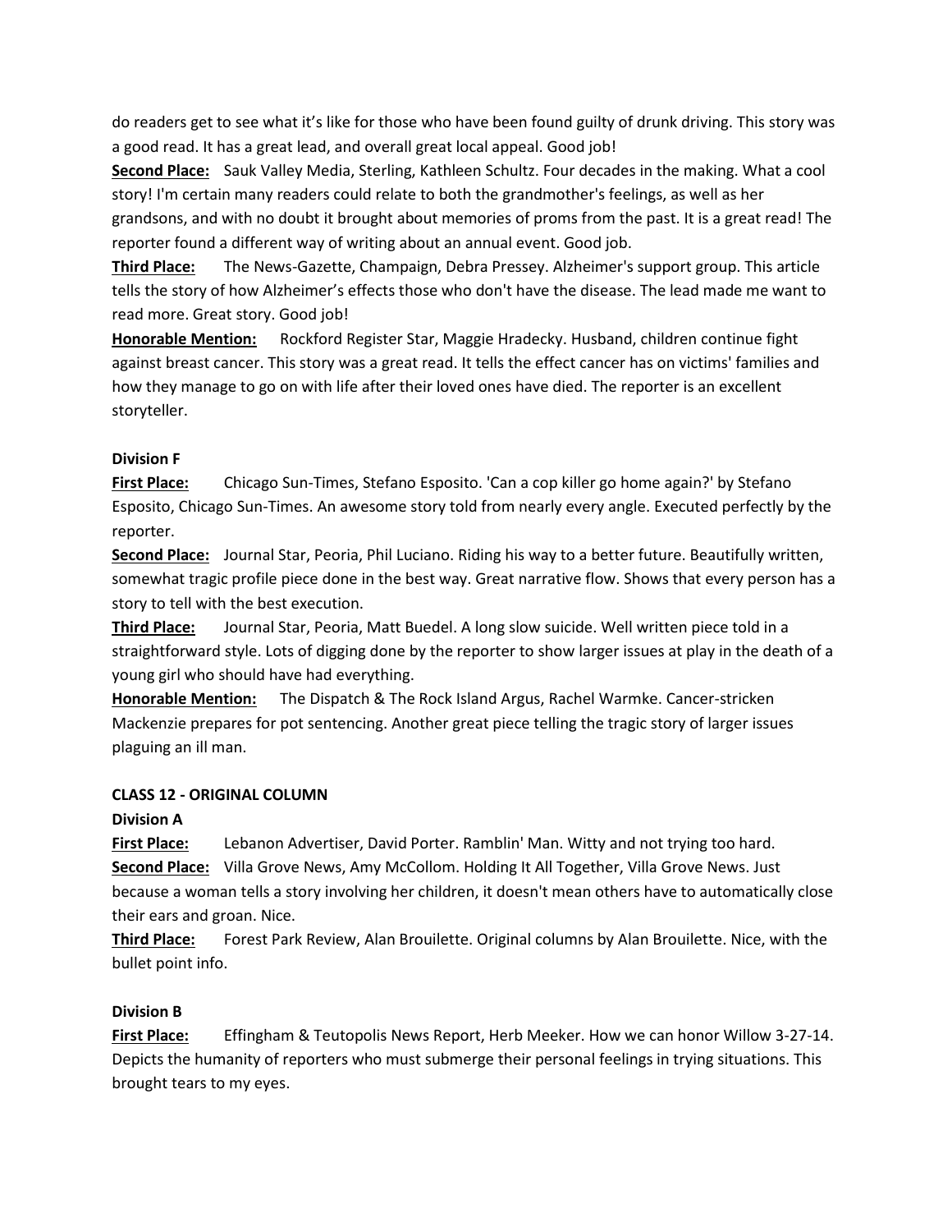do readers get to see what it's like for those who have been found guilty of drunk driving. This story was a good read. It has a great lead, and overall great local appeal. Good job!

**Second Place:** Sauk Valley Media, Sterling, Kathleen Schultz. Four decades in the making. What a cool story! I'm certain many readers could relate to both the grandmother's feelings, as well as her grandsons, and with no doubt it brought about memories of proms from the past. It is a great read! The reporter found a different way of writing about an annual event. Good job.

**Third Place:** The News-Gazette, Champaign, Debra Pressey. Alzheimer's support group. This article tells the story of how Alzheimer's effects those who don't have the disease. The lead made me want to read more. Great story. Good job!

**Honorable Mention:** Rockford Register Star, Maggie Hradecky. Husband, children continue fight against breast cancer. This story was a great read. It tells the effect cancer has on victims' families and how they manage to go on with life after their loved ones have died. The reporter is an excellent storyteller.

**Division F**

**First Place:** Chicago Sun-Times, Stefano Esposito. 'Can a cop killer go home again?' by Stefano Esposito, Chicago Sun-Times. An awesome story told from nearly every angle. Executed perfectly by the reporter.

**Second Place:** Journal Star, Peoria, Phil Luciano. Riding his way to a better future. Beautifully written, somewhat tragic profile piece done in the best way. Great narrative flow. Shows that every person has a story to tell with the best execution.

**Third Place:** Journal Star, Peoria, Matt Buedel. A long slow suicide. Well written piece told in a straightforward style. Lots of digging done by the reporter to show larger issues at play in the death of a young girl who should have had everything.

**Honorable Mention:** The Dispatch & The Rock Island Argus, Rachel Warmke. Cancer-stricken Mackenzie prepares for pot sentencing. Another great piece telling the tragic story of larger issues plaguing an ill man.

**CLASS 12 - ORIGINAL COLUMN**

**Division A**

**First Place:** Lebanon Advertiser, David Porter. Ramblin' Man. Witty and not trying too hard.

**Second Place:** Villa Grove News, Amy McCollom. Holding It All Together, Villa Grove News. Just because a woman tells a story involving her children, it doesn't mean others have to automatically close their ears and groan. Nice.

**Third Place:** Forest Park Review, Alan Brouilette. Original columns by Alan Brouilette. Nice, with the bullet point info.

**Division B**

**First Place:** Effingham & Teutopolis News Report, Herb Meeker. How we can honor Willow 3-27-14. Depicts the humanity of reporters who must submerge their personal feelings in trying situations. This brought tears to my eyes.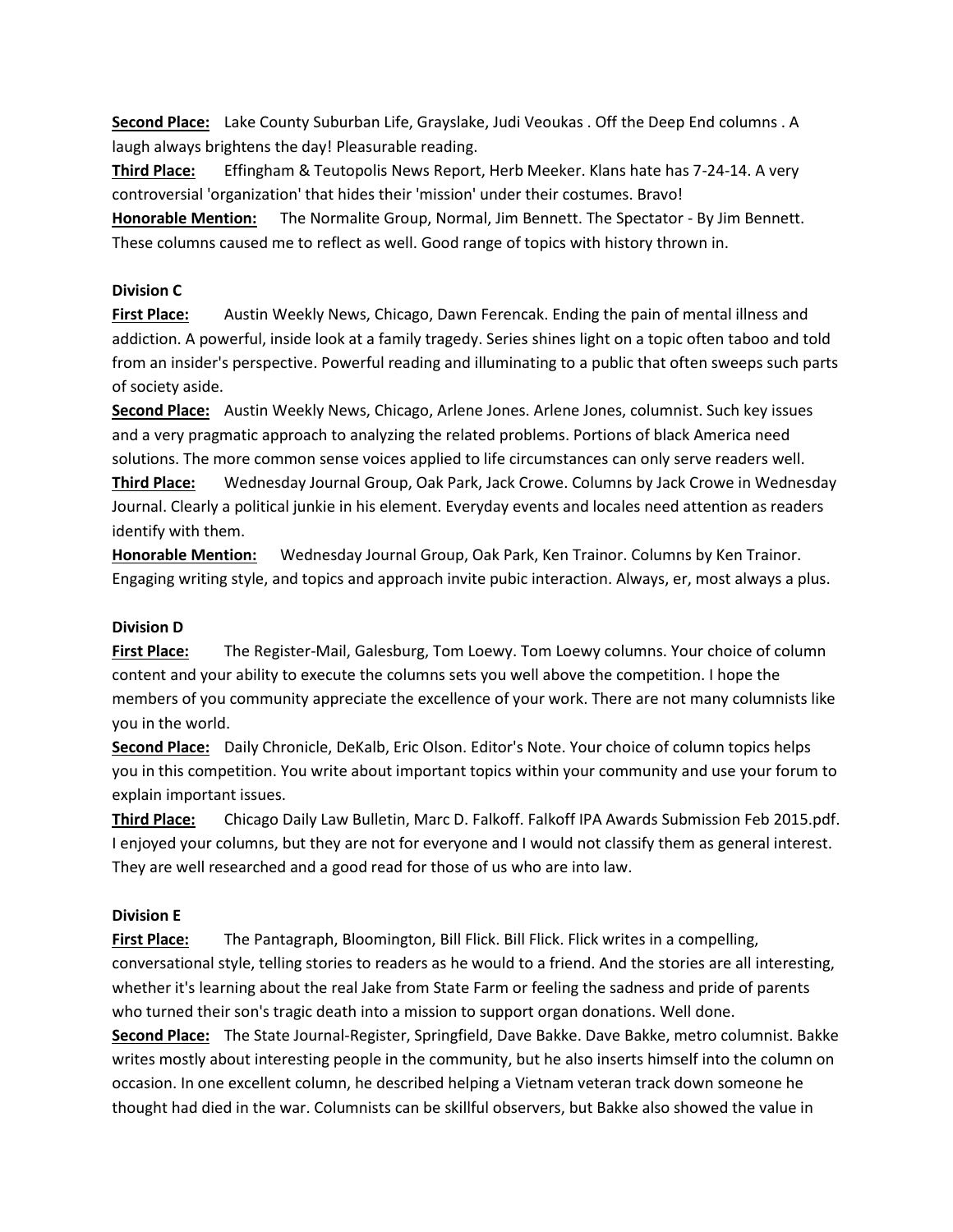**Second Place:** Lake County Suburban Life, Grayslake, Judi Veoukas . Off the Deep End columns . A laugh always brightens the day! Pleasurable reading.

**Third Place:** Effingham & Teutopolis News Report, Herb Meeker. Klans hate has 7-24-14. A very controversial 'organization' that hides their 'mission' under their costumes. Bravo!

**Honorable Mention:** The Normalite Group, Normal, Jim Bennett. The Spectator - By Jim Bennett. These columns caused me to reflect as well. Good range of topics with history thrown in.

**Division C**

**First Place:** Austin Weekly News, Chicago, Dawn Ferencak. Ending the pain of mental illness and addiction. A powerful, inside look at a family tragedy. Series shines light on a topic often taboo and told from an insider's perspective. Powerful reading and illuminating to a public that often sweeps such parts of society aside.

**Second Place:** Austin Weekly News, Chicago, Arlene Jones. Arlene Jones, columnist. Such key issues and a very pragmatic approach to analyzing the related problems. Portions of black America need solutions. The more common sense voices applied to life circumstances can only serve readers well.

**Third Place:** Wednesday Journal Group, Oak Park, Jack Crowe. Columns by Jack Crowe in Wednesday Journal. Clearly a political junkie in his element. Everyday events and locales need attention as readers identify with them.

**Honorable Mention:** Wednesday Journal Group, Oak Park, Ken Trainor. Columns by Ken Trainor. Engaging writing style, and topics and approach invite pubic interaction. Always, er, most always a plus.

**Division D**

**First Place:** The Register-Mail, Galesburg, Tom Loewy. Tom Loewy columns. Your choice of column content and your ability to execute the columns sets you well above the competition. I hope the members of you community appreciate the excellence of your work. There are not many columnists like you in the world.

**Second Place:** Daily Chronicle, DeKalb, Eric Olson. Editor's Note. Your choice of column topics helps you in this competition. You write about important topics within your community and use your forum to explain important issues.

**Third Place:** Chicago Daily Law Bulletin, Marc D. Falkoff. Falkoff IPA Awards Submission Feb 2015.pdf. I enjoyed your columns, but they are not for everyone and I would not classify them as general interest. They are well researched and a good read for those of us who are into law.

**Division E**

**First Place:** The Pantagraph, Bloomington, Bill Flick. Bill Flick. Flick writes in a compelling, conversational style, telling stories to readers as he would to a friend. And the stories are all interesting, whether it's learning about the real Jake from State Farm or feeling the sadness and pride of parents who turned their son's tragic death into a mission to support organ donations. Well done.

**Second Place:** The State Journal-Register, Springfield, Dave Bakke. Dave Bakke, metro columnist. Bakke writes mostly about interesting people in the community, but he also inserts himself into the column on occasion. In one excellent column, he described helping a Vietnam veteran track down someone he thought had died in the war. Columnists can be skillful observers, but Bakke also showed the value in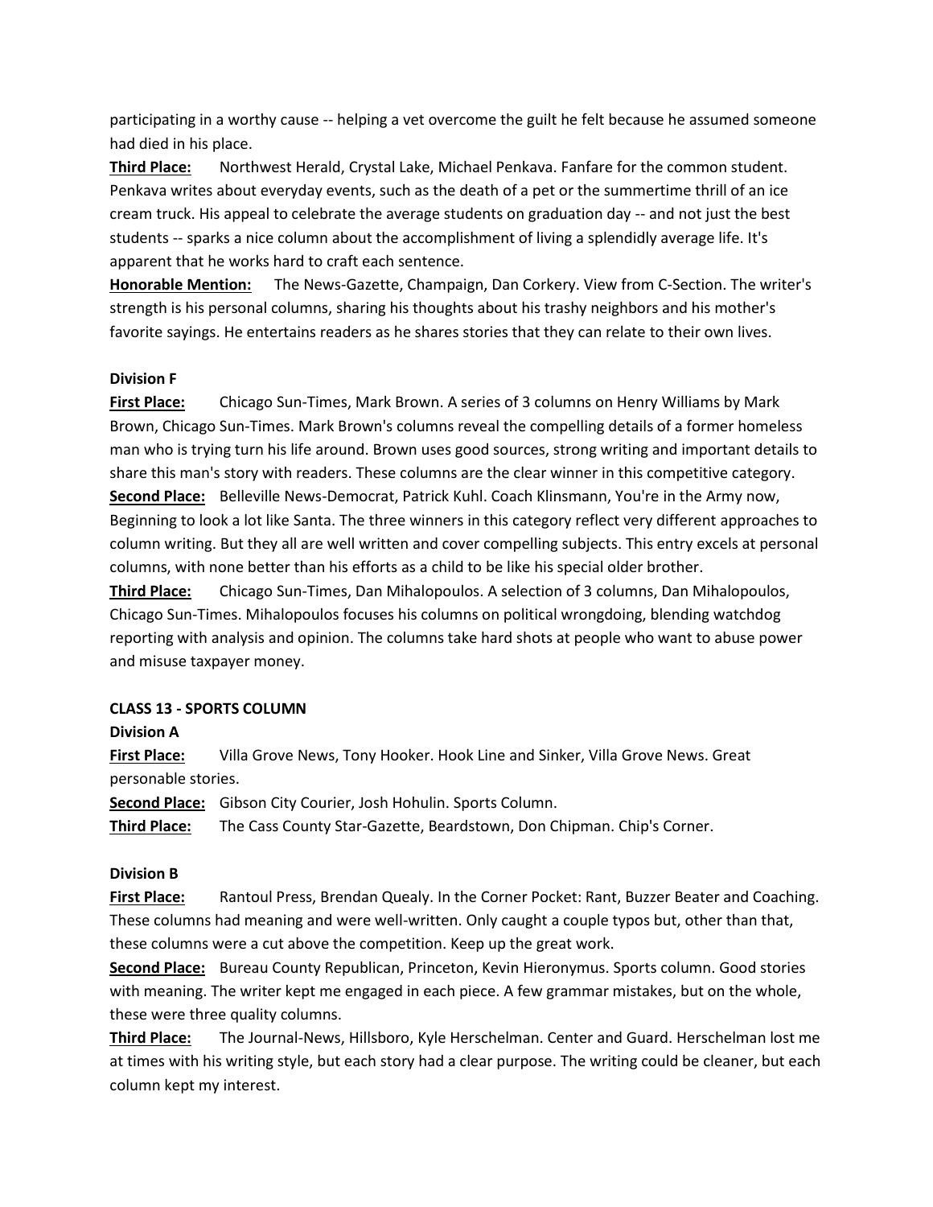participating in a worthy cause -- helping a vet overcome the guilt he felt because he assumed someone had died in his place.

**Third Place:** Northwest Herald, Crystal Lake, Michael Penkava. Fanfare for the common student. Penkava writes about everyday events, such as the death of a pet or the summertime thrill of an ice cream truck. His appeal to celebrate the average students on graduation day -- and not just the best students -- sparks a nice column about the accomplishment of living a splendidly average life. It's apparent that he works hard to craft each sentence.

**Honorable Mention:** The News-Gazette, Champaign, Dan Corkery. View from C-Section. The writer's strength is his personal columns, sharing his thoughts about his trashy neighbors and his mother's favorite sayings. He entertains readers as he shares stories that they can relate to their own lives.

**Division F**

**First Place:** Chicago Sun-Times, Mark Brown. A series of 3 columns on Henry Williams by Mark Brown, Chicago Sun-Times. Mark Brown's columns reveal the compelling details of a former homeless man who is trying turn his life around. Brown uses good sources, strong writing and important details to share this man's story with readers. These columns are the clear winner in this competitive category.

**Second Place:** Belleville News-Democrat, Patrick Kuhl. Coach Klinsmann, You're in the Army now, Beginning to look a lot like Santa. The three winners in this category reflect very different approaches to column writing. But they all are well written and cover compelling subjects. This entry excels at personal columns, with none better than his efforts as a child to be like his special older brother.

**Third Place:** Chicago Sun-Times, Dan Mihalopoulos. A selection of 3 columns, Dan Mihalopoulos, Chicago Sun-Times. Mihalopoulos focuses his columns on political wrongdoing, blending watchdog reporting with analysis and opinion. The columns take hard shots at people who want to abuse power and misuse taxpayer money.

**CLASS 13 - SPORTS COLUMN**

**Division A**

**First Place:** Villa Grove News, Tony Hooker. Hook Line and Sinker, Villa Grove News. Great personable stories.

**Second Place:** Gibson City Courier, Josh Hohulin. Sports Column.

**Third Place:** The Cass County Star-Gazette, Beardstown, Don Chipman. Chip's Corner.

**Division B**

**First Place:** Rantoul Press, Brendan Quealy. In the Corner Pocket: Rant, Buzzer Beater and Coaching. These columns had meaning and were well-written. Only caught a couple typos but, other than that, these columns were a cut above the competition. Keep up the great work.

**Second Place:** Bureau County Republican, Princeton, Kevin Hieronymus. Sports column. Good stories with meaning. The writer kept me engaged in each piece. A few grammar mistakes, but on the whole, these were three quality columns.

**Third Place:** The Journal-News, Hillsboro, Kyle Herschelman. Center and Guard. Herschelman lost me at times with his writing style, but each story had a clear purpose. The writing could be cleaner, but each column kept my interest.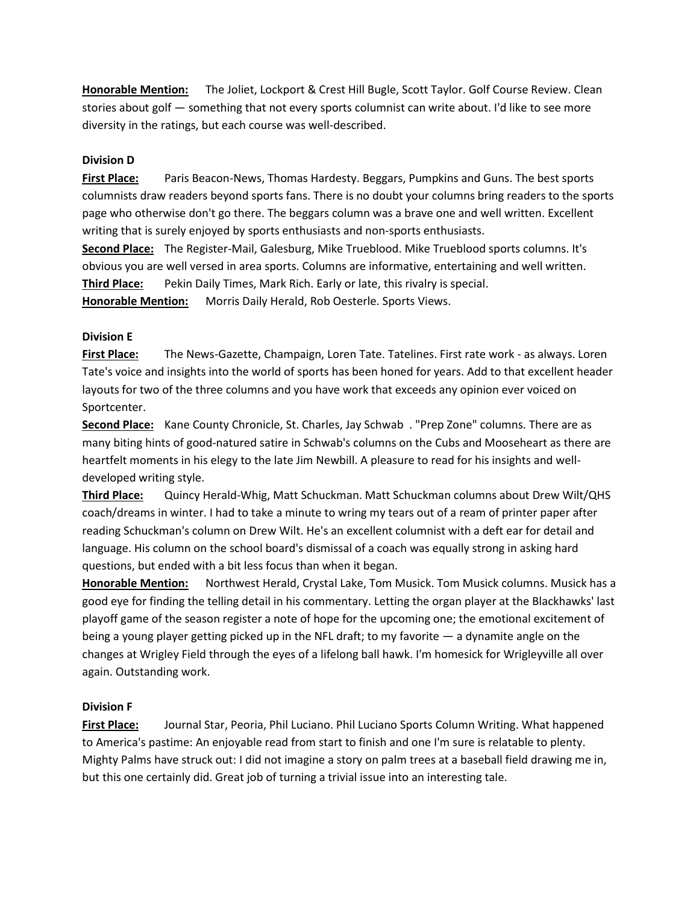**Honorable Mention:** The Joliet, Lockport & Crest Hill Bugle, Scott Taylor. Golf Course Review. Clean stories about golf — something that not every sports columnist can write about. I'd like to see more diversity in the ratings, but each course was well-described.

**Division D**

**First Place:** Paris Beacon-News, Thomas Hardesty. Beggars, Pumpkins and Guns. The best sports columnists draw readers beyond sports fans. There is no doubt your columns bring readers to the sports page who otherwise don't go there. The beggars column was a brave one and well written. Excellent writing that is surely enjoyed by sports enthusiasts and non-sports enthusiasts.

**Second Place:** The Register-Mail, Galesburg, Mike Trueblood. Mike Trueblood sports columns. It's obvious you are well versed in area sports. Columns are informative, entertaining and well written.

**Third Place:** Pekin Daily Times, Mark Rich. Early or late, this rivalry is special.

**Honorable Mention:** Morris Daily Herald, Rob Oesterle. Sports Views.

**Division E**

**First Place:** The News-Gazette, Champaign, Loren Tate. Tatelines. First rate work - as always. Loren Tate's voice and insights into the world of sports has been honed for years. Add to that excellent header layouts for two of the three columns and you have work that exceeds any opinion ever voiced on Sportcenter.

**Second Place:** Kane County Chronicle, St. Charles, Jay Schwab . "Prep Zone" columns. There are as many biting hints of good-natured satire in Schwab's columns on the Cubs and Mooseheart as there are heartfelt moments in his elegy to the late Jim Newbill. A pleasure to read for his insights and well-developed writing style.

**Third Place:** Quincy Herald-Whig, Matt Schuckman. Matt Schuckman columns about Drew Wilt/QHS coach/dreams in winter. I had to take a minute to wring my tears out of a ream of printer paper after reading Schuckman's column on Drew Wilt. He's an excellent columnist with a deft ear for detail and language. His column on the school board's dismissal of a coach was equally strong in asking hard questions, but ended with a bit less focus than when it began.

**Honorable Mention:** Northwest Herald, Crystal Lake, Tom Musick. Tom Musick columns. Musick has a good eye for finding the telling detail in his commentary. Letting the organ player at the Blackhawks' last playoff game of the season register a note of hope for the upcoming one; the emotional excitement of being a young player getting picked up in the NFL draft; to my favorite — a dynamite angle on the changes at Wrigley Field through the eyes of a lifelong ball hawk. I'm homesick for Wrigleyville all over again. Outstanding work.

**Division F**

**First Place:** Journal Star, Peoria, Phil Luciano. Phil Luciano Sports Column Writing. What happened to America's pastime: An enjoyable read from start to finish and one I'm sure is relatable to plenty. Mighty Palms have struck out: I did not imagine a story on palm trees at a baseball field drawing me in, but this one certainly did. Great job of turning a trivial issue into an interesting tale.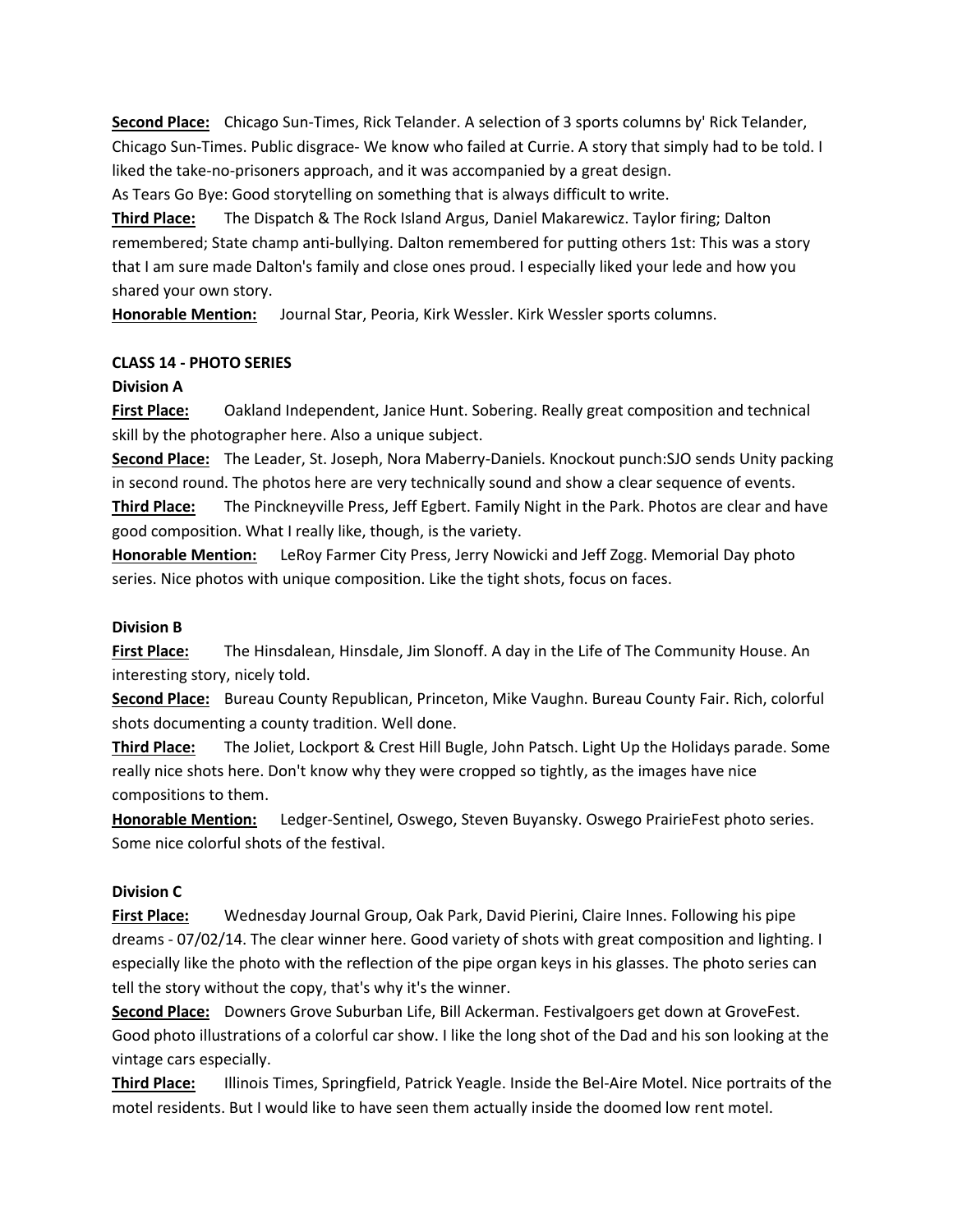**Second Place:** Chicago Sun-Times, Rick Telander. A selection of 3 sports columns by' Rick Telander, Chicago Sun-Times. Public disgrace- We know who failed at Currie. A story that simply had to be told. I liked the take-no-prisoners approach, and it was accompanied by a great design.
As Tears Go Bye: Good storytelling on something that is always difficult to write.

**Third Place:** The Dispatch & The Rock Island Argus, Daniel Makarewicz. Taylor firing; Dalton remembered; State champ anti-bullying. Dalton remembered for putting others 1st: This was a story that I am sure made Dalton's family and close ones proud. I especially liked your lede and how you shared your own story.

**Honorable Mention:** Journal Star, Peoria, Kirk Wessler. Kirk Wessler sports columns.

## CLASS 14 - PHOTO SERIES

### Division A

**First Place:** Oakland Independent, Janice Hunt. Sobering. Really great composition and technical skill by the photographer here. Also a unique subject.

**Second Place:** The Leader, St. Joseph, Nora Maberry-Daniels. Knockout punch:SJO sends Unity packing in second round. The photos here are very technically sound and show a clear sequence of events.

**Third Place:** The Pinckneyville Press, Jeff Egbert. Family Night in the Park. Photos are clear and have good composition. What I really like, though, is the variety.

**Honorable Mention:** LeRoy Farmer City Press, Jerry Nowicki and Jeff Zogg. Memorial Day photo series. Nice photos with unique composition. Like the tight shots, focus on faces.

### Division B

**First Place:** The Hinsdalean, Hinsdale, Jim Slonoff. A day in the Life of The Community House. An interesting story, nicely told.

**Second Place:** Bureau County Republican, Princeton, Mike Vaughn. Bureau County Fair. Rich, colorful shots documenting a county tradition. Well done.

**Third Place:** The Joliet, Lockport & Crest Hill Bugle, John Patsch. Light Up the Holidays parade. Some really nice shots here. Don't know why they were cropped so tightly, as the images have nice compositions to them.

**Honorable Mention:** Ledger-Sentinel, Oswego, Steven Buyansky. Oswego PrairieFest photo series. Some nice colorful shots of the festival.

### Division C

**First Place:** Wednesday Journal Group, Oak Park, David Pierini, Claire Innes. Following his pipe dreams - 07/02/14. The clear winner here. Good variety of shots with great composition and lighting. I especially like the photo with the reflection of the pipe organ keys in his glasses. The photo series can tell the story without the copy, that's why it's the winner.

**Second Place:** Downers Grove Suburban Life, Bill Ackerman. Festivalgoers get down at GroveFest. Good photo illustrations of a colorful car show. I like the long shot of the Dad and his son looking at the vintage cars especially.

**Third Place:** Illinois Times, Springfield, Patrick Yeagle. Inside the Bel-Aire Motel. Nice portraits of the motel residents. But I would like to have seen them actually inside the doomed low rent motel.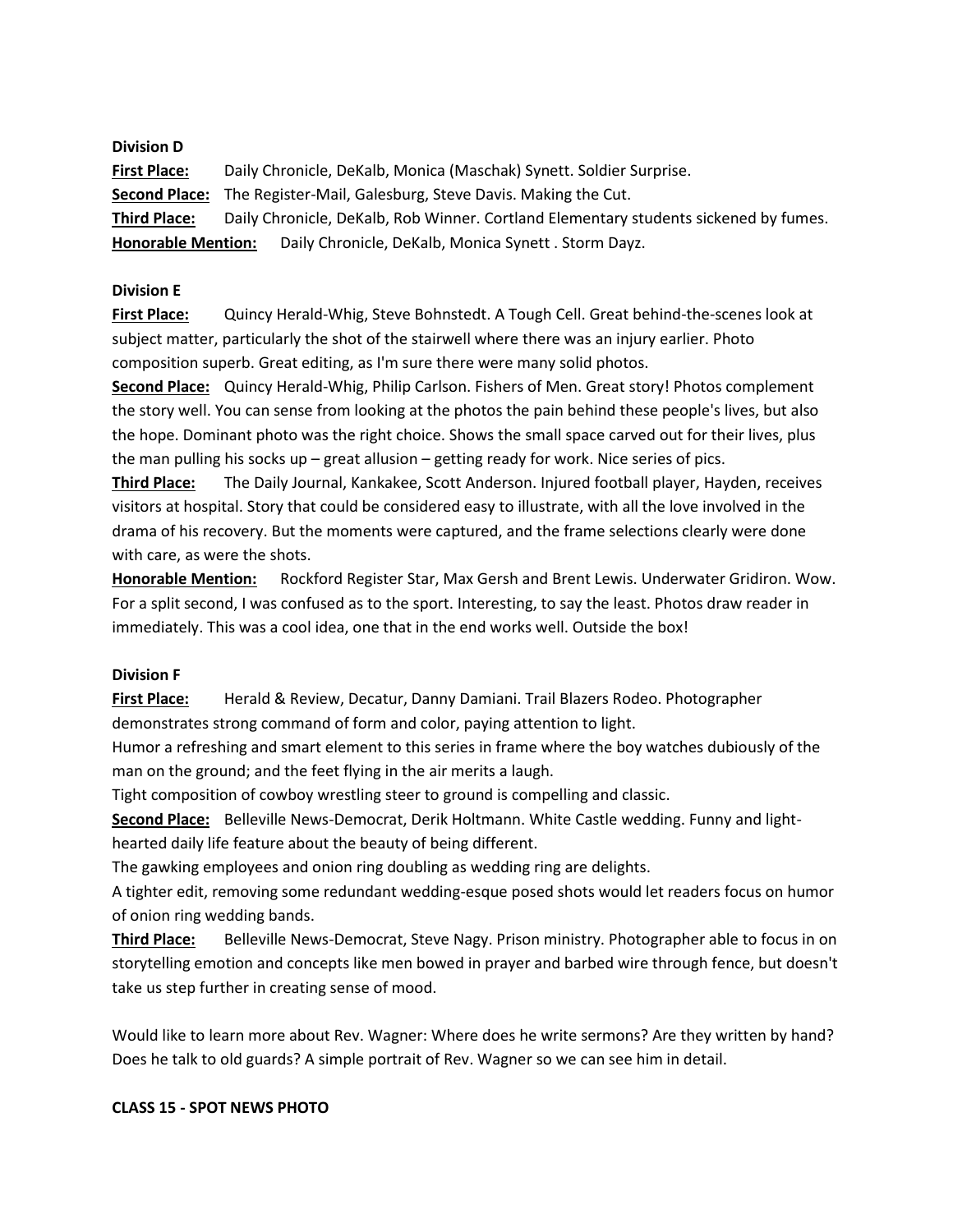**Division D**

**First Place:** Daily Chronicle, DeKalb, Monica (Maschak) Synett. Soldier Surprise.

**Second Place:** The Register-Mail, Galesburg, Steve Davis. Making the Cut.

**Third Place:** Daily Chronicle, DeKalb, Rob Winner. Cortland Elementary students sickened by fumes.

**Honorable Mention:** Daily Chronicle, DeKalb, Monica Synett . Storm Dayz.

**Division E**

**First Place:** Quincy Herald-Whig, Steve Bohnstedt. A Tough Cell. Great behind-the-scenes look at subject matter, particularly the shot of the stairwell where there was an injury earlier. Photo composition superb. Great editing, as I'm sure there were many solid photos.

**Second Place:** Quincy Herald-Whig, Philip Carlson. Fishers of Men. Great story! Photos complement the story well. You can sense from looking at the photos the pain behind these people's lives, but also the hope. Dominant photo was the right choice. Shows the small space carved out for their lives, plus the man pulling his socks up – great allusion – getting ready for work. Nice series of pics.

**Third Place:** The Daily Journal, Kankakee, Scott Anderson. Injured football player, Hayden, receives visitors at hospital. Story that could be considered easy to illustrate, with all the love involved in the drama of his recovery. But the moments were captured, and the frame selections clearly were done with care, as were the shots.

**Honorable Mention:** Rockford Register Star, Max Gersh and Brent Lewis. Underwater Gridiron. Wow. For a split second, I was confused as to the sport. Interesting, to say the least. Photos draw reader in immediately. This was a cool idea, one that in the end works well. Outside the box!

**Division F**

**First Place:** Herald & Review, Decatur, Danny Damiani. Trail Blazers Rodeo. Photographer demonstrates strong command of form and color, paying attention to light.

Humor a refreshing and smart element to this series in frame where the boy watches dubiously of the man on the ground; and the feet flying in the air merits a laugh.

Tight composition of cowboy wrestling steer to ground is compelling and classic.

**Second Place:** Belleville News-Democrat, Derik Holtmann. White Castle wedding. Funny and light-hearted daily life feature about the beauty of being different.

The gawking employees and onion ring doubling as wedding ring are delights.

A tighter edit, removing some redundant wedding-esque posed shots would let readers focus on humor of onion ring wedding bands.

**Third Place:** Belleville News-Democrat, Steve Nagy. Prison ministry. Photographer able to focus in on storytelling emotion and concepts like men bowed in prayer and barbed wire through fence, but doesn't take us step further in creating sense of mood.

Would like to learn more about Rev. Wagner: Where does he write sermons? Are they written by hand? Does he talk to old guards? A simple portrait of Rev. Wagner so we can see him in detail.

**CLASS 15 - SPOT NEWS PHOTO**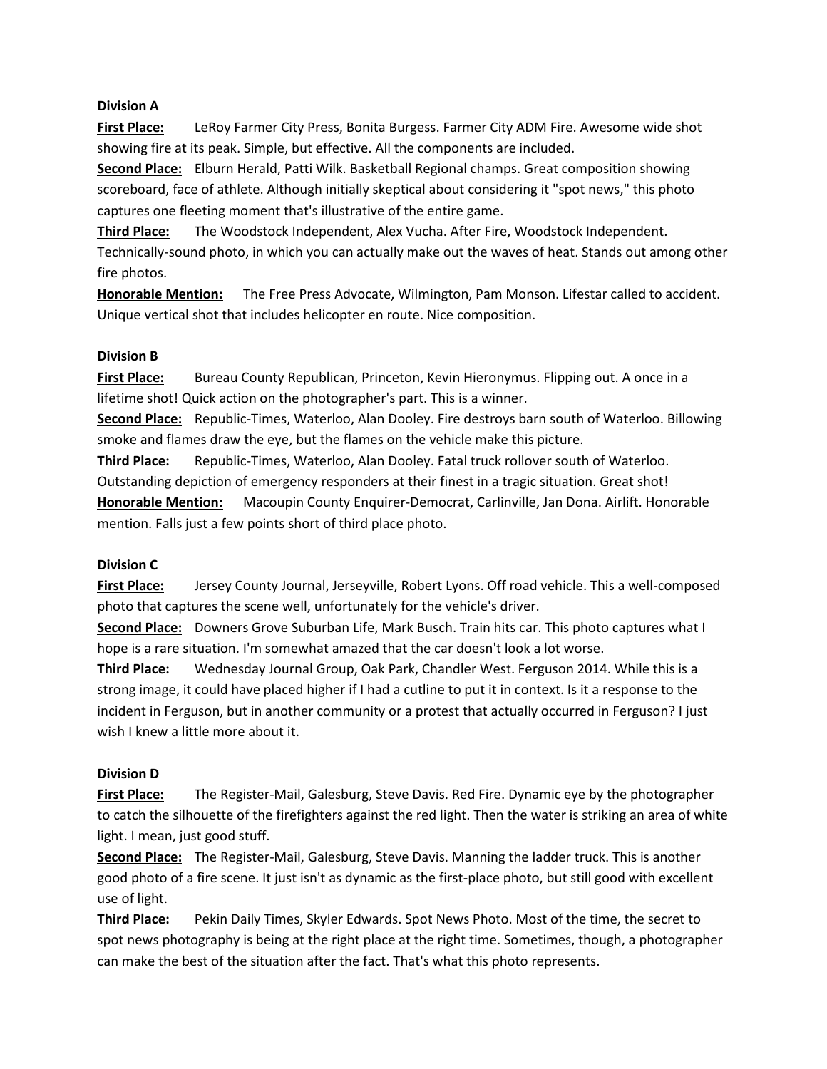**Division A**

**First Place:** LeRoy Farmer City Press, Bonita Burgess. Farmer City ADM Fire. Awesome wide shot showing fire at its peak. Simple, but effective. All the components are included.

**Second Place:** Elburn Herald, Patti Wilk. Basketball Regional champs. Great composition showing scoreboard, face of athlete. Although initially skeptical about considering it "spot news," this photo captures one fleeting moment that's illustrative of the entire game.

**Third Place:** The Woodstock Independent, Alex Vucha. After Fire, Woodstock Independent. Technically-sound photo, in which you can actually make out the waves of heat. Stands out among other fire photos.

**Honorable Mention:** The Free Press Advocate, Wilmington, Pam Monson. Lifestar called to accident. Unique vertical shot that includes helicopter en route. Nice composition.

**Division B**

**First Place:** Bureau County Republican, Princeton, Kevin Hieronymus. Flipping out. A once in a lifetime shot! Quick action on the photographer's part. This is a winner.

**Second Place:** Republic-Times, Waterloo, Alan Dooley. Fire destroys barn south of Waterloo. Billowing smoke and flames draw the eye, but the flames on the vehicle make this picture.

**Third Place:** Republic-Times, Waterloo, Alan Dooley. Fatal truck rollover south of Waterloo. Outstanding depiction of emergency responders at their finest in a tragic situation. Great shot!

**Honorable Mention:** Macoupin County Enquirer-Democrat, Carlinville, Jan Dona. Airlift. Honorable mention. Falls just a few points short of third place photo.

**Division C**

**First Place:** Jersey County Journal, Jerseyville, Robert Lyons. Off road vehicle. This a well-composed photo that captures the scene well, unfortunately for the vehicle's driver.

**Second Place:** Downers Grove Suburban Life, Mark Busch. Train hits car. This photo captures what I hope is a rare situation. I'm somewhat amazed that the car doesn't look a lot worse.

**Third Place:** Wednesday Journal Group, Oak Park, Chandler West. Ferguson 2014. While this is a strong image, it could have placed higher if I had a cutline to put it in context. Is it a response to the incident in Ferguson, but in another community or a protest that actually occurred in Ferguson? I just wish I knew a little more about it.

**Division D**

**First Place:** The Register-Mail, Galesburg, Steve Davis. Red Fire. Dynamic eye by the photographer to catch the silhouette of the firefighters against the red light. Then the water is striking an area of white light. I mean, just good stuff.

**Second Place:** The Register-Mail, Galesburg, Steve Davis. Manning the ladder truck. This is another good photo of a fire scene. It just isn't as dynamic as the first-place photo, but still good with excellent use of light.

**Third Place:** Pekin Daily Times, Skyler Edwards. Spot News Photo. Most of the time, the secret to spot news photography is being at the right place at the right time. Sometimes, though, a photographer can make the best of the situation after the fact. That's what this photo represents.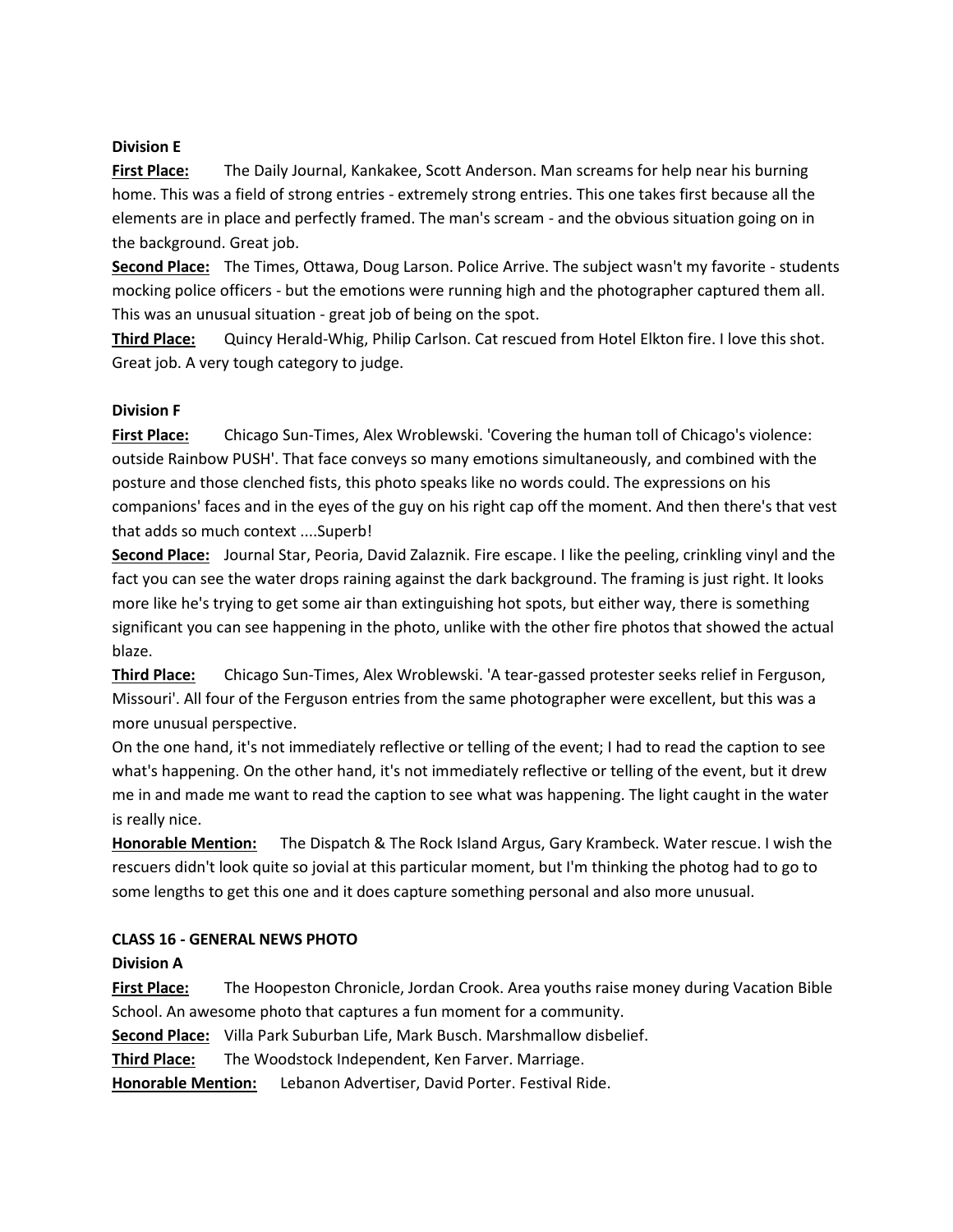**Division E**

**First Place:** The Daily Journal, Kankakee, Scott Anderson. Man screams for help near his burning home. This was a field of strong entries - extremely strong entries. This one takes first because all the elements are in place and perfectly framed. The man's scream - and the obvious situation going on in the background. Great job.

**Second Place:** The Times, Ottawa, Doug Larson. Police Arrive. The subject wasn't my favorite - students mocking police officers - but the emotions were running high and the photographer captured them all. This was an unusual situation - great job of being on the spot.

**Third Place:** Quincy Herald-Whig, Philip Carlson. Cat rescued from Hotel Elkton fire. I love this shot. Great job. A very tough category to judge.

**Division F**

**First Place:** Chicago Sun-Times, Alex Wroblewski. 'Covering the human toll of Chicago's violence: outside Rainbow PUSH'. That face conveys so many emotions simultaneously, and combined with the posture and those clenched fists, this photo speaks like no words could. The expressions on his companions' faces and in the eyes of the guy on his right cap off the moment. And then there's that vest that adds so much context ....Superb!

**Second Place:** Journal Star, Peoria, David Zalaznik. Fire escape. I like the peeling, crinkling vinyl and the fact you can see the water drops raining against the dark background. The framing is just right. It looks more like he's trying to get some air than extinguishing hot spots, but either way, there is something significant you can see happening in the photo, unlike with the other fire photos that showed the actual blaze.

**Third Place:** Chicago Sun-Times, Alex Wroblewski. 'A tear-gassed protester seeks relief in Ferguson, Missouri'. All four of the Ferguson entries from the same photographer were excellent, but this was a more unusual perspective.

On the one hand, it's not immediately reflective or telling of the event; I had to read the caption to see what's happening. On the other hand, it's not immediately reflective or telling of the event, but it drew me in and made me want to read the caption to see what was happening. The light caught in the water is really nice.

**Honorable Mention:** The Dispatch & The Rock Island Argus, Gary Krambeck. Water rescue. I wish the rescuers didn't look quite so jovial at this particular moment, but I'm thinking the photog had to go to some lengths to get this one and it does capture something personal and also more unusual.

**CLASS 16 - GENERAL NEWS PHOTO**

**Division A**

**First Place:** The Hoopeston Chronicle, Jordan Crook. Area youths raise money during Vacation Bible School. An awesome photo that captures a fun moment for a community.

**Second Place:** Villa Park Suburban Life, Mark Busch. Marshmallow disbelief.

**Third Place:** The Woodstock Independent, Ken Farver. Marriage.

**Honorable Mention:** Lebanon Advertiser, David Porter. Festival Ride.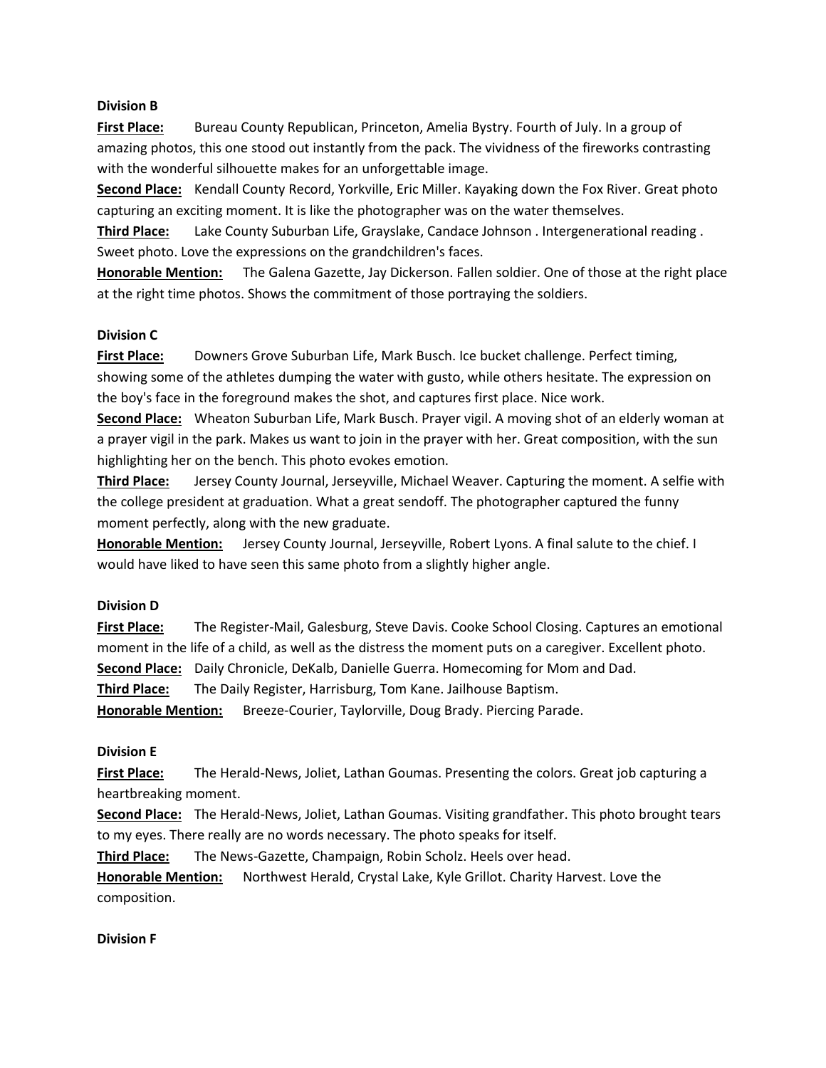**Division B**

**First Place:** Bureau County Republican, Princeton, Amelia Bystry. Fourth of July. In a group of amazing photos, this one stood out instantly from the pack. The vividness of the fireworks contrasting with the wonderful silhouette makes for an unforgettable image.

**Second Place:** Kendall County Record, Yorkville, Eric Miller. Kayaking down the Fox River. Great photo capturing an exciting moment. It is like the photographer was on the water themselves.

**Third Place:** Lake County Suburban Life, Grayslake, Candace Johnson . Intergenerational reading . Sweet photo. Love the expressions on the grandchildren's faces.

**Honorable Mention:** The Galena Gazette, Jay Dickerson. Fallen soldier. One of those at the right place at the right time photos. Shows the commitment of those portraying the soldiers.

**Division C**

**First Place:** Downers Grove Suburban Life, Mark Busch. Ice bucket challenge. Perfect timing, showing some of the athletes dumping the water with gusto, while others hesitate. The expression on the boy's face in the foreground makes the shot, and captures first place. Nice work.

**Second Place:** Wheaton Suburban Life, Mark Busch. Prayer vigil. A moving shot of an elderly woman at a prayer vigil in the park. Makes us want to join in the prayer with her. Great composition, with the sun highlighting her on the bench. This photo evokes emotion.

**Third Place:** Jersey County Journal, Jerseyville, Michael Weaver. Capturing the moment. A selfie with the college president at graduation. What a great sendoff. The photographer captured the funny moment perfectly, along with the new graduate.

**Honorable Mention:** Jersey County Journal, Jerseyville, Robert Lyons. A final salute to the chief. I would have liked to have seen this same photo from a slightly higher angle.

**Division D**

**First Place:** The Register-Mail, Galesburg, Steve Davis. Cooke School Closing. Captures an emotional moment in the life of a child, as well as the distress the moment puts on a caregiver. Excellent photo.

**Second Place:** Daily Chronicle, DeKalb, Danielle Guerra. Homecoming for Mom and Dad.

**Third Place:** The Daily Register, Harrisburg, Tom Kane. Jailhouse Baptism.

**Honorable Mention:** Breeze-Courier, Taylorville, Doug Brady. Piercing Parade.

**Division E**

**First Place:** The Herald-News, Joliet, Lathan Goumas. Presenting the colors. Great job capturing a heartbreaking moment.

**Second Place:** The Herald-News, Joliet, Lathan Goumas. Visiting grandfather. This photo brought tears to my eyes. There really are no words necessary. The photo speaks for itself.

**Third Place:** The News-Gazette, Champaign, Robin Scholz. Heels over head.

**Honorable Mention:** Northwest Herald, Crystal Lake, Kyle Grillot. Charity Harvest. Love the composition.

**Division F**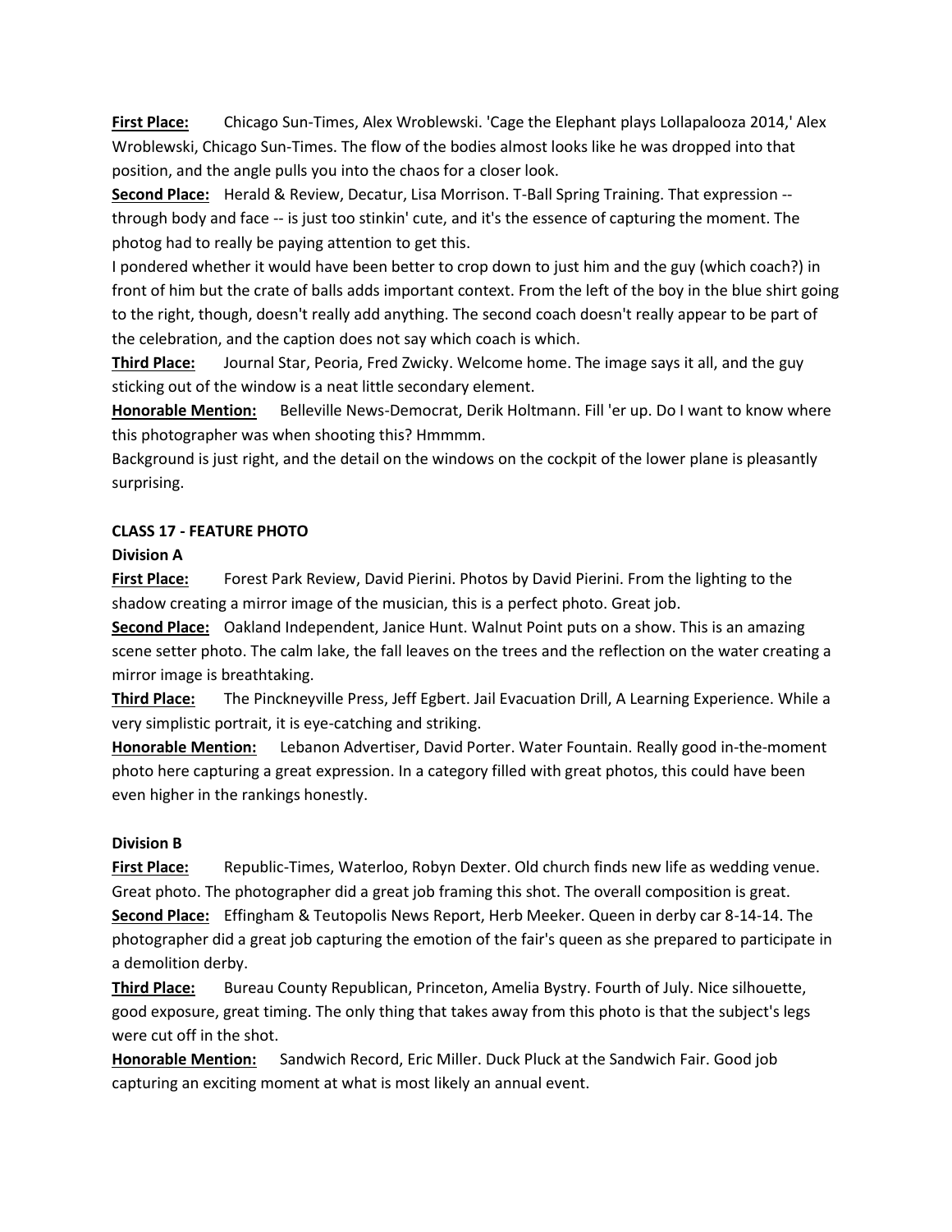**First Place:** Chicago Sun-Times, Alex Wroblewski. 'Cage the Elephant plays Lollapalooza 2014,' Alex Wroblewski, Chicago Sun-Times. The flow of the bodies almost looks like he was dropped into that position, and the angle pulls you into the chaos for a closer look.

**Second Place:** Herald & Review, Decatur, Lisa Morrison. T-Ball Spring Training. That expression -- through body and face -- is just too stinkin' cute, and it's the essence of capturing the moment. The photog had to really be paying attention to get this.

I pondered whether it would have been better to crop down to just him and the guy (which coach?) in front of him but the crate of balls adds important context. From the left of the boy in the blue shirt going to the right, though, doesn't really add anything. The second coach doesn't really appear to be part of the celebration, and the caption does not say which coach is which.

**Third Place:** Journal Star, Peoria, Fred Zwicky. Welcome home. The image says it all, and the guy sticking out of the window is a neat little secondary element.

**Honorable Mention:** Belleville News-Democrat, Derik Holtmann. Fill 'er up. Do I want to know where this photographer was when shooting this? Hmmmm.

Background is just right, and the detail on the windows on the cockpit of the lower plane is pleasantly surprising.

## CLASS 17 - FEATURE PHOTO

### Division A

**First Place:** Forest Park Review, David Pierini. Photos by David Pierini. From the lighting to the shadow creating a mirror image of the musician, this is a perfect photo. Great job.

**Second Place:** Oakland Independent, Janice Hunt. Walnut Point puts on a show. This is an amazing scene setter photo. The calm lake, the fall leaves on the trees and the reflection on the water creating a mirror image is breathtaking.

**Third Place:** The Pinckneyville Press, Jeff Egbert. Jail Evacuation Drill, A Learning Experience. While a very simplistic portrait, it is eye-catching and striking.

**Honorable Mention:** Lebanon Advertiser, David Porter. Water Fountain. Really good in-the-moment photo here capturing a great expression. In a category filled with great photos, this could have been even higher in the rankings honestly.

### Division B

**First Place:** Republic-Times, Waterloo, Robyn Dexter. Old church finds new life as wedding venue. Great photo. The photographer did a great job framing this shot. The overall composition is great.

**Second Place:** Effingham & Teutopolis News Report, Herb Meeker. Queen in derby car 8-14-14. The photographer did a great job capturing the emotion of the fair's queen as she prepared to participate in a demolition derby.

**Third Place:** Bureau County Republican, Princeton, Amelia Bystry. Fourth of July. Nice silhouette, good exposure, great timing. The only thing that takes away from this photo is that the subject's legs were cut off in the shot.

**Honorable Mention:** Sandwich Record, Eric Miller. Duck Pluck at the Sandwich Fair. Good job capturing an exciting moment at what is most likely an annual event.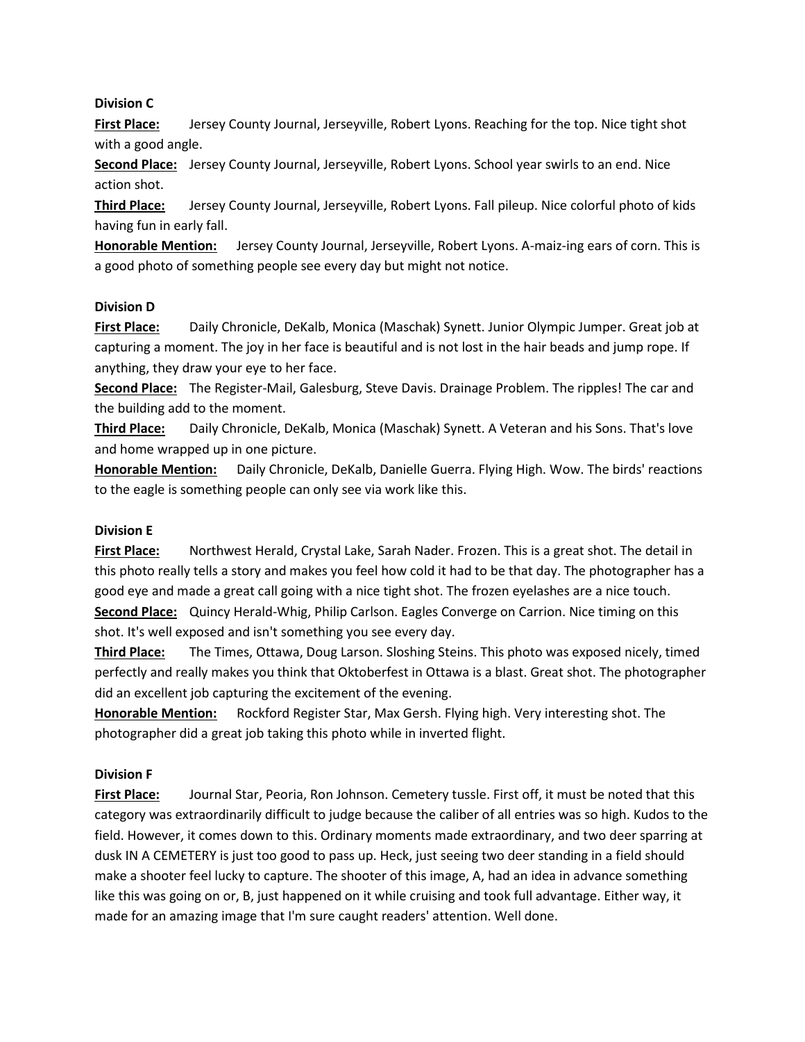**Division C**

**First Place:** Jersey County Journal, Jerseyville, Robert Lyons. Reaching for the top. Nice tight shot with a good angle.

**Second Place:** Jersey County Journal, Jerseyville, Robert Lyons. School year swirls to an end. Nice action shot.

**Third Place:** Jersey County Journal, Jerseyville, Robert Lyons. Fall pileup. Nice colorful photo of kids having fun in early fall.

**Honorable Mention:** Jersey County Journal, Jerseyville, Robert Lyons. A-maiz-ing ears of corn. This is a good photo of something people see every day but might not notice.

**Division D**

**First Place:** Daily Chronicle, DeKalb, Monica (Maschak) Synett. Junior Olympic Jumper. Great job at capturing a moment. The joy in her face is beautiful and is not lost in the hair beads and jump rope. If anything, they draw your eye to her face.

**Second Place:** The Register-Mail, Galesburg, Steve Davis. Drainage Problem. The ripples! The car and the building add to the moment.

**Third Place:** Daily Chronicle, DeKalb, Monica (Maschak) Synett. A Veteran and his Sons. That's love and home wrapped up in one picture.

**Honorable Mention:** Daily Chronicle, DeKalb, Danielle Guerra. Flying High. Wow. The birds' reactions to the eagle is something people can only see via work like this.

**Division E**

**First Place:** Northwest Herald, Crystal Lake, Sarah Nader. Frozen. This is a great shot. The detail in this photo really tells a story and makes you feel how cold it had to be that day. The photographer has a good eye and made a great call going with a nice tight shot. The frozen eyelashes are a nice touch.

**Second Place:** Quincy Herald-Whig, Philip Carlson. Eagles Converge on Carrion. Nice timing on this shot. It's well exposed and isn't something you see every day.

**Third Place:** The Times, Ottawa, Doug Larson. Sloshing Steins. This photo was exposed nicely, timed perfectly and really makes you think that Oktoberfest in Ottawa is a blast. Great shot. The photographer did an excellent job capturing the excitement of the evening.

**Honorable Mention:** Rockford Register Star, Max Gersh. Flying high. Very interesting shot. The photographer did a great job taking this photo while in inverted flight.

**Division F**

**First Place:** Journal Star, Peoria, Ron Johnson. Cemetery tussle. First off, it must be noted that this category was extraordinarily difficult to judge because the caliber of all entries was so high. Kudos to the field. However, it comes down to this. Ordinary moments made extraordinary, and two deer sparring at dusk IN A CEMETERY is just too good to pass up. Heck, just seeing two deer standing in a field should make a shooter feel lucky to capture. The shooter of this image, A, had an idea in advance something like this was going on or, B, just happened on it while cruising and took full advantage. Either way, it made for an amazing image that I'm sure caught readers' attention. Well done.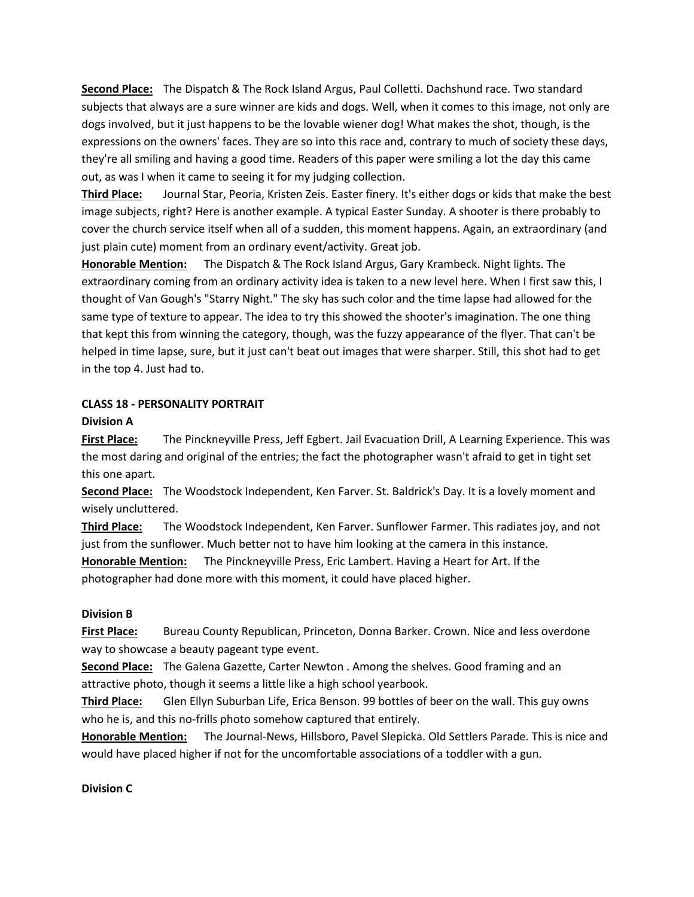**Second Place:** The Dispatch & The Rock Island Argus, Paul Colletti. Dachshund race. Two standard subjects that always are a sure winner are kids and dogs. Well, when it comes to this image, not only are dogs involved, but it just happens to be the lovable wiener dog! What makes the shot, though, is the expressions on the owners' faces. They are so into this race and, contrary to much of society these days, they're all smiling and having a good time. Readers of this paper were smiling a lot the day this came out, as was I when it came to seeing it for my judging collection.

**Third Place:** Journal Star, Peoria, Kristen Zeis. Easter finery. It's either dogs or kids that make the best image subjects, right? Here is another example. A typical Easter Sunday. A shooter is there probably to cover the church service itself when all of a sudden, this moment happens. Again, an extraordinary (and just plain cute) moment from an ordinary event/activity. Great job.

**Honorable Mention:** The Dispatch & The Rock Island Argus, Gary Krambeck. Night lights. The extraordinary coming from an ordinary activity idea is taken to a new level here. When I first saw this, I thought of Van Gough's "Starry Night." The sky has such color and the time lapse had allowed for the same type of texture to appear. The idea to try this showed the shooter's imagination. The one thing that kept this from winning the category, though, was the fuzzy appearance of the flyer. That can't be helped in time lapse, sure, but it just can't beat out images that were sharper. Still, this shot had to get in the top 4. Just had to.

### CLASS 18 - PERSONALITY PORTRAIT

**Division A**

**First Place:** The Pinckneyville Press, Jeff Egbert. Jail Evacuation Drill, A Learning Experience. This was the most daring and original of the entries; the fact the photographer wasn't afraid to get in tight set this one apart.

**Second Place:** The Woodstock Independent, Ken Farver. St. Baldrick's Day. It is a lovely moment and wisely uncluttered.

**Third Place:** The Woodstock Independent, Ken Farver. Sunflower Farmer. This radiates joy, and not just from the sunflower. Much better not to have him looking at the camera in this instance.

**Honorable Mention:** The Pinckneyville Press, Eric Lambert. Having a Heart for Art. If the photographer had done more with this moment, it could have placed higher.

**Division B**

**First Place:** Bureau County Republican, Princeton, Donna Barker. Crown. Nice and less overdone way to showcase a beauty pageant type event.

**Second Place:** The Galena Gazette, Carter Newton . Among the shelves. Good framing and an attractive photo, though it seems a little like a high school yearbook.

**Third Place:** Glen Ellyn Suburban Life, Erica Benson. 99 bottles of beer on the wall. This guy owns who he is, and this no-frills photo somehow captured that entirely.

**Honorable Mention:** The Journal-News, Hillsboro, Pavel Slepicka. Old Settlers Parade. This is nice and would have placed higher if not for the uncomfortable associations of a toddler with a gun.

**Division C**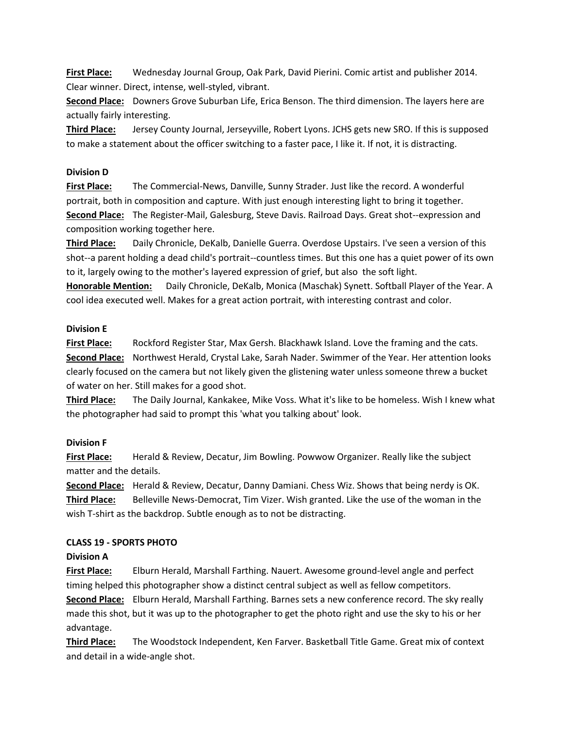**First Place:** Wednesday Journal Group, Oak Park, David Pierini. Comic artist and publisher 2014. Clear winner. Direct, intense, well-styled, vibrant.

**Second Place:** Downers Grove Suburban Life, Erica Benson. The third dimension. The layers here are actually fairly interesting.

**Third Place:** Jersey County Journal, Jerseyville, Robert Lyons. JCHS gets new SRO. If this is supposed to make a statement about the officer switching to a faster pace, I like it. If not, it is distracting.

**Division D**

**First Place:** The Commercial-News, Danville, Sunny Strader. Just like the record. A wonderful portrait, both in composition and capture. With just enough interesting light to bring it together.

**Second Place:** The Register-Mail, Galesburg, Steve Davis. Railroad Days. Great shot--expression and composition working together here.

**Third Place:** Daily Chronicle, DeKalb, Danielle Guerra. Overdose Upstairs. I've seen a version of this shot--a parent holding a dead child's portrait--countless times. But this one has a quiet power of its own to it, largely owing to the mother's layered expression of grief, but also the soft light.

**Honorable Mention:** Daily Chronicle, DeKalb, Monica (Maschak) Synett. Softball Player of the Year. A cool idea executed well. Makes for a great action portrait, with interesting contrast and color.

**Division E**

**First Place:** Rockford Register Star, Max Gersh. Blackhawk Island. Love the framing and the cats.

**Second Place:** Northwest Herald, Crystal Lake, Sarah Nader. Swimmer of the Year. Her attention looks clearly focused on the camera but not likely given the glistening water unless someone threw a bucket of water on her. Still makes for a good shot.

**Third Place:** The Daily Journal, Kankakee, Mike Voss. What it's like to be homeless. Wish I knew what the photographer had said to prompt this 'what you talking about' look.

**Division F**

**First Place:** Herald & Review, Decatur, Jim Bowling. Powwow Organizer. Really like the subject matter and the details.

**Second Place:** Herald & Review, Decatur, Danny Damiani. Chess Wiz. Shows that being nerdy is OK.

**Third Place:** Belleville News-Democrat, Tim Vizer. Wish granted. Like the use of the woman in the wish T-shirt as the backdrop. Subtle enough as to not be distracting.

**CLASS 19 - SPORTS PHOTO**

**Division A**

**First Place:** Elburn Herald, Marshall Farthing. Nauert. Awesome ground-level angle and perfect timing helped this photographer show a distinct central subject as well as fellow competitors.

**Second Place:** Elburn Herald, Marshall Farthing. Barnes sets a new conference record. The sky really made this shot, but it was up to the photographer to get the photo right and use the sky to his or her advantage.

**Third Place:** The Woodstock Independent, Ken Farver. Basketball Title Game. Great mix of context and detail in a wide-angle shot.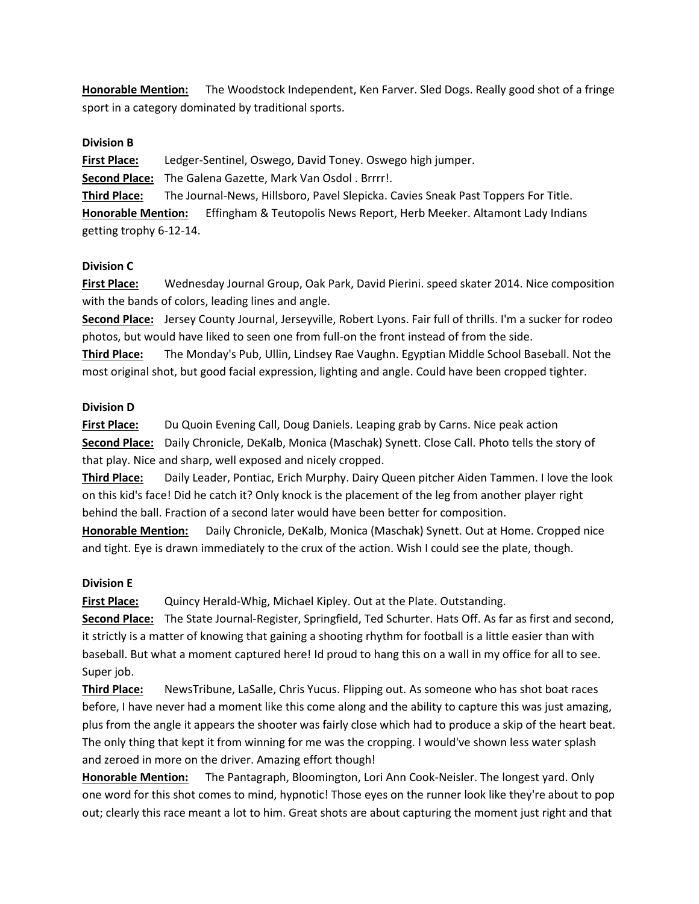**Honorable Mention:** The Woodstock Independent, Ken Farver. Sled Dogs. Really good shot of a fringe sport in a category dominated by traditional sports.

**Division B**

**First Place:** Ledger-Sentinel, Oswego, David Toney. Oswego high jumper.

**Second Place:** The Galena Gazette, Mark Van Osdol . Brrrr!.

**Third Place:** The Journal-News, Hillsboro, Pavel Slepicka. Cavies Sneak Past Toppers For Title.

**Honorable Mention:** Effingham & Teutopolis News Report, Herb Meeker. Altamont Lady Indians getting trophy 6-12-14.

**Division C**

**First Place:** Wednesday Journal Group, Oak Park, David Pierini. speed skater 2014. Nice composition with the bands of colors, leading lines and angle.

**Second Place:** Jersey County Journal, Jerseyville, Robert Lyons. Fair full of thrills. I'm a sucker for rodeo photos, but would have liked to seen one from full-on the front instead of from the side.

**Third Place:** The Monday's Pub, Ullin, Lindsey Rae Vaughn. Egyptian Middle School Baseball. Not the most original shot, but good facial expression, lighting and angle. Could have been cropped tighter.

**Division D**

**First Place:** Du Quoin Evening Call, Doug Daniels. Leaping grab by Carns. Nice peak action

**Second Place:** Daily Chronicle, DeKalb, Monica (Maschak) Synett. Close Call. Photo tells the story of that play. Nice and sharp, well exposed and nicely cropped.

**Third Place:** Daily Leader, Pontiac, Erich Murphy. Dairy Queen pitcher Aiden Tammen. I love the look on this kid's face! Did he catch it? Only knock is the placement of the leg from another player right behind the ball. Fraction of a second later would have been better for composition.

**Honorable Mention:** Daily Chronicle, DeKalb, Monica (Maschak) Synett. Out at Home. Cropped nice and tight. Eye is drawn immediately to the crux of the action. Wish I could see the plate, though.

**Division E**

**First Place:** Quincy Herald-Whig, Michael Kipley. Out at the Plate. Outstanding.

**Second Place:** The State Journal-Register, Springfield, Ted Schurter. Hats Off. As far as first and second, it strictly is a matter of knowing that gaining a shooting rhythm for football is a little easier than with baseball. But what a moment captured here! Id proud to hang this on a wall in my office for all to see. Super job.

**Third Place:** NewsTribune, LaSalle, Chris Yucus. Flipping out. As someone who has shot boat races before, I have never had a moment like this come along and the ability to capture this was just amazing, plus from the angle it appears the shooter was fairly close which had to produce a skip of the heart beat. The only thing that kept it from winning for me was the cropping. I would've shown less water splash and zeroed in more on the driver. Amazing effort though!

**Honorable Mention:** The Pantagraph, Bloomington, Lori Ann Cook-Neisler. The longest yard. Only one word for this shot comes to mind, hypnotic! Those eyes on the runner look like they're about to pop out; clearly this race meant a lot to him. Great shots are about capturing the moment just right and that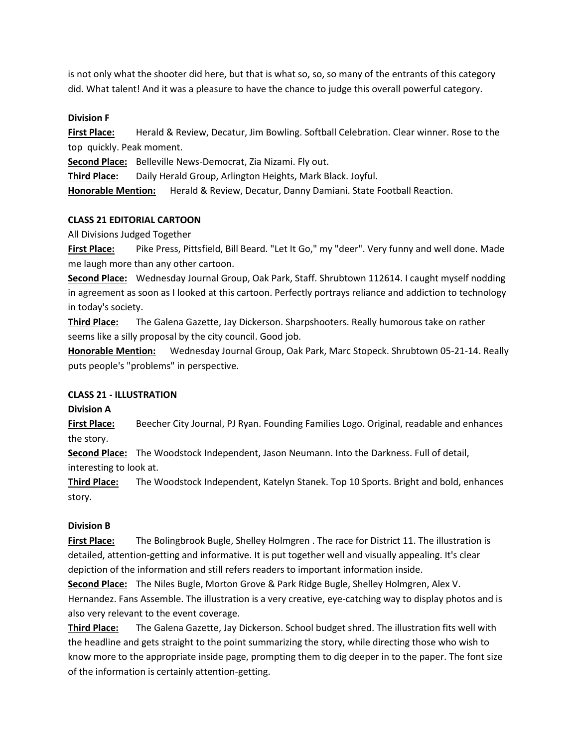is not only what the shooter did here, but that is what so, so, so many of the entrants of this category did. What talent! And it was a pleasure to have the chance to judge this overall powerful category.

**Division F**

**First Place:** Herald & Review, Decatur, Jim Bowling. Softball Celebration. Clear winner. Rose to the top quickly. Peak moment.

**Second Place:** Belleville News-Democrat, Zia Nizami. Fly out.

**Third Place:** Daily Herald Group, Arlington Heights, Mark Black. Joyful.

**Honorable Mention:** Herald & Review, Decatur, Danny Damiani. State Football Reaction.

**CLASS 21 EDITORIAL CARTOON**

All Divisions Judged Together

**First Place:** Pike Press, Pittsfield, Bill Beard. "Let It Go," my "deer". Very funny and well done. Made me laugh more than any other cartoon.

**Second Place:** Wednesday Journal Group, Oak Park, Staff. Shrubtown 112614. I caught myself nodding in agreement as soon as I looked at this cartoon. Perfectly portrays reliance and addiction to technology in today's society.

**Third Place:** The Galena Gazette, Jay Dickerson. Sharpshooters. Really humorous take on rather seems like a silly proposal by the city council. Good job.

**Honorable Mention:** Wednesday Journal Group, Oak Park, Marc Stopeck. Shrubtown 05-21-14. Really puts people's "problems" in perspective.

**CLASS 21 - ILLUSTRATION**

**Division A**

**First Place:** Beecher City Journal, PJ Ryan. Founding Families Logo. Original, readable and enhances the story.

**Second Place:** The Woodstock Independent, Jason Neumann. Into the Darkness. Full of detail, interesting to look at.

**Third Place:** The Woodstock Independent, Katelyn Stanek. Top 10 Sports. Bright and bold, enhances story.

**Division B**

**First Place:** The Bolingbrook Bugle, Shelley Holmgren . The race for District 11. The illustration is detailed, attention-getting and informative. It is put together well and visually appealing. It's clear depiction of the information and still refers readers to important information inside.

**Second Place:** The Niles Bugle, Morton Grove & Park Ridge Bugle, Shelley Holmgren, Alex V. Hernandez. Fans Assemble. The illustration is a very creative, eye-catching way to display photos and is also very relevant to the event coverage.

**Third Place:** The Galena Gazette, Jay Dickerson. School budget shred. The illustration fits well with the headline and gets straight to the point summarizing the story, while directing those who wish to know more to the appropriate inside page, prompting them to dig deeper in to the paper. The font size of the information is certainly attention-getting.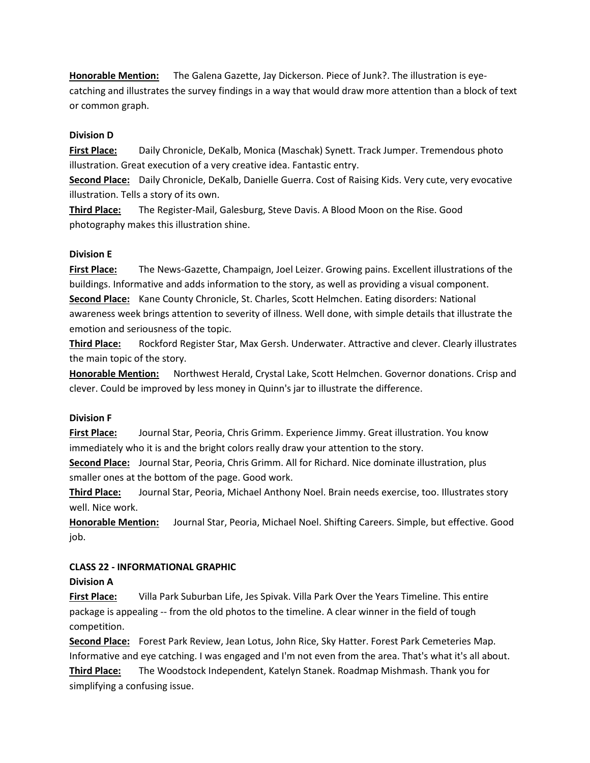**Honorable Mention:** The Galena Gazette, Jay Dickerson. Piece of Junk?. The illustration is eye-catching and illustrates the survey findings in a way that would draw more attention than a block of text or common graph.

**Division D**

**First Place:** Daily Chronicle, DeKalb, Monica (Maschak) Synett. Track Jumper. Tremendous photo illustration. Great execution of a very creative idea. Fantastic entry.
**Second Place:** Daily Chronicle, DeKalb, Danielle Guerra. Cost of Raising Kids. Very cute, very evocative illustration. Tells a story of its own.
**Third Place:** The Register-Mail, Galesburg, Steve Davis. A Blood Moon on the Rise. Good photography makes this illustration shine.

**Division E**

**First Place:** The News-Gazette, Champaign, Joel Leizer. Growing pains. Excellent illustrations of the buildings. Informative and adds information to the story, as well as providing a visual component.
**Second Place:** Kane County Chronicle, St. Charles, Scott Helmchen. Eating disorders: National awareness week brings attention to severity of illness. Well done, with simple details that illustrate the emotion and seriousness of the topic.
**Third Place:** Rockford Register Star, Max Gersh. Underwater. Attractive and clever. Clearly illustrates the main topic of the story.
**Honorable Mention:** Northwest Herald, Crystal Lake, Scott Helmchen. Governor donations. Crisp and clever. Could be improved by less money in Quinn's jar to illustrate the difference.

**Division F**

**First Place:** Journal Star, Peoria, Chris Grimm. Experience Jimmy. Great illustration. You know immediately who it is and the bright colors really draw your attention to the story.
**Second Place:** Journal Star, Peoria, Chris Grimm. All for Richard. Nice dominate illustration, plus smaller ones at the bottom of the page. Good work.
**Third Place:** Journal Star, Peoria, Michael Anthony Noel. Brain needs exercise, too. Illustrates story well. Nice work.
**Honorable Mention:** Journal Star, Peoria, Michael Noel. Shifting Careers. Simple, but effective. Good job.

**CLASS 22 - INFORMATIONAL GRAPHIC**

**Division A**

**First Place:** Villa Park Suburban Life, Jes Spivak. Villa Park Over the Years Timeline. This entire package is appealing -- from the old photos to the timeline. A clear winner in the field of tough competition.
**Second Place:** Forest Park Review, Jean Lotus, John Rice, Sky Hatter. Forest Park Cemeteries Map. Informative and eye catching. I was engaged and I'm not even from the area. That's what it's all about.
**Third Place:** The Woodstock Independent, Katelyn Stanek. Roadmap Mishmash. Thank you for simplifying a confusing issue.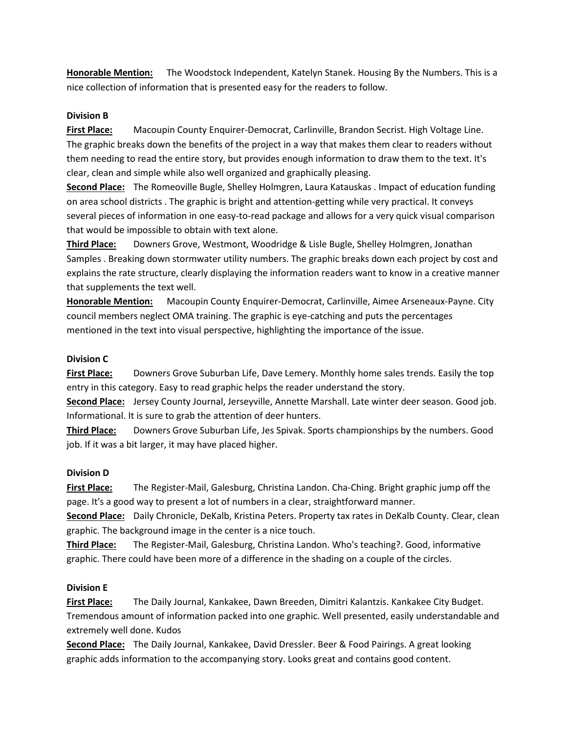**Honorable Mention:** The Woodstock Independent, Katelyn Stanek. Housing By the Numbers. This is a nice collection of information that is presented easy for the readers to follow.

**Division B**

**First Place:** Macoupin County Enquirer-Democrat, Carlinville, Brandon Secrist. High Voltage Line. The graphic breaks down the benefits of the project in a way that makes them clear to readers without them needing to read the entire story, but provides enough information to draw them to the text. It's clear, clean and simple while also well organized and graphically pleasing.

**Second Place:** The Romeoville Bugle, Shelley Holmgren, Laura Katauskas . Impact of education funding on area school districts . The graphic is bright and attention-getting while very practical. It conveys several pieces of information in one easy-to-read package and allows for a very quick visual comparison that would be impossible to obtain with text alone.

**Third Place:** Downers Grove, Westmont, Woodridge & Lisle Bugle, Shelley Holmgren, Jonathan Samples . Breaking down stormwater utility numbers. The graphic breaks down each project by cost and explains the rate structure, clearly displaying the information readers want to know in a creative manner that supplements the text well.

**Honorable Mention:** Macoupin County Enquirer-Democrat, Carlinville, Aimee Arseneaux-Payne. City council members neglect OMA training. The graphic is eye-catching and puts the percentages mentioned in the text into visual perspective, highlighting the importance of the issue.

**Division C**

**First Place:** Downers Grove Suburban Life, Dave Lemery. Monthly home sales trends. Easily the top entry in this category. Easy to read graphic helps the reader understand the story.

**Second Place:** Jersey County Journal, Jerseyville, Annette Marshall. Late winter deer season. Good job. Informational. It is sure to grab the attention of deer hunters.

**Third Place:** Downers Grove Suburban Life, Jes Spivak. Sports championships by the numbers. Good job. If it was a bit larger, it may have placed higher.

**Division D**

**First Place:** The Register-Mail, Galesburg, Christina Landon. Cha-Ching. Bright graphic jump off the page. It's a good way to present a lot of numbers in a clear, straightforward manner.

**Second Place:** Daily Chronicle, DeKalb, Kristina Peters. Property tax rates in DeKalb County. Clear, clean graphic. The background image in the center is a nice touch.

**Third Place:** The Register-Mail, Galesburg, Christina Landon. Who's teaching?. Good, informative graphic. There could have been more of a difference in the shading on a couple of the circles.

**Division E**

**First Place:** The Daily Journal, Kankakee, Dawn Breeden, Dimitri Kalantzis. Kankakee City Budget. Tremendous amount of information packed into one graphic. Well presented, easily understandable and extremely well done. Kudos

**Second Place:** The Daily Journal, Kankakee, David Dressler. Beer & Food Pairings. A great looking graphic adds information to the accompanying story. Looks great and contains good content.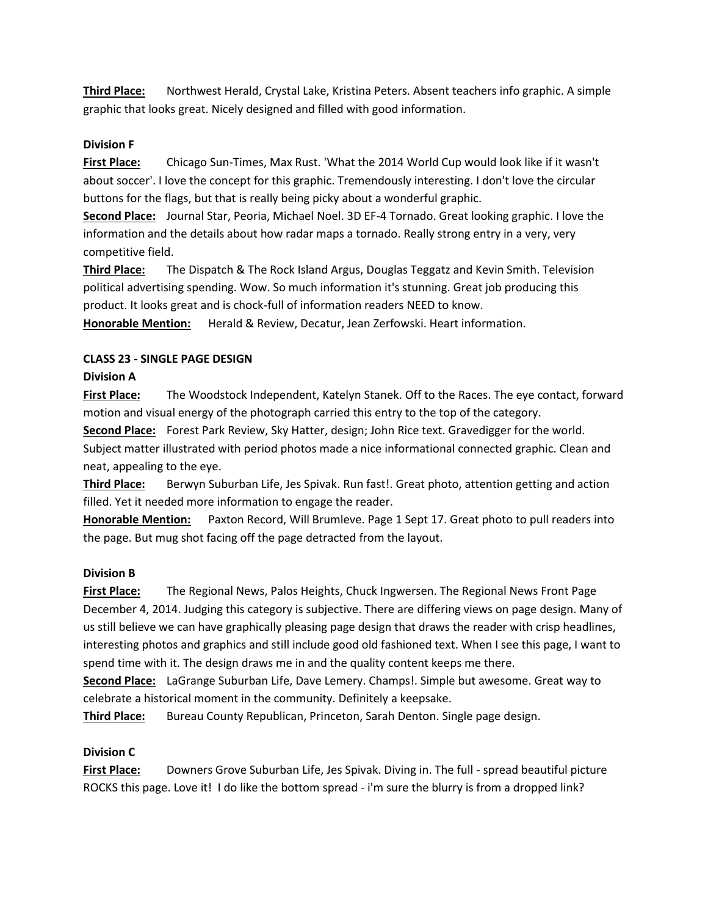**Third Place:** Northwest Herald, Crystal Lake, Kristina Peters. Absent teachers info graphic. A simple graphic that looks great. Nicely designed and filled with good information.

**Division F**

**First Place:** Chicago Sun-Times, Max Rust. 'What the 2014 World Cup would look like if it wasn't about soccer'. I love the concept for this graphic. Tremendously interesting. I don't love the circular buttons for the flags, but that is really being picky about a wonderful graphic.
**Second Place:** Journal Star, Peoria, Michael Noel. 3D EF-4 Tornado. Great looking graphic. I love the information and the details about how radar maps a tornado. Really strong entry in a very, very competitive field.
**Third Place:** The Dispatch & The Rock Island Argus, Douglas Teggatz and Kevin Smith. Television political advertising spending. Wow. So much information it's stunning. Great job producing this product. It looks great and is chock-full of information readers NEED to know.
**Honorable Mention:** Herald & Review, Decatur, Jean Zerfowski. Heart information.

**CLASS 23 - SINGLE PAGE DESIGN**

**Division A**

**First Place:** The Woodstock Independent, Katelyn Stanek. Off to the Races. The eye contact, forward motion and visual energy of the photograph carried this entry to the top of the category.
**Second Place:** Forest Park Review, Sky Hatter, design; John Rice text. Gravedigger for the world. Subject matter illustrated with period photos made a nice informational connected graphic. Clean and neat, appealing to the eye.
**Third Place:** Berwyn Suburban Life, Jes Spivak. Run fast!. Great photo, attention getting and action filled. Yet it needed more information to engage the reader.
**Honorable Mention:** Paxton Record, Will Brumleve. Page 1 Sept 17. Great photo to pull readers into the page. But mug shot facing off the page detracted from the layout.

**Division B**

**First Place:** The Regional News, Palos Heights, Chuck Ingwersen. The Regional News Front Page December 4, 2014. Judging this category is subjective. There are differing views on page design. Many of us still believe we can have graphically pleasing page design that draws the reader with crisp headlines, interesting photos and graphics and still include good old fashioned text. When I see this page, I want to spend time with it. The design draws me in and the quality content keeps me there.
**Second Place:** LaGrange Suburban Life, Dave Lemery. Champs!. Simple but awesome. Great way to celebrate a historical moment in the community. Definitely a keepsake.
**Third Place:** Bureau County Republican, Princeton, Sarah Denton. Single page design.

**Division C**

**First Place:** Downers Grove Suburban Life, Jes Spivak. Diving in. The full - spread beautiful picture ROCKS this page. Love it! I do like the bottom spread - i'm sure the blurry is from a dropped link?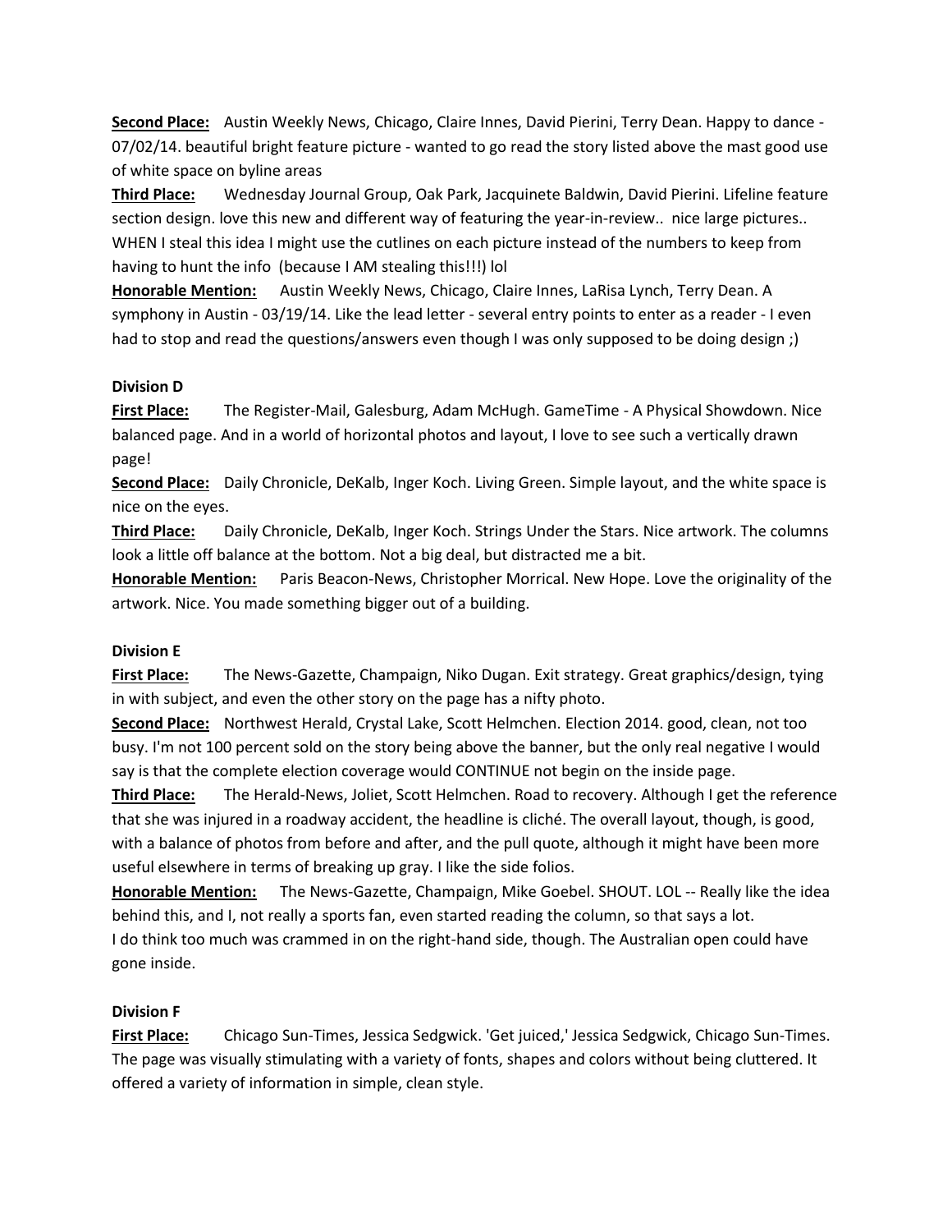**Second Place:** Austin Weekly News, Chicago, Claire Innes, David Pierini, Terry Dean. Happy to dance - 07/02/14. beautiful bright feature picture - wanted to go read the story listed above the mast good use of white space on byline areas

**Third Place:** Wednesday Journal Group, Oak Park, Jacquinete Baldwin, David Pierini. Lifeline feature section design. love this new and different way of featuring the year-in-review.. nice large pictures.. WHEN I steal this idea I might use the cutlines on each picture instead of the numbers to keep from having to hunt the info (because I AM stealing this!!!) lol

**Honorable Mention:** Austin Weekly News, Chicago, Claire Innes, LaRisa Lynch, Terry Dean. A symphony in Austin - 03/19/14. Like the lead letter - several entry points to enter as a reader - I even had to stop and read the questions/answers even though I was only supposed to be doing design ;)

**Division D**

**First Place:** The Register-Mail, Galesburg, Adam McHugh. GameTime - A Physical Showdown. Nice balanced page. And in a world of horizontal photos and layout, I love to see such a vertically drawn page!

**Second Place:** Daily Chronicle, DeKalb, Inger Koch. Living Green. Simple layout, and the white space is nice on the eyes.

**Third Place:** Daily Chronicle, DeKalb, Inger Koch. Strings Under the Stars. Nice artwork. The columns look a little off balance at the bottom. Not a big deal, but distracted me a bit.

**Honorable Mention:** Paris Beacon-News, Christopher Morrical. New Hope. Love the originality of the artwork. Nice. You made something bigger out of a building.

**Division E**

**First Place:** The News-Gazette, Champaign, Niko Dugan. Exit strategy. Great graphics/design, tying in with subject, and even the other story on the page has a nifty photo.

**Second Place:** Northwest Herald, Crystal Lake, Scott Helmchen. Election 2014. good, clean, not too busy. I'm not 100 percent sold on the story being above the banner, but the only real negative I would say is that the complete election coverage would CONTINUE not begin on the inside page.

**Third Place:** The Herald-News, Joliet, Scott Helmchen. Road to recovery. Although I get the reference that she was injured in a roadway accident, the headline is cliché. The overall layout, though, is good, with a balance of photos from before and after, and the pull quote, although it might have been more useful elsewhere in terms of breaking up gray. I like the side folios.

**Honorable Mention:** The News-Gazette, Champaign, Mike Goebel. SHOUT. LOL -- Really like the idea behind this, and I, not really a sports fan, even started reading the column, so that says a lot. I do think too much was crammed in on the right-hand side, though. The Australian open could have gone inside.

**Division F**

**First Place:** Chicago Sun-Times, Jessica Sedgwick. 'Get juiced,' Jessica Sedgwick, Chicago Sun-Times. The page was visually stimulating with a variety of fonts, shapes and colors without being cluttered. It offered a variety of information in simple, clean style.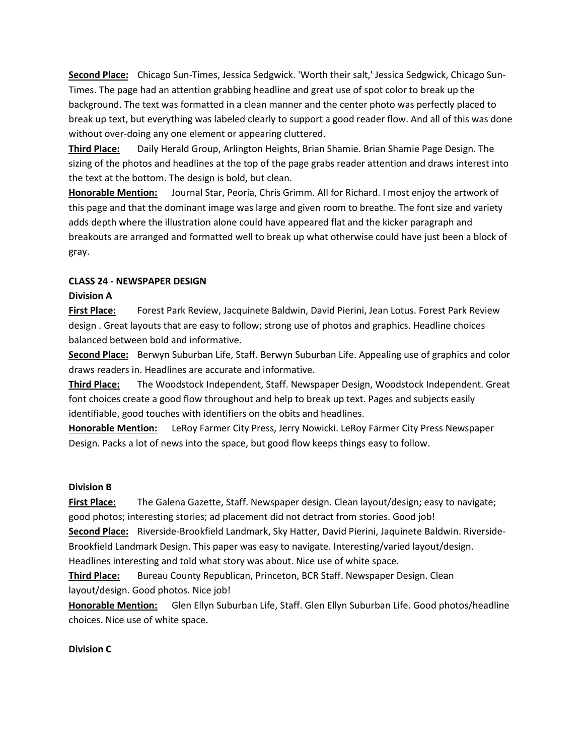**Second Place:** Chicago Sun-Times, Jessica Sedgwick. 'Worth their salt,' Jessica Sedgwick, Chicago Sun-Times. The page had an attention grabbing headline and great use of spot color to break up the background. The text was formatted in a clean manner and the center photo was perfectly placed to break up text, but everything was labeled clearly to support a good reader flow. And all of this was done without over-doing any one element or appearing cluttered.

**Third Place:** Daily Herald Group, Arlington Heights, Brian Shamie. Brian Shamie Page Design. The sizing of the photos and headlines at the top of the page grabs reader attention and draws interest into the text at the bottom. The design is bold, but clean.

**Honorable Mention:** Journal Star, Peoria, Chris Grimm. All for Richard. I most enjoy the artwork of this page and that the dominant image was large and given room to breathe. The font size and variety adds depth where the illustration alone could have appeared flat and the kicker paragraph and breakouts are arranged and formatted well to break up what otherwise could have just been a block of gray.

**CLASS 24 - NEWSPAPER DESIGN**

**Division A**

**First Place:** Forest Park Review, Jacquinete Baldwin, David Pierini, Jean Lotus. Forest Park Review design . Great layouts that are easy to follow; strong use of photos and graphics. Headline choices balanced between bold and informative.

**Second Place:** Berwyn Suburban Life, Staff. Berwyn Suburban Life. Appealing use of graphics and color draws readers in. Headlines are accurate and informative.

**Third Place:** The Woodstock Independent, Staff. Newspaper Design, Woodstock Independent. Great font choices create a good flow throughout and help to break up text. Pages and subjects easily identifiable, good touches with identifiers on the obits and headlines.

**Honorable Mention:** LeRoy Farmer City Press, Jerry Nowicki. LeRoy Farmer City Press Newspaper Design. Packs a lot of news into the space, but good flow keeps things easy to follow.

**Division B**

**First Place:** The Galena Gazette, Staff. Newspaper design. Clean layout/design; easy to navigate; good photos; interesting stories; ad placement did not detract from stories. Good job!

**Second Place:** Riverside-Brookfield Landmark, Sky Hatter, David Pierini, Jaquinete Baldwin. Riverside-Brookfield Landmark Design. This paper was easy to navigate. Interesting/varied layout/design. Headlines interesting and told what story was about. Nice use of white space.

**Third Place:** Bureau County Republican, Princeton, BCR Staff. Newspaper Design. Clean layout/design. Good photos. Nice job!

**Honorable Mention:** Glen Ellyn Suburban Life, Staff. Glen Ellyn Suburban Life. Good photos/headline choices. Nice use of white space.

**Division C**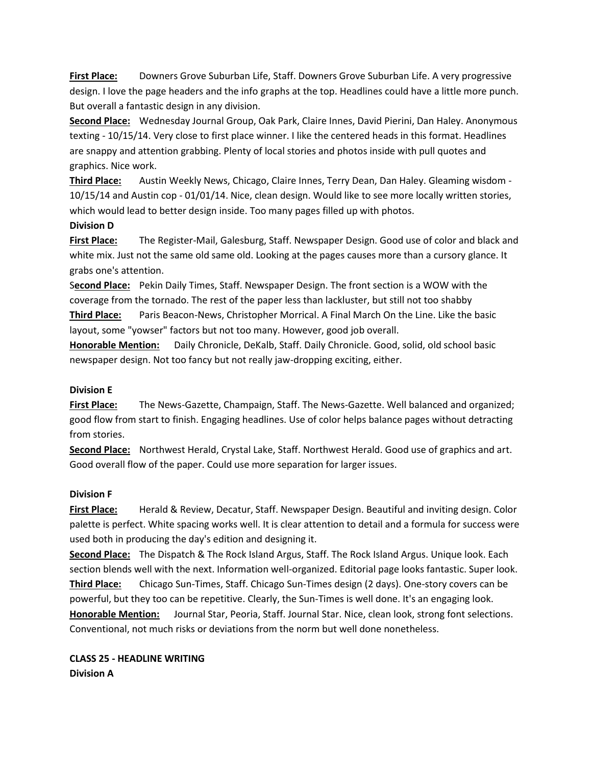**First Place:** Downers Grove Suburban Life, Staff. Downers Grove Suburban Life. A very progressive design. I love the page headers and the info graphs at the top. Headlines could have a little more punch. But overall a fantastic design in any division.

**Second Place:** Wednesday Journal Group, Oak Park, Claire Innes, David Pierini, Dan Haley. Anonymous texting - 10/15/14. Very close to first place winner. I like the centered heads in this format. Headlines are snappy and attention grabbing. Plenty of local stories and photos inside with pull quotes and graphics. Nice work.

**Third Place:** Austin Weekly News, Chicago, Claire Innes, Terry Dean, Dan Haley. Gleaming wisdom - 10/15/14 and Austin cop - 01/01/14. Nice, clean design. Would like to see more locally written stories, which would lead to better design inside. Too many pages filled up with photos.

**Division D**

**First Place:** The Register-Mail, Galesburg, Staff. Newspaper Design. Good use of color and black and white mix. Just not the same old same old. Looking at the pages causes more than a cursory glance. It grabs one's attention.

**Second Place:** Pekin Daily Times, Staff. Newspaper Design. The front section is a WOW with the coverage from the tornado. The rest of the paper less than lackluster, but still not too shabby

**Third Place:** Paris Beacon-News, Christopher Morrical. A Final March On the Line. Like the basic layout, some "yowser" factors but not too many. However, good job overall.

**Honorable Mention:** Daily Chronicle, DeKalb, Staff. Daily Chronicle. Good, solid, old school basic newspaper design. Not too fancy but not really jaw-dropping exciting, either.

**Division E**

**First Place:** The News-Gazette, Champaign, Staff. The News-Gazette. Well balanced and organized; good flow from start to finish. Engaging headlines. Use of color helps balance pages without detracting from stories.

**Second Place:** Northwest Herald, Crystal Lake, Staff. Northwest Herald. Good use of graphics and art. Good overall flow of the paper. Could use more separation for larger issues.

**Division F**

**First Place:** Herald & Review, Decatur, Staff. Newspaper Design. Beautiful and inviting design. Color palette is perfect. White spacing works well. It is clear attention to detail and a formula for success were used both in producing the day's edition and designing it.

**Second Place:** The Dispatch & The Rock Island Argus, Staff. The Rock Island Argus. Unique look. Each section blends well with the next. Information well-organized. Editorial page looks fantastic. Super look.

**Third Place:** Chicago Sun-Times, Staff. Chicago Sun-Times design (2 days). One-story covers can be powerful, but they too can be repetitive. Clearly, the Sun-Times is well done. It's an engaging look.

**Honorable Mention:** Journal Star, Peoria, Staff. Journal Star. Nice, clean look, strong font selections. Conventional, not much risks or deviations from the norm but well done nonetheless.

**CLASS 25 - HEADLINE WRITING**

**Division A**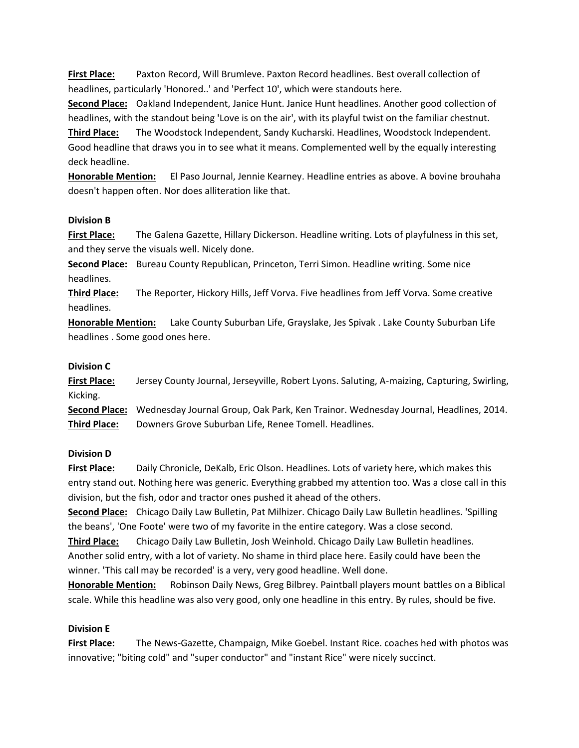**First Place:** Paxton Record, Will Brumleve. Paxton Record headlines. Best overall collection of headlines, particularly 'Honored..' and 'Perfect 10', which were standouts here.

**Second Place:** Oakland Independent, Janice Hunt. Janice Hunt headlines. Another good collection of headlines, with the standout being 'Love is on the air', with its playful twist on the familiar chestnut.

**Third Place:** The Woodstock Independent, Sandy Kucharski. Headlines, Woodstock Independent. Good headline that draws you in to see what it means. Complemented well by the equally interesting deck headline.

**Honorable Mention:** El Paso Journal, Jennie Kearney. Headline entries as above. A bovine brouhaha doesn't happen often. Nor does alliteration like that.

**Division B**

**First Place:** The Galena Gazette, Hillary Dickerson. Headline writing. Lots of playfulness in this set, and they serve the visuals well. Nicely done.

**Second Place:** Bureau County Republican, Princeton, Terri Simon. Headline writing. Some nice headlines.

**Third Place:** The Reporter, Hickory Hills, Jeff Vorva. Five headlines from Jeff Vorva. Some creative headlines.

**Honorable Mention:** Lake County Suburban Life, Grayslake, Jes Spivak . Lake County Suburban Life headlines . Some good ones here.

**Division C**

**First Place:** Jersey County Journal, Jerseyville, Robert Lyons. Saluting, A-maizing, Capturing, Swirling, Kicking.

**Second Place:** Wednesday Journal Group, Oak Park, Ken Trainor. Wednesday Journal, Headlines, 2014.

**Third Place:** Downers Grove Suburban Life, Renee Tomell. Headlines.

**Division D**

**First Place:** Daily Chronicle, DeKalb, Eric Olson. Headlines. Lots of variety here, which makes this entry stand out. Nothing here was generic. Everything grabbed my attention too. Was a close call in this division, but the fish, odor and tractor ones pushed it ahead of the others.

**Second Place:** Chicago Daily Law Bulletin, Pat Milhizer. Chicago Daily Law Bulletin headlines. 'Spilling the beans', 'One Foote' were two of my favorite in the entire category. Was a close second.

**Third Place:** Chicago Daily Law Bulletin, Josh Weinhold. Chicago Daily Law Bulletin headlines. Another solid entry, with a lot of variety. No shame in third place here. Easily could have been the winner. 'This call may be recorded' is a very, very good headline. Well done.

**Honorable Mention:** Robinson Daily News, Greg Bilbrey. Paintball players mount battles on a Biblical scale. While this headline was also very good, only one headline in this entry. By rules, should be five.

**Division E**

**First Place:** The News-Gazette, Champaign, Mike Goebel. Instant Rice. coaches hed with photos was innovative; "biting cold" and "super conductor" and "instant Rice" were nicely succinct.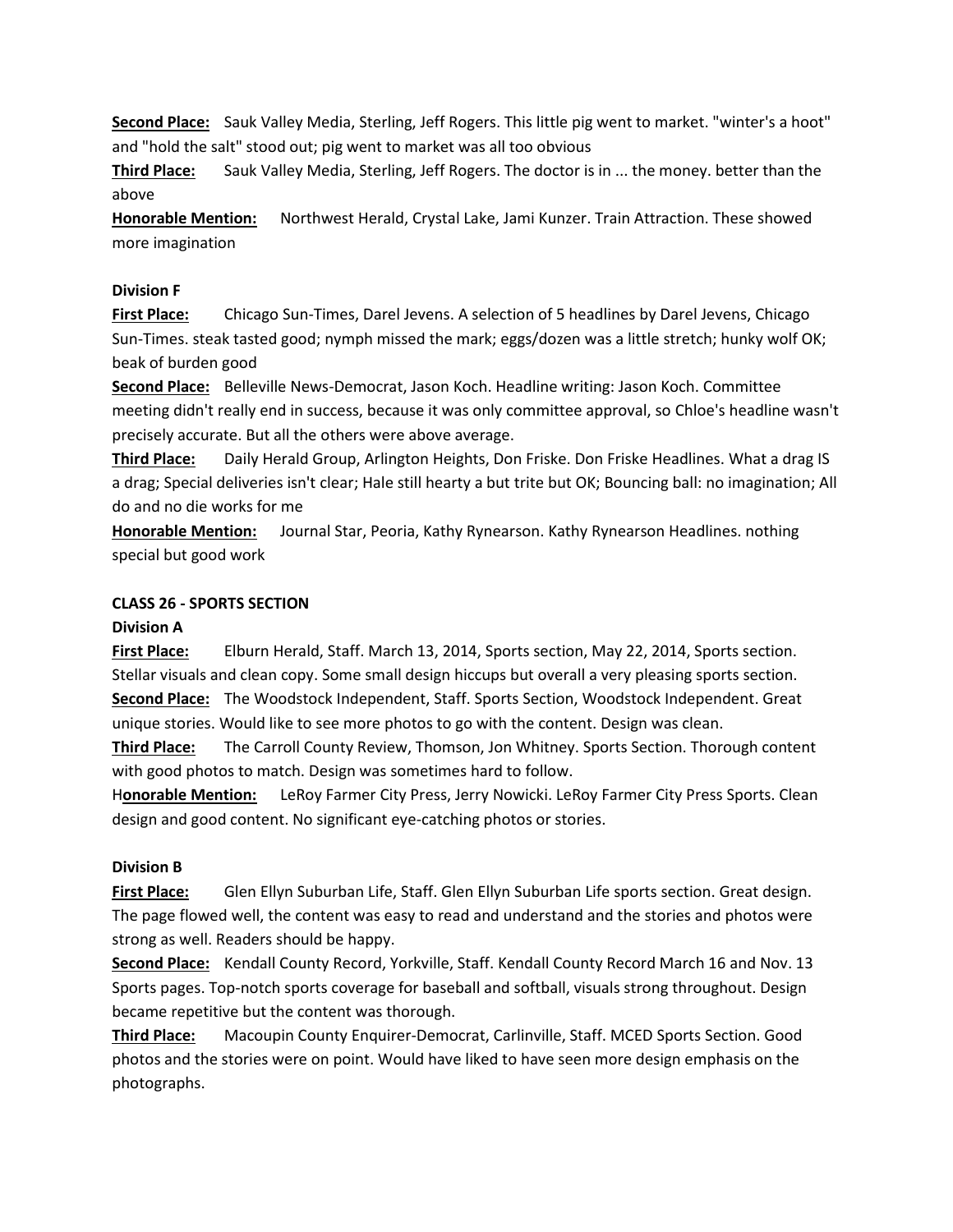**Second Place:** Sauk Valley Media, Sterling, Jeff Rogers. This little pig went to market. "winter's a hoot" and "hold the salt" stood out; pig went to market was all too obvious

**Third Place:** Sauk Valley Media, Sterling, Jeff Rogers. The doctor is in ... the money. better than the above

**Honorable Mention:** Northwest Herald, Crystal Lake, Jami Kunzer. Train Attraction. These showed more imagination

**Division F**

**First Place:** Chicago Sun-Times, Darel Jevens. A selection of 5 headlines by Darel Jevens, Chicago Sun-Times. steak tasted good; nymph missed the mark; eggs/dozen was a little stretch; hunky wolf OK; beak of burden good

**Second Place:** Belleville News-Democrat, Jason Koch. Headline writing: Jason Koch. Committee meeting didn't really end in success, because it was only committee approval, so Chloe's headline wasn't precisely accurate. But all the others were above average.

**Third Place:** Daily Herald Group, Arlington Heights, Don Friske. Don Friske Headlines. What a drag IS a drag; Special deliveries isn't clear; Hale still hearty a but trite but OK; Bouncing ball: no imagination; All do and no die works for me

**Honorable Mention:** Journal Star, Peoria, Kathy Rynearson. Kathy Rynearson Headlines. nothing special but good work

**CLASS 26 - SPORTS SECTION**

**Division A**

**First Place:** Elburn Herald, Staff. March 13, 2014, Sports section, May 22, 2014, Sports section. Stellar visuals and clean copy. Some small design hiccups but overall a very pleasing sports section.

**Second Place:** The Woodstock Independent, Staff. Sports Section, Woodstock Independent. Great unique stories. Would like to see more photos to go with the content. Design was clean.

**Third Place:** The Carroll County Review, Thomson, Jon Whitney. Sports Section. Thorough content with good photos to match. Design was sometimes hard to follow.

**Honorable Mention:** LeRoy Farmer City Press, Jerry Nowicki. LeRoy Farmer City Press Sports. Clean design and good content. No significant eye-catching photos or stories.

**Division B**

**First Place:** Glen Ellyn Suburban Life, Staff. Glen Ellyn Suburban Life sports section. Great design. The page flowed well, the content was easy to read and understand and the stories and photos were strong as well. Readers should be happy.

**Second Place:** Kendall County Record, Yorkville, Staff. Kendall County Record March 16 and Nov. 13 Sports pages. Top-notch sports coverage for baseball and softball, visuals strong throughout. Design became repetitive but the content was thorough.

**Third Place:** Macoupin County Enquirer-Democrat, Carlinville, Staff. MCED Sports Section. Good photos and the stories were on point. Would have liked to have seen more design emphasis on the photographs.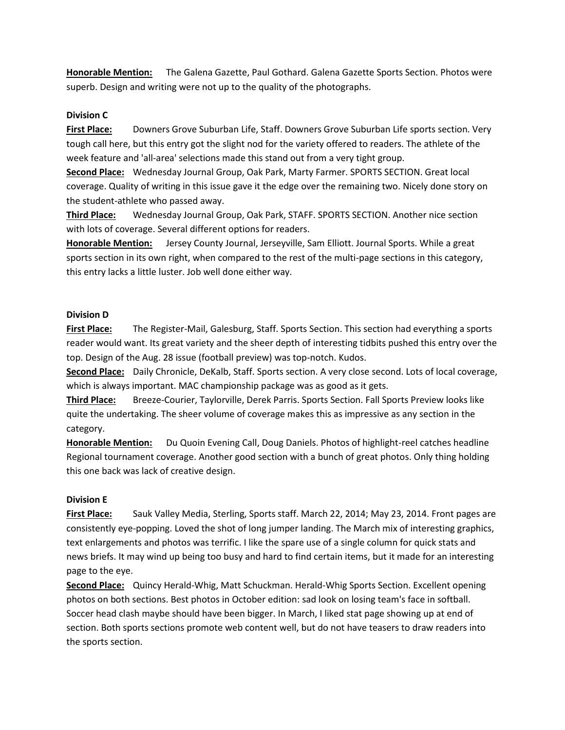**Honorable Mention:** The Galena Gazette, Paul Gothard. Galena Gazette Sports Section. Photos were superb. Design and writing were not up to the quality of the photographs.

**Division C**

**First Place:** Downers Grove Suburban Life, Staff. Downers Grove Suburban Life sports section. Very tough call here, but this entry got the slight nod for the variety offered to readers. The athlete of the week feature and 'all-area' selections made this stand out from a very tight group.

**Second Place:** Wednesday Journal Group, Oak Park, Marty Farmer. SPORTS SECTION. Great local coverage. Quality of writing in this issue gave it the edge over the remaining two. Nicely done story on the student-athlete who passed away.

**Third Place:** Wednesday Journal Group, Oak Park, STAFF. SPORTS SECTION. Another nice section with lots of coverage. Several different options for readers.

**Honorable Mention:** Jersey County Journal, Jerseyville, Sam Elliott. Journal Sports. While a great sports section in its own right, when compared to the rest of the multi-page sections in this category, this entry lacks a little luster. Job well done either way.

**Division D**

**First Place:** The Register-Mail, Galesburg, Staff. Sports Section. This section had everything a sports reader would want. Its great variety and the sheer depth of interesting tidbits pushed this entry over the top. Design of the Aug. 28 issue (football preview) was top-notch. Kudos.

**Second Place:** Daily Chronicle, DeKalb, Staff. Sports section. A very close second. Lots of local coverage, which is always important. MAC championship package was as good as it gets.

**Third Place:** Breeze-Courier, Taylorville, Derek Parris. Sports Section. Fall Sports Preview looks like quite the undertaking. The sheer volume of coverage makes this as impressive as any section in the category.

**Honorable Mention:** Du Quoin Evening Call, Doug Daniels. Photos of highlight-reel catches headline Regional tournament coverage. Another good section with a bunch of great photos. Only thing holding this one back was lack of creative design.

**Division E**

**First Place:** Sauk Valley Media, Sterling, Sports staff. March 22, 2014; May 23, 2014. Front pages are consistently eye-popping. Loved the shot of long jumper landing. The March mix of interesting graphics, text enlargements and photos was terrific. I like the spare use of a single column for quick stats and news briefs. It may wind up being too busy and hard to find certain items, but it made for an interesting page to the eye.

**Second Place:** Quincy Herald-Whig, Matt Schuckman. Herald-Whig Sports Section. Excellent opening photos on both sections. Best photos in October edition: sad look on losing team's face in softball. Soccer head clash maybe should have been bigger. In March, I liked stat page showing up at end of section. Both sports sections promote web content well, but do not have teasers to draw readers into the sports section.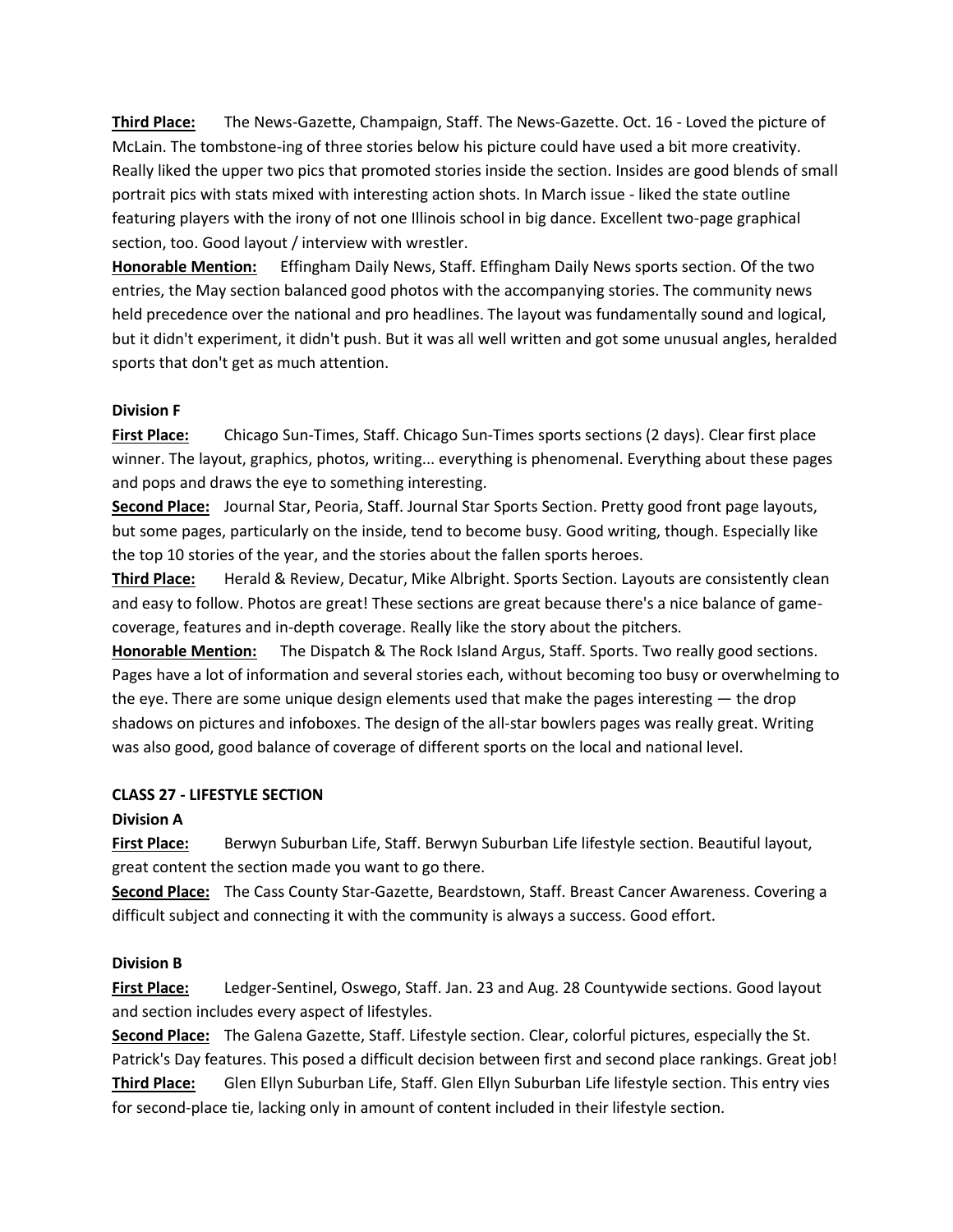**Third Place:** The News-Gazette, Champaign, Staff. The News-Gazette. Oct. 16 - Loved the picture of McLain. The tombstone-ing of three stories below his picture could have used a bit more creativity. Really liked the upper two pics that promoted stories inside the section. Insides are good blends of small portrait pics with stats mixed with interesting action shots. In March issue - liked the state outline featuring players with the irony of not one Illinois school in big dance. Excellent two-page graphical section, too. Good layout / interview with wrestler.

**Honorable Mention:** Effingham Daily News, Staff. Effingham Daily News sports section. Of the two entries, the May section balanced good photos with the accompanying stories. The community news held precedence over the national and pro headlines. The layout was fundamentally sound and logical, but it didn't experiment, it didn't push. But it was all well written and got some unusual angles, heralded sports that don't get as much attention.

**Division F**

**First Place:** Chicago Sun-Times, Staff. Chicago Sun-Times sports sections (2 days). Clear first place winner. The layout, graphics, photos, writing... everything is phenomenal. Everything about these pages and pops and draws the eye to something interesting.

**Second Place:** Journal Star, Peoria, Staff. Journal Star Sports Section. Pretty good front page layouts, but some pages, particularly on the inside, tend to become busy. Good writing, though. Especially like the top 10 stories of the year, and the stories about the fallen sports heroes.

**Third Place:** Herald & Review, Decatur, Mike Albright. Sports Section. Layouts are consistently clean and easy to follow. Photos are great! These sections are great because there's a nice balance of game-coverage, features and in-depth coverage. Really like the story about the pitchers.

**Honorable Mention:** The Dispatch & The Rock Island Argus, Staff. Sports. Two really good sections. Pages have a lot of information and several stories each, without becoming too busy or overwhelming to the eye. There are some unique design elements used that make the pages interesting — the drop shadows on pictures and infoboxes. The design of the all-star bowlers pages was really great. Writing was also good, good balance of coverage of different sports on the local and national level.

**CLASS 27 - LIFESTYLE SECTION**

**Division A**

**First Place:** Berwyn Suburban Life, Staff. Berwyn Suburban Life lifestyle section. Beautiful layout, great content the section made you want to go there.

**Second Place:** The Cass County Star-Gazette, Beardstown, Staff. Breast Cancer Awareness. Covering a difficult subject and connecting it with the community is always a success. Good effort.

**Division B**

**First Place:** Ledger-Sentinel, Oswego, Staff. Jan. 23 and Aug. 28 Countywide sections. Good layout and section includes every aspect of lifestyles.

**Second Place:** The Galena Gazette, Staff. Lifestyle section. Clear, colorful pictures, especially the St. Patrick's Day features. This posed a difficult decision between first and second place rankings. Great job!

**Third Place:** Glen Ellyn Suburban Life, Staff. Glen Ellyn Suburban Life lifestyle section. This entry vies for second-place tie, lacking only in amount of content included in their lifestyle section.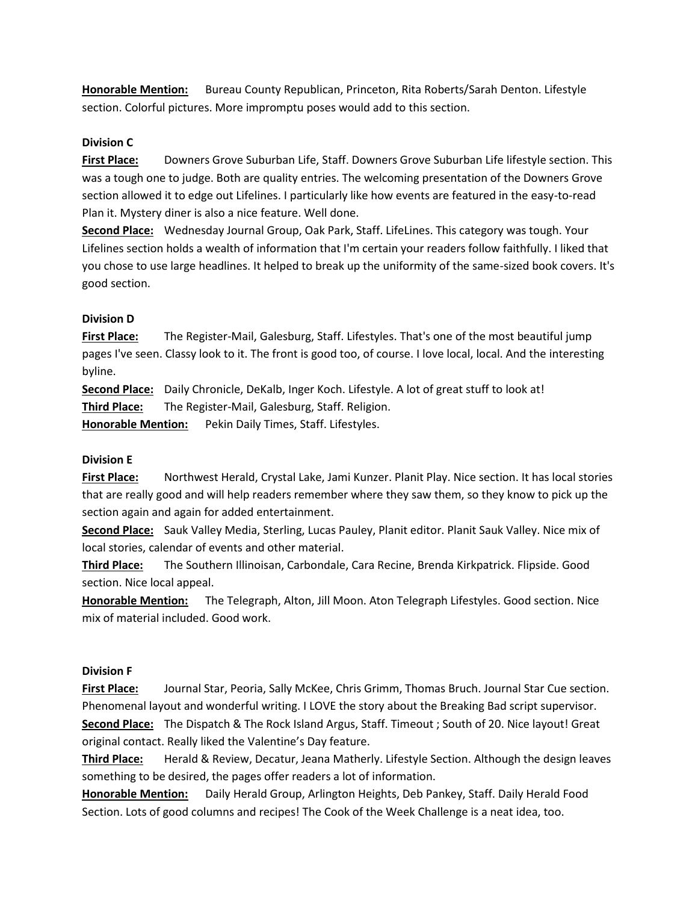**Honorable Mention:** Bureau County Republican, Princeton, Rita Roberts/Sarah Denton. Lifestyle section. Colorful pictures. More impromptu poses would add to this section.

**Division C**

**First Place:** Downers Grove Suburban Life, Staff. Downers Grove Suburban Life lifestyle section. This was a tough one to judge. Both are quality entries. The welcoming presentation of the Downers Grove section allowed it to edge out Lifelines. I particularly like how events are featured in the easy-to-read Plan it. Mystery diner is also a nice feature. Well done.

**Second Place:** Wednesday Journal Group, Oak Park, Staff. LifeLines. This category was tough. Your Lifelines section holds a wealth of information that I'm certain your readers follow faithfully. I liked that you chose to use large headlines. It helped to break up the uniformity of the same-sized book covers. It's good section.

**Division D**

**First Place:** The Register-Mail, Galesburg, Staff. Lifestyles. That's one of the most beautiful jump pages I've seen. Classy look to it. The front is good too, of course. I love local, local. And the interesting byline.

**Second Place:** Daily Chronicle, DeKalb, Inger Koch. Lifestyle. A lot of great stuff to look at!

**Third Place:** The Register-Mail, Galesburg, Staff. Religion.

**Honorable Mention:** Pekin Daily Times, Staff. Lifestyles.

**Division E**

**First Place:** Northwest Herald, Crystal Lake, Jami Kunzer. Planit Play. Nice section. It has local stories that are really good and will help readers remember where they saw them, so they know to pick up the section again and again for added entertainment.

**Second Place:** Sauk Valley Media, Sterling, Lucas Pauley, Planit editor. Planit Sauk Valley. Nice mix of local stories, calendar of events and other material.

**Third Place:** The Southern Illinoisan, Carbondale, Cara Recine, Brenda Kirkpatrick. Flipside. Good section. Nice local appeal.

**Honorable Mention:** The Telegraph, Alton, Jill Moon. Aton Telegraph Lifestyles. Good section. Nice mix of material included. Good work.

**Division F**

**First Place:** Journal Star, Peoria, Sally McKee, Chris Grimm, Thomas Bruch. Journal Star Cue section. Phenomenal layout and wonderful writing. I LOVE the story about the Breaking Bad script supervisor.

**Second Place:** The Dispatch & The Rock Island Argus, Staff. Timeout ; South of 20. Nice layout! Great original contact. Really liked the Valentine's Day feature.

**Third Place:** Herald & Review, Decatur, Jeana Matherly. Lifestyle Section. Although the design leaves something to be desired, the pages offer readers a lot of information.

**Honorable Mention:** Daily Herald Group, Arlington Heights, Deb Pankey, Staff. Daily Herald Food Section. Lots of good columns and recipes! The Cook of the Week Challenge is a neat idea, too.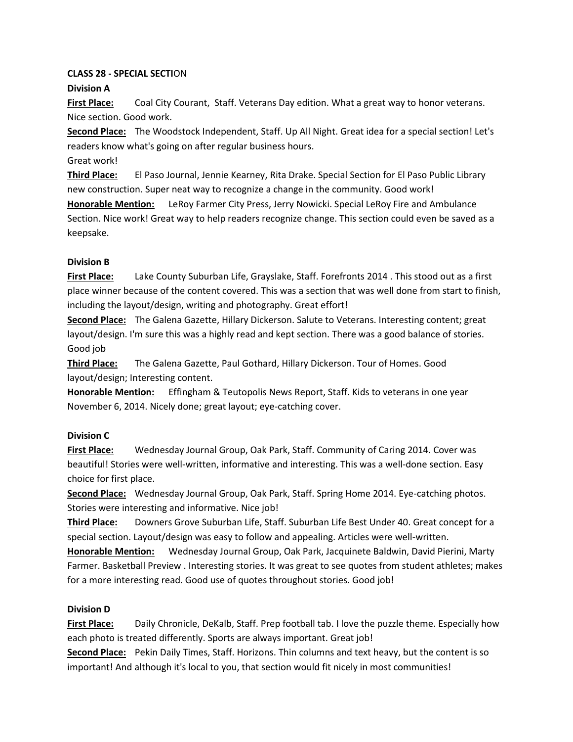**CLASS 28 - SPECIAL SECTION**

**Division A**

**First Place:** Coal City Courant, Staff. Veterans Day edition. What a great way to honor veterans. Nice section. Good work.

**Second Place:** The Woodstock Independent, Staff. Up All Night. Great idea for a special section! Let's readers know what's going on after regular business hours.
Great work!

**Third Place:** El Paso Journal, Jennie Kearney, Rita Drake. Special Section for El Paso Public Library new construction. Super neat way to recognize a change in the community. Good work!

**Honorable Mention:** LeRoy Farmer City Press, Jerry Nowicki. Special LeRoy Fire and Ambulance Section. Nice work! Great way to help readers recognize change. This section could even be saved as a keepsake.

**Division B**

**First Place:** Lake County Suburban Life, Grayslake, Staff. Forefronts 2014 . This stood out as a first place winner because of the content covered. This was a section that was well done from start to finish, including the layout/design, writing and photography. Great effort!

**Second Place:** The Galena Gazette, Hillary Dickerson. Salute to Veterans. Interesting content; great layout/design. I'm sure this was a highly read and kept section. There was a good balance of stories. Good job

**Third Place:** The Galena Gazette, Paul Gothard, Hillary Dickerson. Tour of Homes. Good layout/design; Interesting content.

**Honorable Mention:** Effingham & Teutopolis News Report, Staff. Kids to veterans in one year November 6, 2014. Nicely done; great layout; eye-catching cover.

**Division C**

**First Place:** Wednesday Journal Group, Oak Park, Staff. Community of Caring 2014. Cover was beautiful! Stories were well-written, informative and interesting. This was a well-done section. Easy choice for first place.

**Second Place:** Wednesday Journal Group, Oak Park, Staff. Spring Home 2014. Eye-catching photos. Stories were interesting and informative. Nice job!

**Third Place:** Downers Grove Suburban Life, Staff. Suburban Life Best Under 40. Great concept for a special section. Layout/design was easy to follow and appealing. Articles were well-written.

**Honorable Mention:** Wednesday Journal Group, Oak Park, Jacquinete Baldwin, David Pierini, Marty Farmer. Basketball Preview . Interesting stories. It was great to see quotes from student athletes; makes for a more interesting read. Good use of quotes throughout stories. Good job!

**Division D**

**First Place:** Daily Chronicle, DeKalb, Staff. Prep football tab. I love the puzzle theme. Especially how each photo is treated differently. Sports are always important. Great job!

**Second Place:** Pekin Daily Times, Staff. Horizons. Thin columns and text heavy, but the content is so important! And although it's local to you, that section would fit nicely in most communities!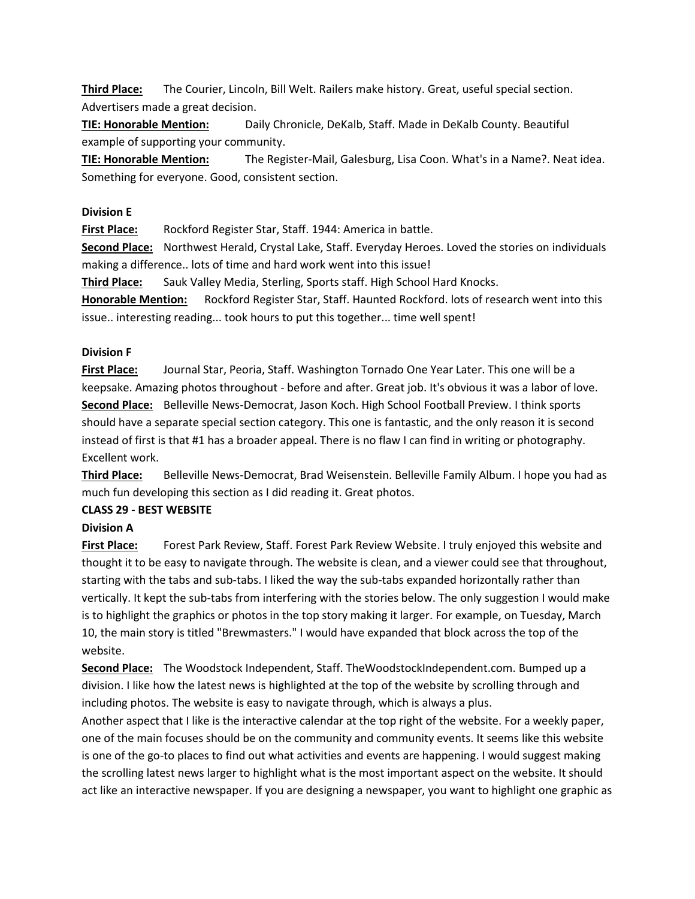**Third Place:** The Courier, Lincoln, Bill Welt. Railers make history. Great, useful special section. Advertisers made a great decision.

**TIE: Honorable Mention:** Daily Chronicle, DeKalb, Staff. Made in DeKalb County. Beautiful example of supporting your community.

**TIE: Honorable Mention:** The Register-Mail, Galesburg, Lisa Coon. What's in a Name?. Neat idea. Something for everyone. Good, consistent section.

**Division E**

**First Place:** Rockford Register Star, Staff. 1944: America in battle.

**Second Place:** Northwest Herald, Crystal Lake, Staff. Everyday Heroes. Loved the stories on individuals making a difference.. lots of time and hard work went into this issue!

**Third Place:** Sauk Valley Media, Sterling, Sports staff. High School Hard Knocks.

**Honorable Mention:** Rockford Register Star, Staff. Haunted Rockford. lots of research went into this issue.. interesting reading... took hours to put this together... time well spent!

**Division F**

**First Place:** Journal Star, Peoria, Staff. Washington Tornado One Year Later. This one will be a keepsake. Amazing photos throughout - before and after. Great job. It's obvious it was a labor of love.

**Second Place:** Belleville News-Democrat, Jason Koch. High School Football Preview. I think sports should have a separate special section category. This one is fantastic, and the only reason it is second instead of first is that #1 has a broader appeal. There is no flaw I can find in writing or photography. Excellent work.

**Third Place:** Belleville News-Democrat, Brad Weisenstein. Belleville Family Album. I hope you had as much fun developing this section as I did reading it. Great photos.

**CLASS 29 - BEST WEBSITE**

**Division A**

**First Place:** Forest Park Review, Staff. Forest Park Review Website. I truly enjoyed this website and thought it to be easy to navigate through. The website is clean, and a viewer could see that throughout, starting with the tabs and sub-tabs. I liked the way the sub-tabs expanded horizontally rather than vertically. It kept the sub-tabs from interfering with the stories below. The only suggestion I would make is to highlight the graphics or photos in the top story making it larger. For example, on Tuesday, March 10, the main story is titled "Brewmasters." I would have expanded that block across the top of the website.

**Second Place:** The Woodstock Independent, Staff. TheWoodstockIndependent.com. Bumped up a division. I like how the latest news is highlighted at the top of the website by scrolling through and including photos. The website is easy to navigate through, which is always a plus.

Another aspect that I like is the interactive calendar at the top right of the website. For a weekly paper, one of the main focuses should be on the community and community events. It seems like this website is one of the go-to places to find out what activities and events are happening. I would suggest making the scrolling latest news larger to highlight what is the most important aspect on the website. It should act like an interactive newspaper. If you are designing a newspaper, you want to highlight one graphic as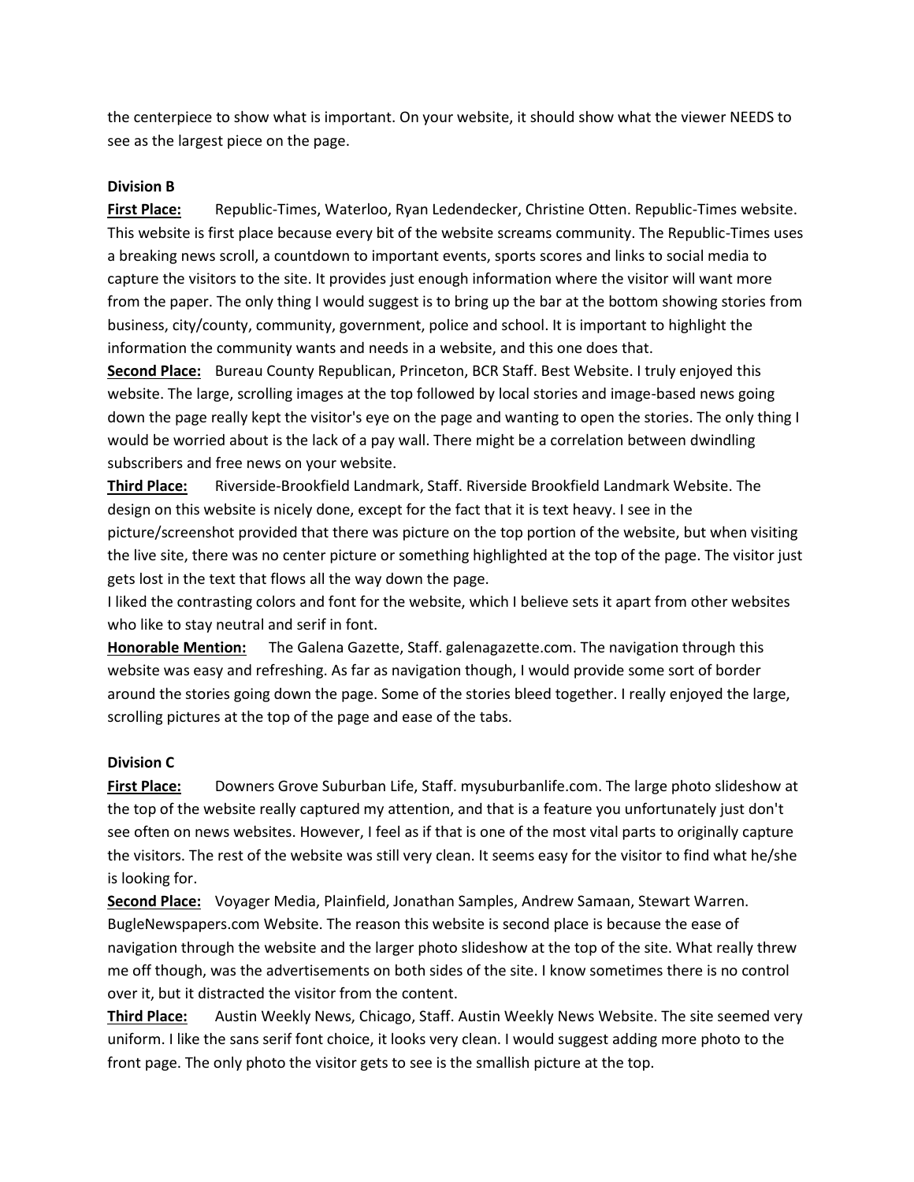the centerpiece to show what is important. On your website, it should show what the viewer NEEDS to see as the largest piece on the page.

**Division B**

**First Place:** Republic-Times, Waterloo, Ryan Ledendecker, Christine Otten. Republic-Times website. This website is first place because every bit of the website screams community. The Republic-Times uses a breaking news scroll, a countdown to important events, sports scores and links to social media to capture the visitors to the site. It provides just enough information where the visitor will want more from the paper. The only thing I would suggest is to bring up the bar at the bottom showing stories from business, city/county, community, government, police and school. It is important to highlight the information the community wants and needs in a website, and this one does that.

**Second Place:** Bureau County Republican, Princeton, BCR Staff. Best Website. I truly enjoyed this website. The large, scrolling images at the top followed by local stories and image-based news going down the page really kept the visitor's eye on the page and wanting to open the stories. The only thing I would be worried about is the lack of a pay wall. There might be a correlation between dwindling subscribers and free news on your website.

**Third Place:** Riverside-Brookfield Landmark, Staff. Riverside Brookfield Landmark Website. The design on this website is nicely done, except for the fact that it is text heavy. I see in the picture/screenshot provided that there was picture on the top portion of the website, but when visiting the live site, there was no center picture or something highlighted at the top of the page. The visitor just gets lost in the text that flows all the way down the page.

I liked the contrasting colors and font for the website, which I believe sets it apart from other websites who like to stay neutral and serif in font.

**Honorable Mention:** The Galena Gazette, Staff. galenagazette.com. The navigation through this website was easy and refreshing. As far as navigation though, I would provide some sort of border around the stories going down the page. Some of the stories bleed together. I really enjoyed the large, scrolling pictures at the top of the page and ease of the tabs.

**Division C**

**First Place:** Downers Grove Suburban Life, Staff. mysuburbanlife.com. The large photo slideshow at the top of the website really captured my attention, and that is a feature you unfortunately just don't see often on news websites. However, I feel as if that is one of the most vital parts to originally capture the visitors. The rest of the website was still very clean. It seems easy for the visitor to find what he/she is looking for.

**Second Place:** Voyager Media, Plainfield, Jonathan Samples, Andrew Samaan, Stewart Warren. BugleNewspapers.com Website. The reason this website is second place is because the ease of navigation through the website and the larger photo slideshow at the top of the site. What really threw me off though, was the advertisements on both sides of the site. I know sometimes there is no control over it, but it distracted the visitor from the content.

**Third Place:** Austin Weekly News, Chicago, Staff. Austin Weekly News Website. The site seemed very uniform. I like the sans serif font choice, it looks very clean. I would suggest adding more photo to the front page. The only photo the visitor gets to see is the smallish picture at the top.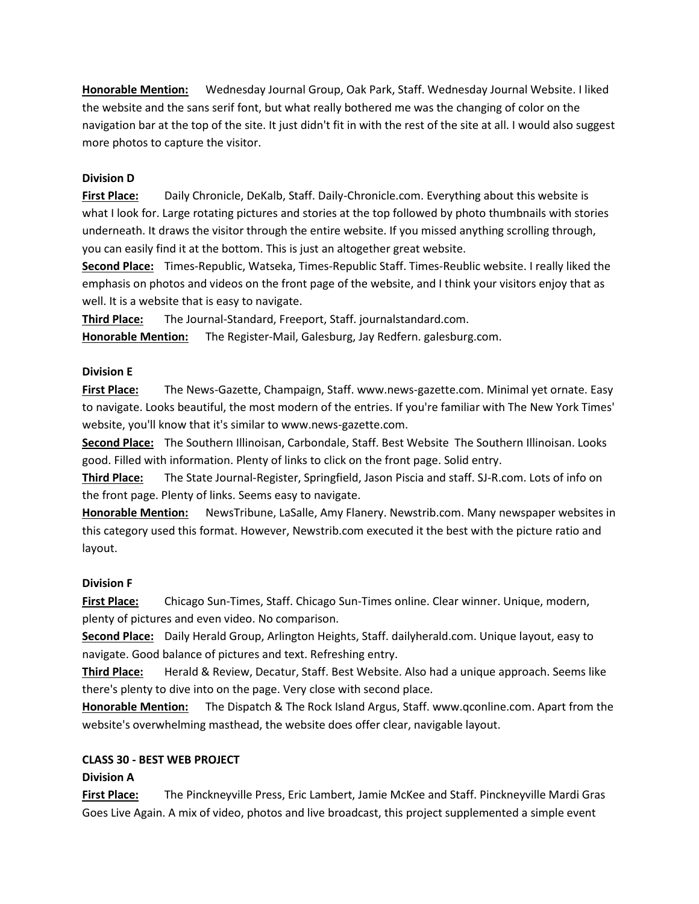**Honorable Mention:** Wednesday Journal Group, Oak Park, Staff. Wednesday Journal Website. I liked the website and the sans serif font, but what really bothered me was the changing of color on the navigation bar at the top of the site. It just didn't fit in with the rest of the site at all. I would also suggest more photos to capture the visitor.

**Division D**

**First Place:** Daily Chronicle, DeKalb, Staff. Daily-Chronicle.com. Everything about this website is what I look for. Large rotating pictures and stories at the top followed by photo thumbnails with stories underneath. It draws the visitor through the entire website. If you missed anything scrolling through, you can easily find it at the bottom. This is just an altogether great website.

**Second Place:** Times-Republic, Watseka, Times-Republic Staff. Times-Reublic website. I really liked the emphasis on photos and videos on the front page of the website, and I think your visitors enjoy that as well. It is a website that is easy to navigate.

**Third Place:** The Journal-Standard, Freeport, Staff. journalstandard.com.

**Honorable Mention:** The Register-Mail, Galesburg, Jay Redfern. galesburg.com.

**Division E**

**First Place:** The News-Gazette, Champaign, Staff. www.news-gazette.com. Minimal yet ornate. Easy to navigate. Looks beautiful, the most modern of the entries. If you're familiar with The New York Times' website, you'll know that it's similar to www.news-gazette.com.

**Second Place:** The Southern Illinoisan, Carbondale, Staff. Best Website The Southern Illinoisan. Looks good. Filled with information. Plenty of links to click on the front page. Solid entry.

**Third Place:** The State Journal-Register, Springfield, Jason Piscia and staff. SJ-R.com. Lots of info on the front page. Plenty of links. Seems easy to navigate.

**Honorable Mention:** NewsTribune, LaSalle, Amy Flanery. Newstrib.com. Many newspaper websites in this category used this format. However, Newstrib.com executed it the best with the picture ratio and layout.

**Division F**

**First Place:** Chicago Sun-Times, Staff. Chicago Sun-Times online. Clear winner. Unique, modern, plenty of pictures and even video. No comparison.

**Second Place:** Daily Herald Group, Arlington Heights, Staff. dailyherald.com. Unique layout, easy to navigate. Good balance of pictures and text. Refreshing entry.

**Third Place:** Herald & Review, Decatur, Staff. Best Website. Also had a unique approach. Seems like there's plenty to dive into on the page. Very close with second place.

**Honorable Mention:** The Dispatch & The Rock Island Argus, Staff. www.qconline.com. Apart from the website's overwhelming masthead, the website does offer clear, navigable layout.

**CLASS 30 - BEST WEB PROJECT**

**Division A**

**First Place:** The Pinckneyville Press, Eric Lambert, Jamie McKee and Staff. Pinckneyville Mardi Gras Goes Live Again. A mix of video, photos and live broadcast, this project supplemented a simple event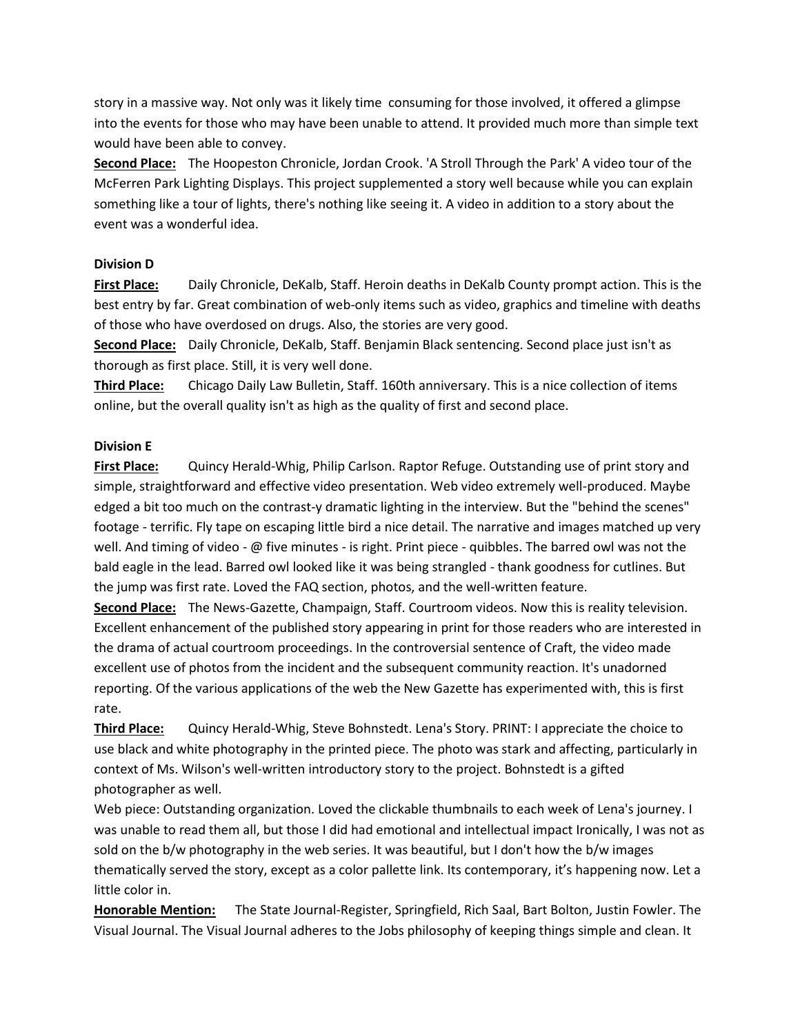story in a massive way. Not only was it likely time consuming for those involved, it offered a glimpse into the events for those who may have been unable to attend. It provided much more than simple text would have been able to convey.

**Second Place:** The Hoopeston Chronicle, Jordan Crook. 'A Stroll Through the Park' A video tour of the McFerren Park Lighting Displays. This project supplemented a story well because while you can explain something like a tour of lights, there's nothing like seeing it. A video in addition to a story about the event was a wonderful idea.

**Division D**

**First Place:** Daily Chronicle, DeKalb, Staff. Heroin deaths in DeKalb County prompt action. This is the best entry by far. Great combination of web-only items such as video, graphics and timeline with deaths of those who have overdosed on drugs. Also, the stories are very good.

**Second Place:** Daily Chronicle, DeKalb, Staff. Benjamin Black sentencing. Second place just isn't as thorough as first place. Still, it is very well done.

**Third Place:** Chicago Daily Law Bulletin, Staff. 160th anniversary. This is a nice collection of items online, but the overall quality isn't as high as the quality of first and second place.

**Division E**

**First Place:** Quincy Herald-Whig, Philip Carlson. Raptor Refuge. Outstanding use of print story and simple, straightforward and effective video presentation. Web video extremely well-produced. Maybe edged a bit too much on the contrast-y dramatic lighting in the interview. But the "behind the scenes" footage - terrific. Fly tape on escaping little bird a nice detail. The narrative and images matched up very well. And timing of video - @ five minutes - is right. Print piece - quibbles. The barred owl was not the bald eagle in the lead. Barred owl looked like it was being strangled - thank goodness for cutlines. But the jump was first rate. Loved the FAQ section, photos, and the well-written feature.

**Second Place:** The News-Gazette, Champaign, Staff. Courtroom videos. Now this is reality television. Excellent enhancement of the published story appearing in print for those readers who are interested in the drama of actual courtroom proceedings. In the controversial sentence of Craft, the video made excellent use of photos from the incident and the subsequent community reaction. It's unadorned reporting. Of the various applications of the web the New Gazette has experimented with, this is first rate.

**Third Place:** Quincy Herald-Whig, Steve Bohnstedt. Lena's Story. PRINT: I appreciate the choice to use black and white photography in the printed piece. The photo was stark and affecting, particularly in context of Ms. Wilson's well-written introductory story to the project. Bohnstedt is a gifted photographer as well.

Web piece: Outstanding organization. Loved the clickable thumbnails to each week of Lena's journey. I was unable to read them all, but those I did had emotional and intellectual impact Ironically, I was not as sold on the b/w photography in the web series. It was beautiful, but I don't how the b/w images thematically served the story, except as a color pallette link. Its contemporary, it's happening now. Let a little color in.

**Honorable Mention:** The State Journal-Register, Springfield, Rich Saal, Bart Bolton, Justin Fowler. The Visual Journal. The Visual Journal adheres to the Jobs philosophy of keeping things simple and clean. It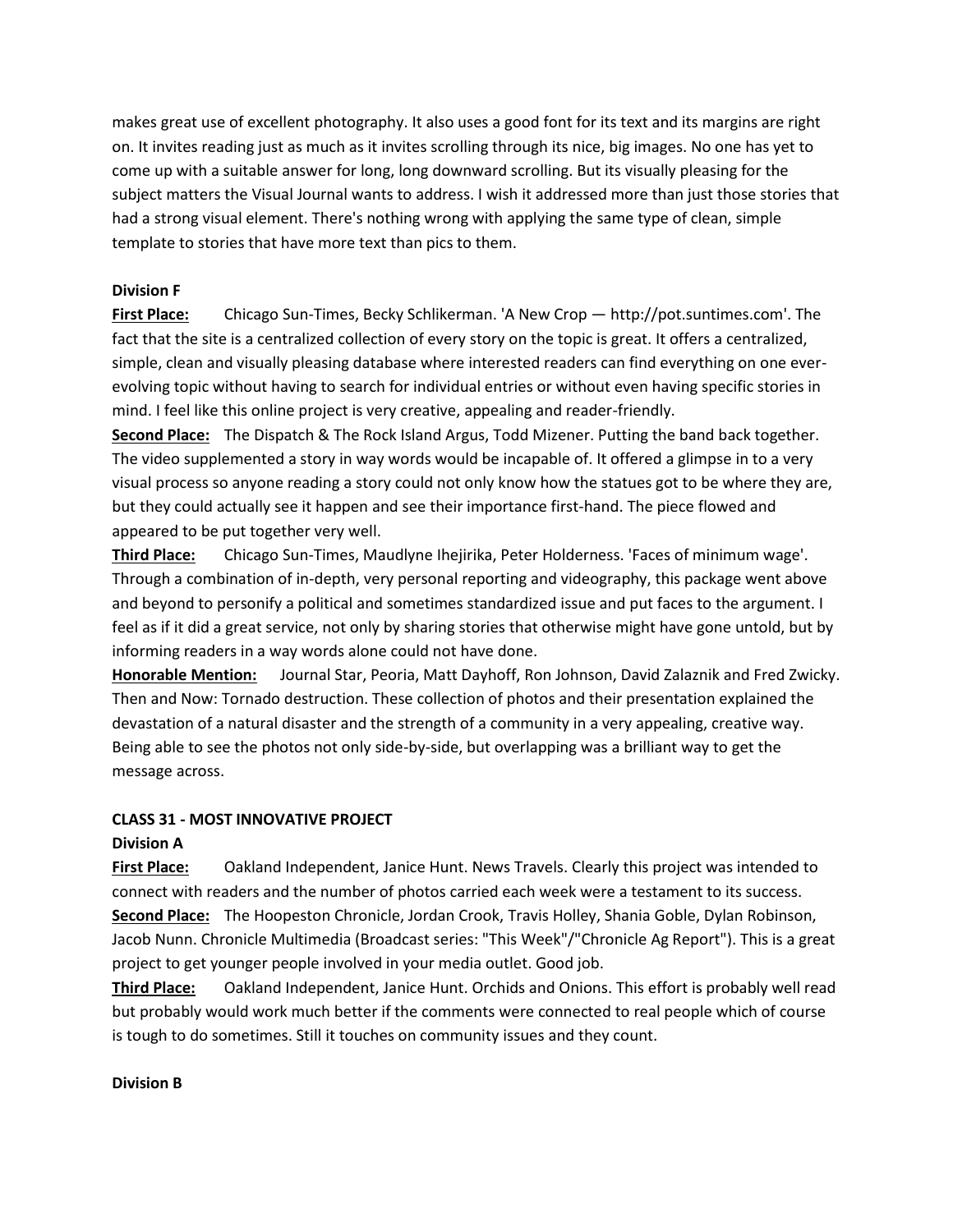makes great use of excellent photography. It also uses a good font for its text and its margins are right on. It invites reading just as much as it invites scrolling through its nice, big images. No one has yet to come up with a suitable answer for long, long downward scrolling. But its visually pleasing for the subject matters the Visual Journal wants to address. I wish it addressed more than just those stories that had a strong visual element. There's nothing wrong with applying the same type of clean, simple template to stories that have more text than pics to them.

**Division F**

**First Place:** Chicago Sun-Times, Becky Schlikerman. 'A New Crop — http://pot.suntimes.com'. The fact that the site is a centralized collection of every story on the topic is great. It offers a centralized, simple, clean and visually pleasing database where interested readers can find everything on one ever-evolving topic without having to search for individual entries or without even having specific stories in mind. I feel like this online project is very creative, appealing and reader-friendly.

**Second Place:** The Dispatch & The Rock Island Argus, Todd Mizener. Putting the band back together. The video supplemented a story in way words would be incapable of. It offered a glimpse in to a very visual process so anyone reading a story could not only know how the statues got to be where they are, but they could actually see it happen and see their importance first-hand. The piece flowed and appeared to be put together very well.

**Third Place:** Chicago Sun-Times, Maudlyne Ihejirika, Peter Holderness. 'Faces of minimum wage'. Through a combination of in-depth, very personal reporting and videography, this package went above and beyond to personify a political and sometimes standardized issue and put faces to the argument. I feel as if it did a great service, not only by sharing stories that otherwise might have gone untold, but by informing readers in a way words alone could not have done.

**Honorable Mention:** Journal Star, Peoria, Matt Dayhoff, Ron Johnson, David Zalaznik and Fred Zwicky. Then and Now: Tornado destruction. These collection of photos and their presentation explained the devastation of a natural disaster and the strength of a community in a very appealing, creative way. Being able to see the photos not only side-by-side, but overlapping was a brilliant way to get the message across.

**CLASS 31 - MOST INNOVATIVE PROJECT**

**Division A**

**First Place:** Oakland Independent, Janice Hunt. News Travels. Clearly this project was intended to connect with readers and the number of photos carried each week were a testament to its success.

**Second Place:** The Hoopeston Chronicle, Jordan Crook, Travis Holley, Shania Goble, Dylan Robinson, Jacob Nunn. Chronicle Multimedia (Broadcast series: "This Week"/"Chronicle Ag Report"). This is a great project to get younger people involved in your media outlet. Good job.

**Third Place:** Oakland Independent, Janice Hunt. Orchids and Onions. This effort is probably well read but probably would work much better if the comments were connected to real people which of course is tough to do sometimes. Still it touches on community issues and they count.

**Division B**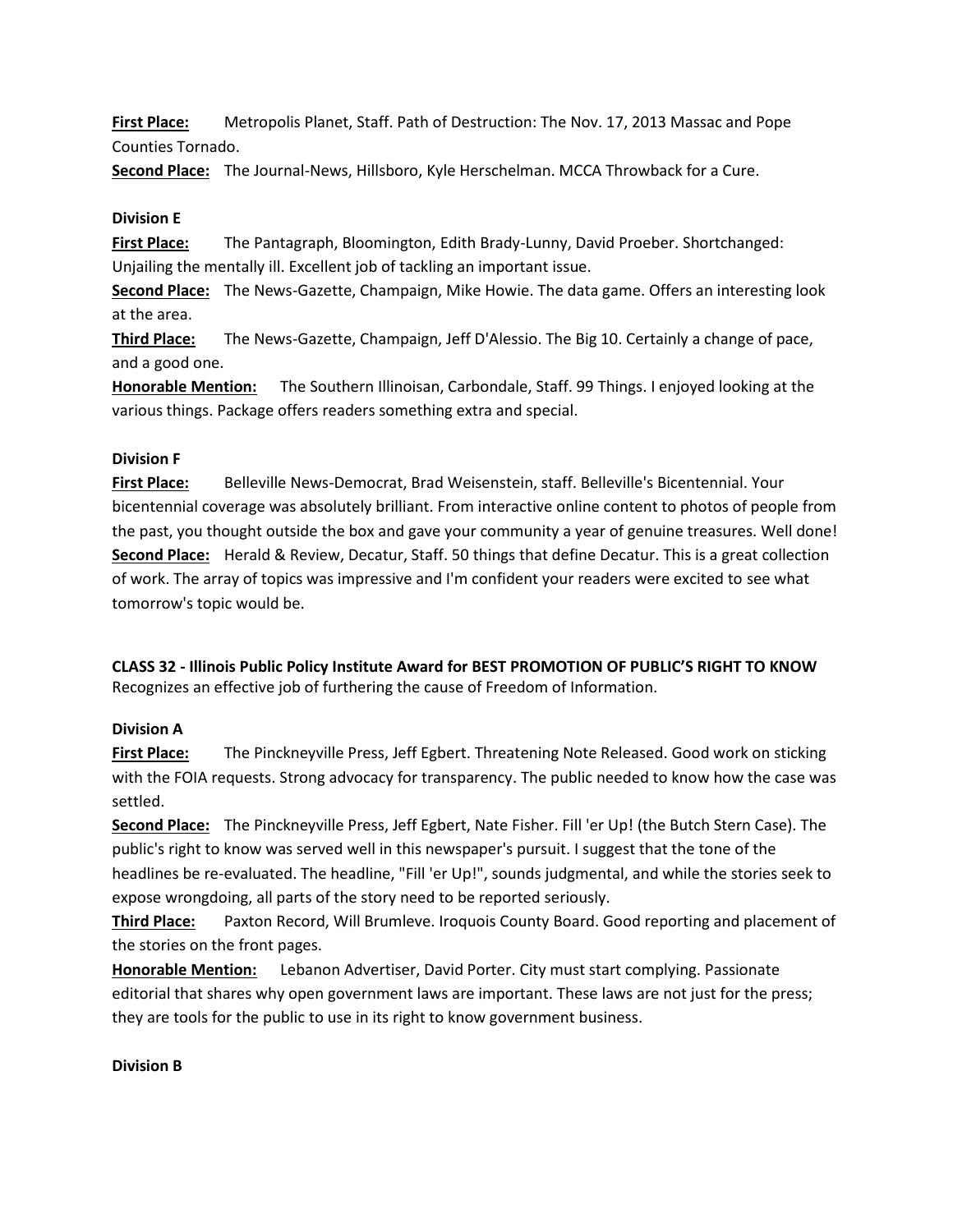**<u>First Place:</u>** Metropolis Planet, Staff. Path of Destruction: The Nov. 17, 2013 Massac and Pope Counties Tornado.

**<u>Second Place:</u>** The Journal-News, Hillsboro, Kyle Herschelman. MCCA Throwback for a Cure.

**Division E**

**<u>First Place:</u>** The Pantagraph, Bloomington, Edith Brady-Lunny, David Proeber. Shortchanged: Unjailing the mentally ill. Excellent job of tackling an important issue.

**<u>Second Place:</u>** The News-Gazette, Champaign, Mike Howie. The data game. Offers an interesting look at the area.

**<u>Third Place:</u>** The News-Gazette, Champaign, Jeff D'Alessio. The Big 10. Certainly a change of pace, and a good one.

**<u>Honorable Mention:</u>** The Southern Illinoisan, Carbondale, Staff. 99 Things. I enjoyed looking at the various things. Package offers readers something extra and special.

**Division F**

**<u>First Place:</u>** Belleville News-Democrat, Brad Weisenstein, staff. Belleville's Bicentennial. Your bicentennial coverage was absolutely brilliant. From interactive online content to photos of people from the past, you thought outside the box and gave your community a year of genuine treasures. Well done!

**<u>Second Place:</u>** Herald & Review, Decatur, Staff. 50 things that define Decatur. This is a great collection of work. The array of topics was impressive and I'm confident your readers were excited to see what tomorrow's topic would be.

**CLASS 32 - Illinois Public Policy Institute Award for BEST PROMOTION OF PUBLIC'S RIGHT TO KNOW**
Recognizes an effective job of furthering the cause of Freedom of Information.

**Division A**

**<u>First Place:</u>** The Pinckneyville Press, Jeff Egbert. Threatening Note Released. Good work on sticking with the FOIA requests. Strong advocacy for transparency. The public needed to know how the case was settled.

**<u>Second Place:</u>** The Pinckneyville Press, Jeff Egbert, Nate Fisher. Fill 'er Up! (the Butch Stern Case). The public's right to know was served well in this newspaper's pursuit. I suggest that the tone of the headlines be re-evaluated. The headline, "Fill 'er Up!", sounds judgmental, and while the stories seek to expose wrongdoing, all parts of the story need to be reported seriously.

**<u>Third Place:</u>** Paxton Record, Will Brumleve. Iroquois County Board. Good reporting and placement of the stories on the front pages.

**<u>Honorable Mention:</u>** Lebanon Advertiser, David Porter. City must start complying. Passionate editorial that shares why open government laws are important. These laws are not just for the press; they are tools for the public to use in its right to know government business.

**Division B**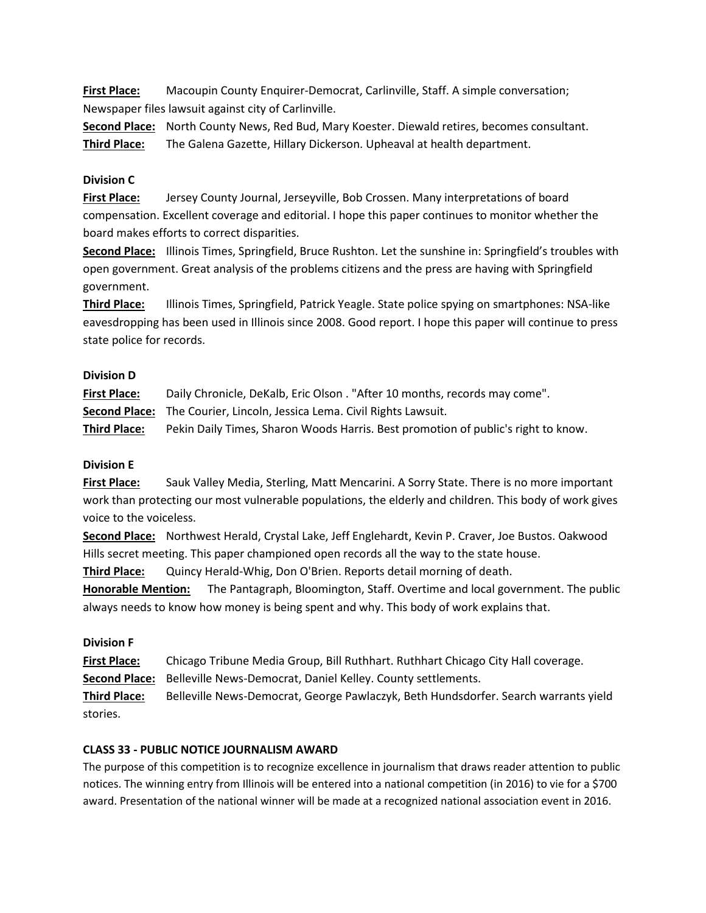**First Place:** Macoupin County Enquirer-Democrat, Carlinville, Staff. A simple conversation; Newspaper files lawsuit against city of Carlinville.
**Second Place:** North County News, Red Bud, Mary Koester. Diewald retires, becomes consultant.
**Third Place:** The Galena Gazette, Hillary Dickerson. Upheaval at health department.

**Division C**

**First Place:** Jersey County Journal, Jerseyville, Bob Crossen. Many interpretations of board compensation. Excellent coverage and editorial. I hope this paper continues to monitor whether the board makes efforts to correct disparities.
**Second Place:** Illinois Times, Springfield, Bruce Rushton. Let the sunshine in: Springfield's troubles with open government. Great analysis of the problems citizens and the press are having with Springfield government.
**Third Place:** Illinois Times, Springfield, Patrick Yeagle. State police spying on smartphones: NSA-like eavesdropping has been used in Illinois since 2008. Good report. I hope this paper will continue to press state police for records.

**Division D**

**First Place:** Daily Chronicle, DeKalb, Eric Olson . "After 10 months, records may come".
**Second Place:** The Courier, Lincoln, Jessica Lema. Civil Rights Lawsuit.
**Third Place:** Pekin Daily Times, Sharon Woods Harris. Best promotion of public's right to know.

**Division E**

**First Place:** Sauk Valley Media, Sterling, Matt Mencarini. A Sorry State. There is no more important work than protecting our most vulnerable populations, the elderly and children. This body of work gives voice to the voiceless.
**Second Place:** Northwest Herald, Crystal Lake, Jeff Englehardt, Kevin P. Craver, Joe Bustos. Oakwood Hills secret meeting. This paper championed open records all the way to the state house.
**Third Place:** Quincy Herald-Whig, Don O'Brien. Reports detail morning of death.
**Honorable Mention:** The Pantagraph, Bloomington, Staff. Overtime and local government. The public always needs to know how money is being spent and why. This body of work explains that.

**Division F**

**First Place:** Chicago Tribune Media Group, Bill Ruthhart. Ruthhart Chicago City Hall coverage.
**Second Place:** Belleville News-Democrat, Daniel Kelley. County settlements.
**Third Place:** Belleville News-Democrat, George Pawlaczyk, Beth Hundsdorfer. Search warrants yield stories.

**CLASS 33 - PUBLIC NOTICE JOURNALISM AWARD**

The purpose of this competition is to recognize excellence in journalism that draws reader attention to public notices. The winning entry from Illinois will be entered into a national competition (in 2016) to vie for a $700 award. Presentation of the national winner will be made at a recognized national association event in 2016.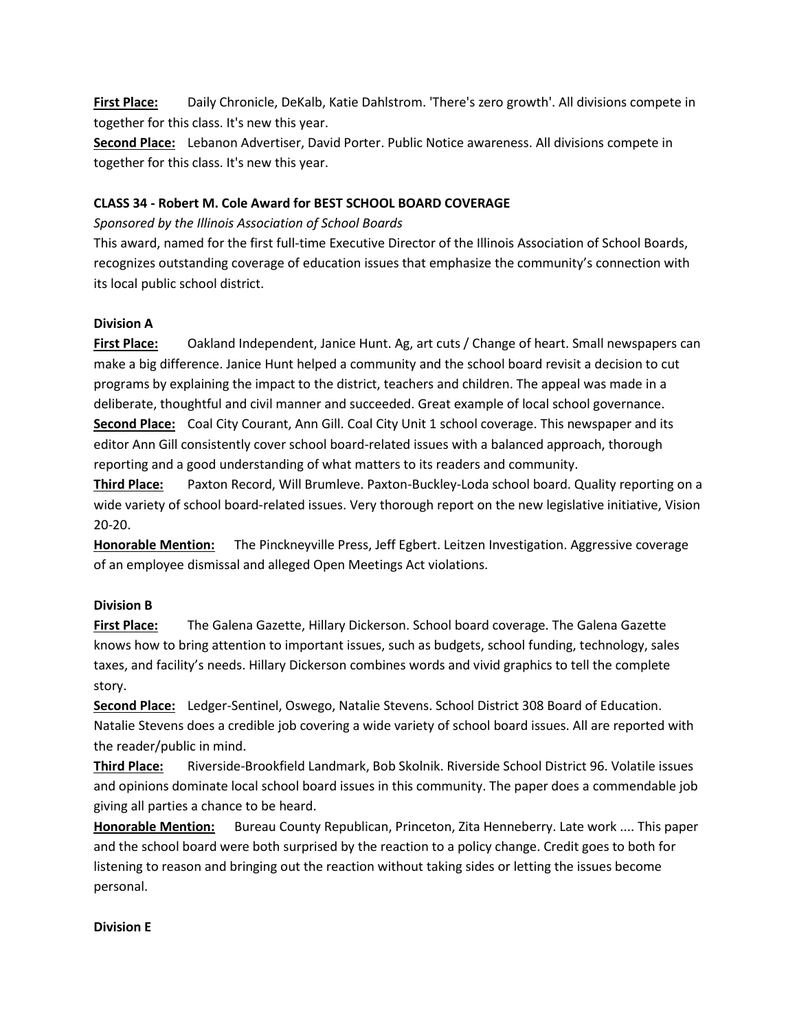**First Place:** Daily Chronicle, DeKalb, Katie Dahlstrom. 'There's zero growth'. All divisions compete in together for this class. It's new this year.

**Second Place:** Lebanon Advertiser, David Porter. Public Notice awareness. All divisions compete in together for this class. It's new this year.

**CLASS 34 - Robert M. Cole Award for BEST SCHOOL BOARD COVERAGE**

*Sponsored by the Illinois Association of School Boards*

This award, named for the first full-time Executive Director of the Illinois Association of School Boards, recognizes outstanding coverage of education issues that emphasize the community's connection with its local public school district.

**Division A**

**First Place:** Oakland Independent, Janice Hunt. Ag, art cuts / Change of heart. Small newspapers can make a big difference. Janice Hunt helped a community and the school board revisit a decision to cut programs by explaining the impact to the district, teachers and children. The appeal was made in a deliberate, thoughtful and civil manner and succeeded. Great example of local school governance.

**Second Place:** Coal City Courant, Ann Gill. Coal City Unit 1 school coverage. This newspaper and its editor Ann Gill consistently cover school board-related issues with a balanced approach, thorough reporting and a good understanding of what matters to its readers and community.

**Third Place:** Paxton Record, Will Brumleve. Paxton-Buckley-Loda school board. Quality reporting on a wide variety of school board-related issues. Very thorough report on the new legislative initiative, Vision 20-20.

**Honorable Mention:** The Pinckneyville Press, Jeff Egbert. Leitzen Investigation. Aggressive coverage of an employee dismissal and alleged Open Meetings Act violations.

**Division B**

**First Place:** The Galena Gazette, Hillary Dickerson. School board coverage. The Galena Gazette knows how to bring attention to important issues, such as budgets, school funding, technology, sales taxes, and facility's needs. Hillary Dickerson combines words and vivid graphics to tell the complete story.

**Second Place:** Ledger-Sentinel, Oswego, Natalie Stevens. School District 308 Board of Education. Natalie Stevens does a credible job covering a wide variety of school board issues. All are reported with the reader/public in mind.

**Third Place:** Riverside-Brookfield Landmark, Bob Skolnik. Riverside School District 96. Volatile issues and opinions dominate local school board issues in this community. The paper does a commendable job giving all parties a chance to be heard.

**Honorable Mention:** Bureau County Republican, Princeton, Zita Henneberry. Late work .... This paper and the school board were both surprised by the reaction to a policy change. Credit goes to both for listening to reason and bringing out the reaction without taking sides or letting the issues become personal.

**Division E**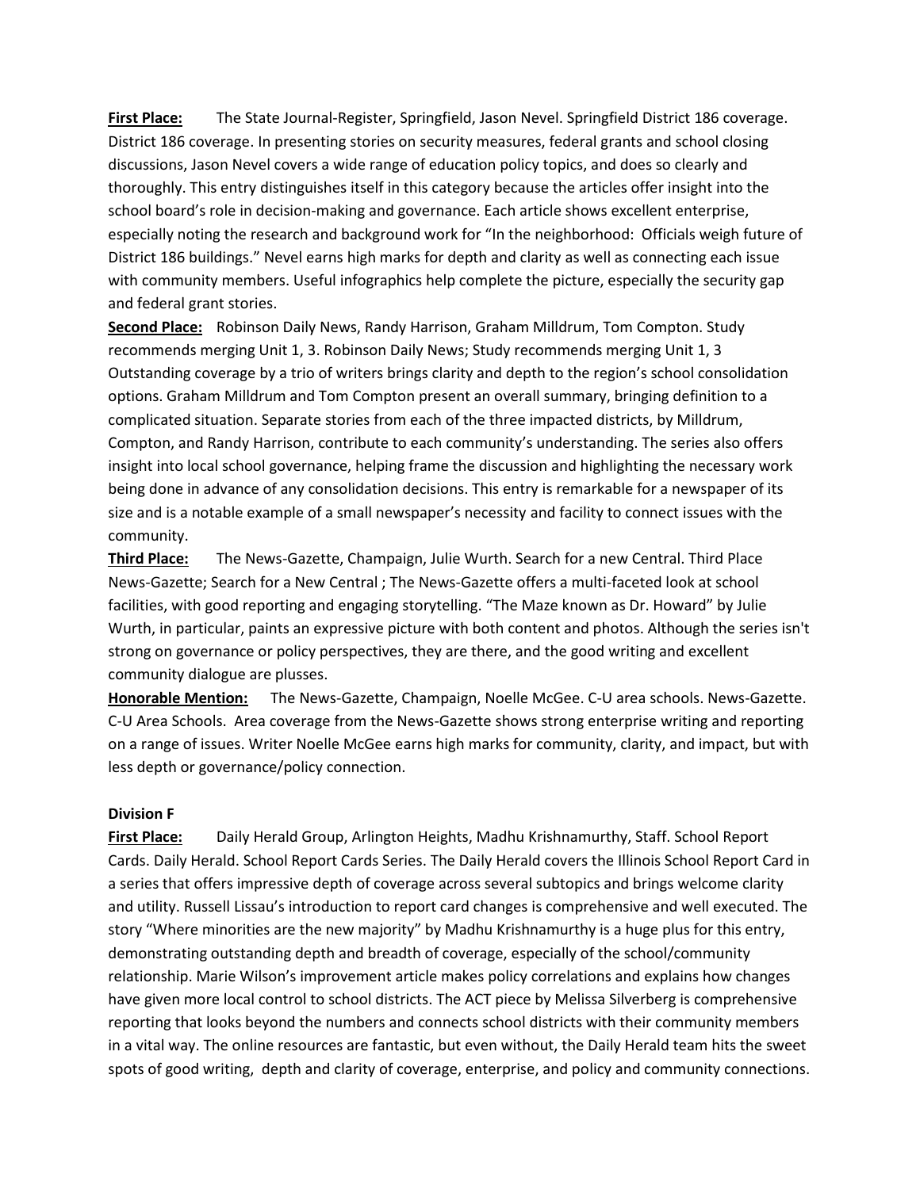**First Place:** The State Journal-Register, Springfield, Jason Nevel. Springfield District 186 coverage. District 186 coverage. In presenting stories on security measures, federal grants and school closing discussions, Jason Nevel covers a wide range of education policy topics, and does so clearly and thoroughly. This entry distinguishes itself in this category because the articles offer insight into the school board's role in decision-making and governance. Each article shows excellent enterprise, especially noting the research and background work for "In the neighborhood: Officials weigh future of District 186 buildings." Nevel earns high marks for depth and clarity as well as connecting each issue with community members. Useful infographics help complete the picture, especially the security gap and federal grant stories.

**Second Place:** Robinson Daily News, Randy Harrison, Graham Milldrum, Tom Compton. Study recommends merging Unit 1, 3. Robinson Daily News; Study recommends merging Unit 1, 3 Outstanding coverage by a trio of writers brings clarity and depth to the region's school consolidation options. Graham Milldrum and Tom Compton present an overall summary, bringing definition to a complicated situation. Separate stories from each of the three impacted districts, by Milldrum, Compton, and Randy Harrison, contribute to each community's understanding. The series also offers insight into local school governance, helping frame the discussion and highlighting the necessary work being done in advance of any consolidation decisions. This entry is remarkable for a newspaper of its size and is a notable example of a small newspaper's necessity and facility to connect issues with the community.

**Third Place:** The News-Gazette, Champaign, Julie Wurth. Search for a new Central. Third Place News-Gazette; Search for a New Central ; The News-Gazette offers a multi-faceted look at school facilities, with good reporting and engaging storytelling. "The Maze known as Dr. Howard" by Julie Wurth, in particular, paints an expressive picture with both content and photos. Although the series isn't strong on governance or policy perspectives, they are there, and the good writing and excellent community dialogue are plusses.

**Honorable Mention:** The News-Gazette, Champaign, Noelle McGee. C-U area schools. News-Gazette. C-U Area Schools. Area coverage from the News-Gazette shows strong enterprise writing and reporting on a range of issues. Writer Noelle McGee earns high marks for community, clarity, and impact, but with less depth or governance/policy connection.

**Division F**

**First Place:** Daily Herald Group, Arlington Heights, Madhu Krishnamurthy, Staff. School Report Cards. Daily Herald. School Report Cards Series. The Daily Herald covers the Illinois School Report Card in a series that offers impressive depth of coverage across several subtopics and brings welcome clarity and utility. Russell Lissau's introduction to report card changes is comprehensive and well executed. The story "Where minorities are the new majority" by Madhu Krishnamurthy is a huge plus for this entry, demonstrating outstanding depth and breadth of coverage, especially of the school/community relationship. Marie Wilson's improvement article makes policy correlations and explains how changes have given more local control to school districts. The ACT piece by Melissa Silverberg is comprehensive reporting that looks beyond the numbers and connects school districts with their community members in a vital way. The online resources are fantastic, but even without, the Daily Herald team hits the sweet spots of good writing, depth and clarity of coverage, enterprise, and policy and community connections.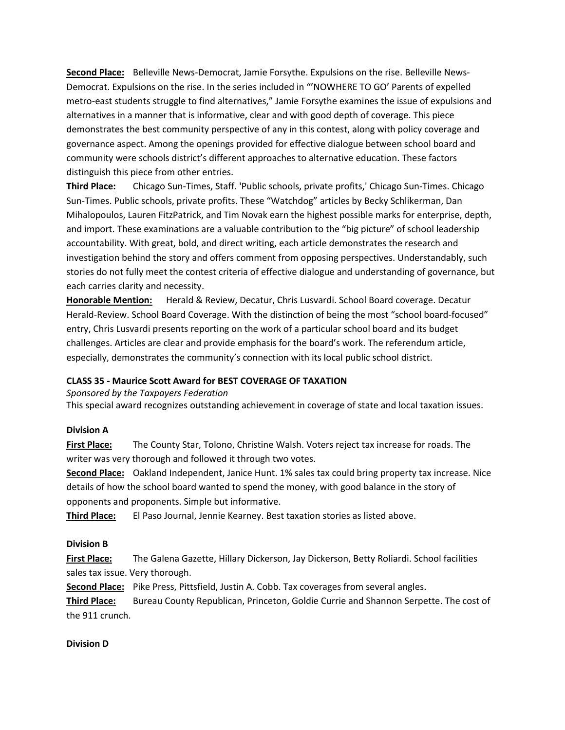**Second Place:** Belleville News-Democrat, Jamie Forsythe. Expulsions on the rise. Belleville News-Democrat. Expulsions on the rise. In the series included in "'NOWHERE TO GO' Parents of expelled metro-east students struggle to find alternatives," Jamie Forsythe examines the issue of expulsions and alternatives in a manner that is informative, clear and with good depth of coverage. This piece demonstrates the best community perspective of any in this contest, along with policy coverage and governance aspect. Among the openings provided for effective dialogue between school board and community were schools district's different approaches to alternative education. These factors distinguish this piece from other entries.

**Third Place:** Chicago Sun-Times, Staff. 'Public schools, private profits,' Chicago Sun-Times. Chicago Sun-Times. Public schools, private profits. These "Watchdog" articles by Becky Schlikerman, Dan Mihalopoulos, Lauren FitzPatrick, and Tim Novak earn the highest possible marks for enterprise, depth, and import. These examinations are a valuable contribution to the "big picture" of school leadership accountability. With great, bold, and direct writing, each article demonstrates the research and investigation behind the story and offers comment from opposing perspectives. Understandably, such stories do not fully meet the contest criteria of effective dialogue and understanding of governance, but each carries clarity and necessity.

**Honorable Mention:** Herald & Review, Decatur, Chris Lusvardi. School Board coverage. Decatur Herald-Review. School Board Coverage. With the distinction of being the most "school board-focused" entry, Chris Lusvardi presents reporting on the work of a particular school board and its budget challenges. Articles are clear and provide emphasis for the board's work. The referendum article, especially, demonstrates the community's connection with its local public school district.

**CLASS 35 - Maurice Scott Award for BEST COVERAGE OF TAXATION**

*Sponsored by the Taxpayers Federation*

This special award recognizes outstanding achievement in coverage of state and local taxation issues.

**Division A**

**First Place:** The County Star, Tolono, Christine Walsh. Voters reject tax increase for roads. The writer was very thorough and followed it through two votes.

**Second Place:** Oakland Independent, Janice Hunt. 1% sales tax could bring property tax increase. Nice details of how the school board wanted to spend the money, with good balance in the story of opponents and proponents. Simple but informative.

**Third Place:** El Paso Journal, Jennie Kearney. Best taxation stories as listed above.

**Division B**

**First Place:** The Galena Gazette, Hillary Dickerson, Jay Dickerson, Betty Roliardi. School facilities sales tax issue. Very thorough.

**Second Place:** Pike Press, Pittsfield, Justin A. Cobb. Tax coverages from several angles.

**Third Place:** Bureau County Republican, Princeton, Goldie Currie and Shannon Serpette. The cost of the 911 crunch.

**Division D**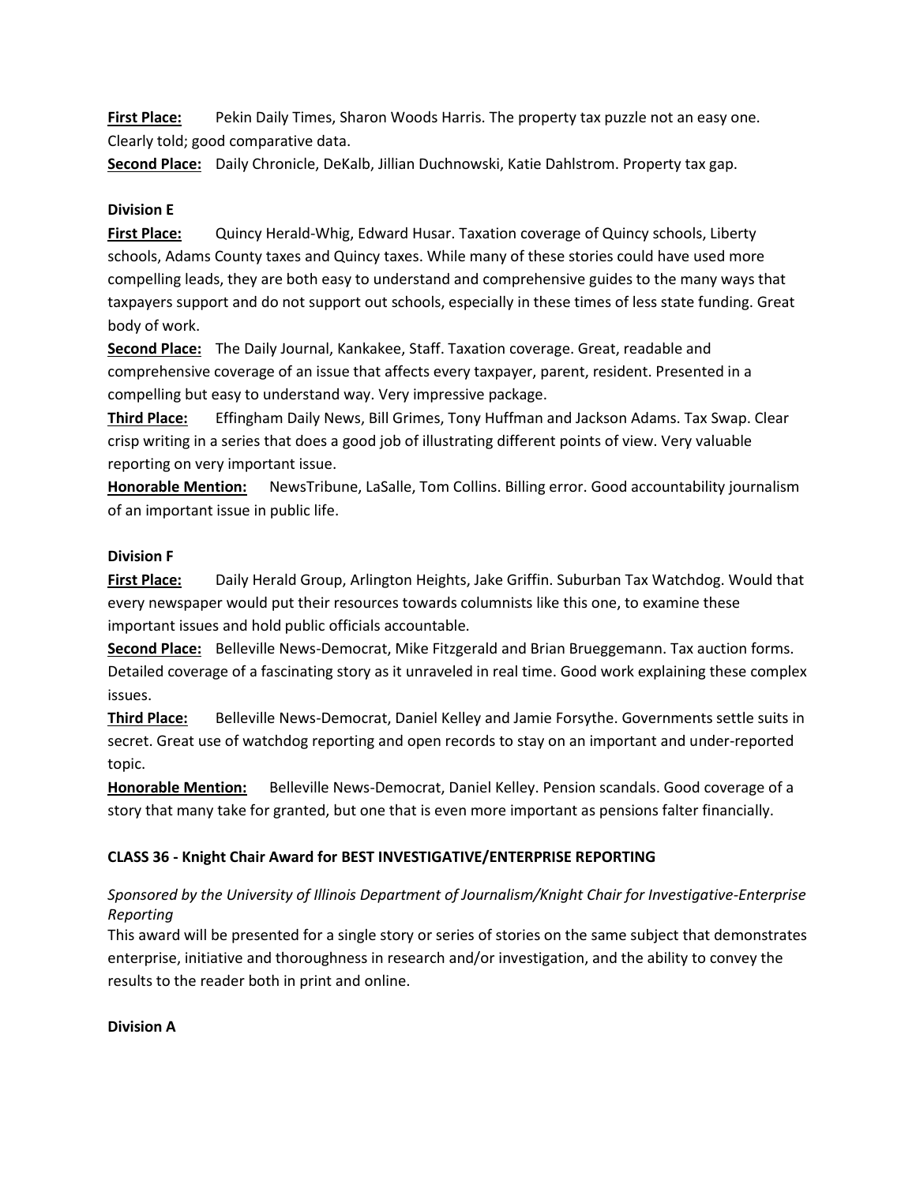**First Place:** Pekin Daily Times, Sharon Woods Harris. The property tax puzzle not an easy one. Clearly told; good comparative data.

**Second Place:** Daily Chronicle, DeKalb, Jillian Duchnowski, Katie Dahlstrom. Property tax gap.

**Division E**

**First Place:** Quincy Herald-Whig, Edward Husar. Taxation coverage of Quincy schools, Liberty schools, Adams County taxes and Quincy taxes. While many of these stories could have used more compelling leads, they are both easy to understand and comprehensive guides to the many ways that taxpayers support and do not support out schools, especially in these times of less state funding. Great body of work.

**Second Place:** The Daily Journal, Kankakee, Staff. Taxation coverage. Great, readable and comprehensive coverage of an issue that affects every taxpayer, parent, resident. Presented in a compelling but easy to understand way. Very impressive package.

**Third Place:** Effingham Daily News, Bill Grimes, Tony Huffman and Jackson Adams. Tax Swap. Clear crisp writing in a series that does a good job of illustrating different points of view. Very valuable reporting on very important issue.

**Honorable Mention:** NewsTribune, LaSalle, Tom Collins. Billing error. Good accountability journalism of an important issue in public life.

**Division F**

**First Place:** Daily Herald Group, Arlington Heights, Jake Griffin. Suburban Tax Watchdog. Would that every newspaper would put their resources towards columnists like this one, to examine these important issues and hold public officials accountable.

**Second Place:** Belleville News-Democrat, Mike Fitzgerald and Brian Brueggemann. Tax auction forms. Detailed coverage of a fascinating story as it unraveled in real time. Good work explaining these complex issues.

**Third Place:** Belleville News-Democrat, Daniel Kelley and Jamie Forsythe. Governments settle suits in secret. Great use of watchdog reporting and open records to stay on an important and under-reported topic.

**Honorable Mention:** Belleville News-Democrat, Daniel Kelley. Pension scandals. Good coverage of a story that many take for granted, but one that is even more important as pensions falter financially.

**CLASS 36 - Knight Chair Award for BEST INVESTIGATIVE/ENTERPRISE REPORTING**

*Sponsored by the University of Illinois Department of Journalism/Knight Chair for Investigative-Enterprise Reporting*

This award will be presented for a single story or series of stories on the same subject that demonstrates enterprise, initiative and thoroughness in research and/or investigation, and the ability to convey the results to the reader both in print and online.

**Division A**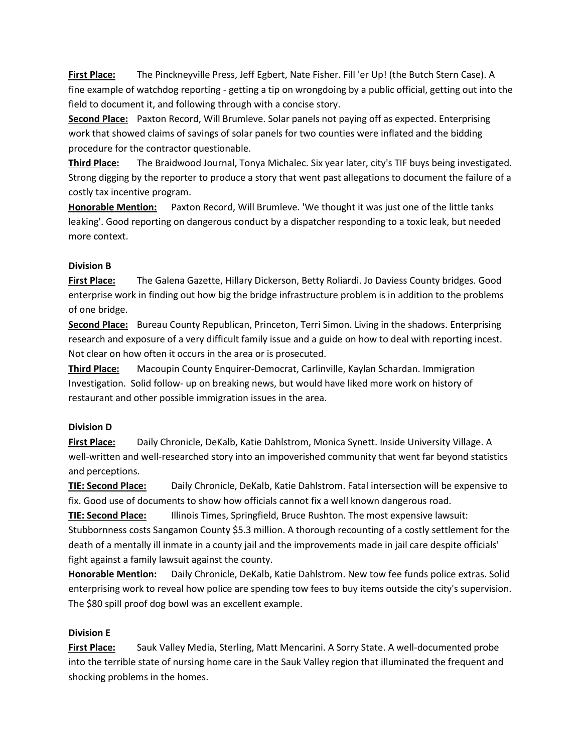**First Place:** The Pinckneyville Press, Jeff Egbert, Nate Fisher. Fill 'er Up! (the Butch Stern Case). A fine example of watchdog reporting - getting a tip on wrongdoing by a public official, getting out into the field to document it, and following through with a concise story.

**Second Place:** Paxton Record, Will Brumleve. Solar panels not paying off as expected. Enterprising work that showed claims of savings of solar panels for two counties were inflated and the bidding procedure for the contractor questionable.

**Third Place:** The Braidwood Journal, Tonya Michalec. Six year later, city's TIF buys being investigated. Strong digging by the reporter to produce a story that went past allegations to document the failure of a costly tax incentive program.

**Honorable Mention:** Paxton Record, Will Brumleve. 'We thought it was just one of the little tanks leaking'. Good reporting on dangerous conduct by a dispatcher responding to a toxic leak, but needed more context.

**Division B**

**First Place:** The Galena Gazette, Hillary Dickerson, Betty Roliardi. Jo Daviess County bridges. Good enterprise work in finding out how big the bridge infrastructure problem is in addition to the problems of one bridge.

**Second Place:** Bureau County Republican, Princeton, Terri Simon. Living in the shadows. Enterprising research and exposure of a very difficult family issue and a guide on how to deal with reporting incest. Not clear on how often it occurs in the area or is prosecuted.

**Third Place:** Macoupin County Enquirer-Democrat, Carlinville, Kaylan Schardan. Immigration Investigation. Solid follow- up on breaking news, but would have liked more work on history of restaurant and other possible immigration issues in the area.

**Division D**

**First Place:** Daily Chronicle, DeKalb, Katie Dahlstrom, Monica Synett. Inside University Village. A well-written and well-researched story into an impoverished community that went far beyond statistics and perceptions.

**TIE: Second Place:** Daily Chronicle, DeKalb, Katie Dahlstrom. Fatal intersection will be expensive to fix. Good use of documents to show how officials cannot fix a well known dangerous road.

**TIE: Second Place:** Illinois Times, Springfield, Bruce Rushton. The most expensive lawsuit: Stubbornness costs Sangamon County $5.3 million. A thorough recounting of a costly settlement for the death of a mentally ill inmate in a county jail and the improvements made in jail care despite officials' fight against a family lawsuit against the county.

**Honorable Mention:** Daily Chronicle, DeKalb, Katie Dahlstrom. New tow fee funds police extras. Solid enterprising work to reveal how police are spending tow fees to buy items outside the city's supervision. The $80 spill proof dog bowl was an excellent example.

**Division E**

**First Place:** Sauk Valley Media, Sterling, Matt Mencarini. A Sorry State. A well-documented probe into the terrible state of nursing home care in the Sauk Valley region that illuminated the frequent and shocking problems in the homes.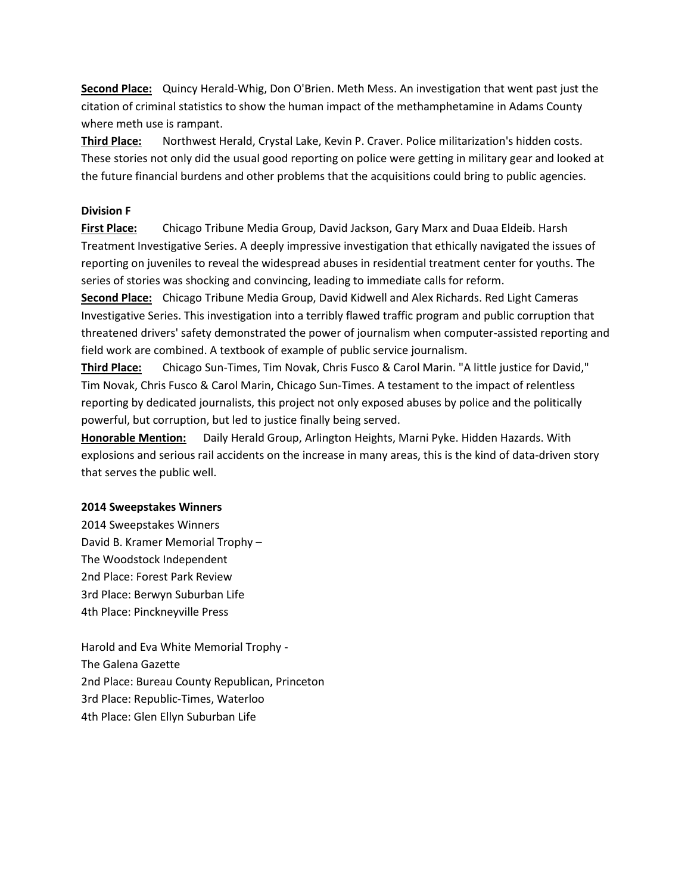**Second Place:** Quincy Herald-Whig, Don O'Brien. Meth Mess. An investigation that went past just the citation of criminal statistics to show the human impact of the methamphetamine in Adams County where meth use is rampant.

**Third Place:** Northwest Herald, Crystal Lake, Kevin P. Craver. Police militarization's hidden costs. These stories not only did the usual good reporting on police were getting in military gear and looked at the future financial burdens and other problems that the acquisitions could bring to public agencies.

**Division F**

**First Place:** Chicago Tribune Media Group, David Jackson, Gary Marx and Duaa Eldeib. Harsh Treatment Investigative Series. A deeply impressive investigation that ethically navigated the issues of reporting on juveniles to reveal the widespread abuses in residential treatment center for youths. The series of stories was shocking and convincing, leading to immediate calls for reform.

**Second Place:** Chicago Tribune Media Group, David Kidwell and Alex Richards. Red Light Cameras Investigative Series. This investigation into a terribly flawed traffic program and public corruption that threatened drivers' safety demonstrated the power of journalism when computer-assisted reporting and field work are combined. A textbook of example of public service journalism.

**Third Place:** Chicago Sun-Times, Tim Novak, Chris Fusco & Carol Marin. "A little justice for David," Tim Novak, Chris Fusco & Carol Marin, Chicago Sun-Times. A testament to the impact of relentless reporting by dedicated journalists, this project not only exposed abuses by police and the politically powerful, but corruption, but led to justice finally being served.

**Honorable Mention:** Daily Herald Group, Arlington Heights, Marni Pyke. Hidden Hazards. With explosions and serious rail accidents on the increase in many areas, this is the kind of data-driven story that serves the public well.

**2014 Sweepstakes Winners**

2014 Sweepstakes Winners
David B. Kramer Memorial Trophy –
The Woodstock Independent
2nd Place: Forest Park Review
3rd Place: Berwyn Suburban Life
4th Place: Pinckneyville Press

Harold and Eva White Memorial Trophy -
The Galena Gazette
2nd Place: Bureau County Republican, Princeton
3rd Place: Republic-Times, Waterloo
4th Place: Glen Ellyn Suburban Life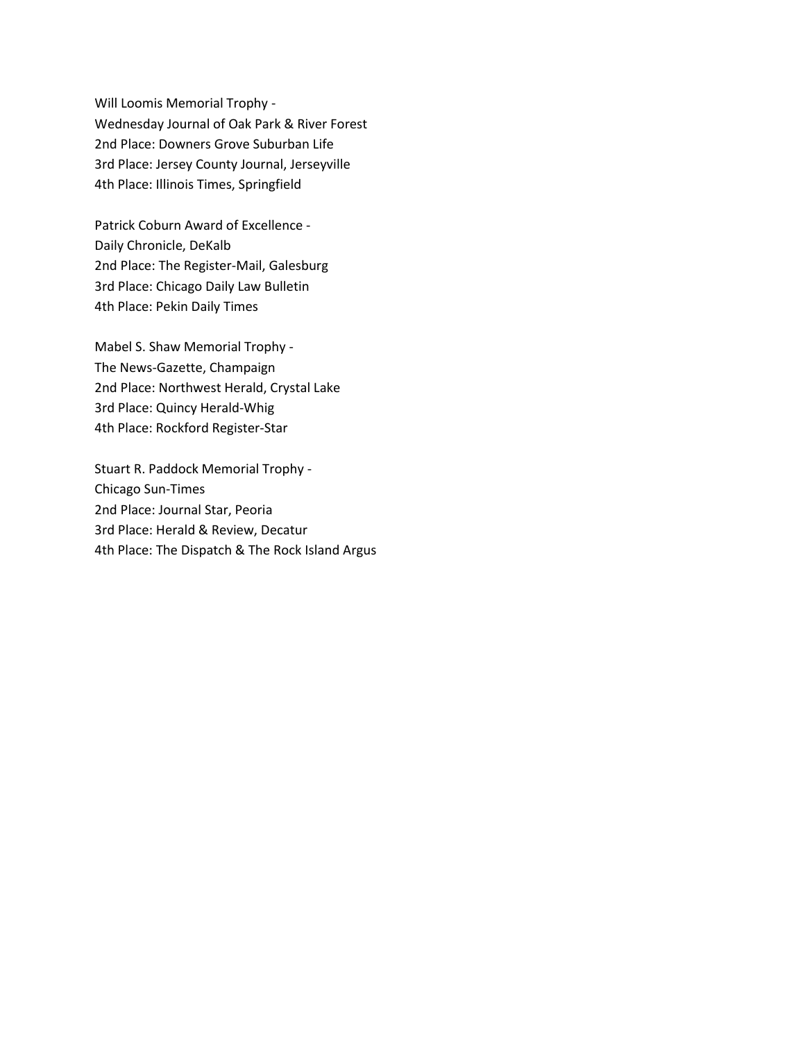Will Loomis Memorial Trophy -
Wednesday Journal of Oak Park & River Forest
2nd Place: Downers Grove Suburban Life
3rd Place: Jersey County Journal, Jerseyville
4th Place: Illinois Times, Springfield

Patrick Coburn Award of Excellence -
Daily Chronicle, DeKalb
2nd Place: The Register-Mail, Galesburg
3rd Place: Chicago Daily Law Bulletin
4th Place: Pekin Daily Times

Mabel S. Shaw Memorial Trophy -
The News-Gazette, Champaign
2nd Place: Northwest Herald, Crystal Lake
3rd Place: Quincy Herald-Whig
4th Place: Rockford Register-Star

Stuart R. Paddock Memorial Trophy -
Chicago Sun-Times
2nd Place: Journal Star, Peoria
3rd Place: Herald & Review, Decatur
4th Place: The Dispatch & The Rock Island Argus